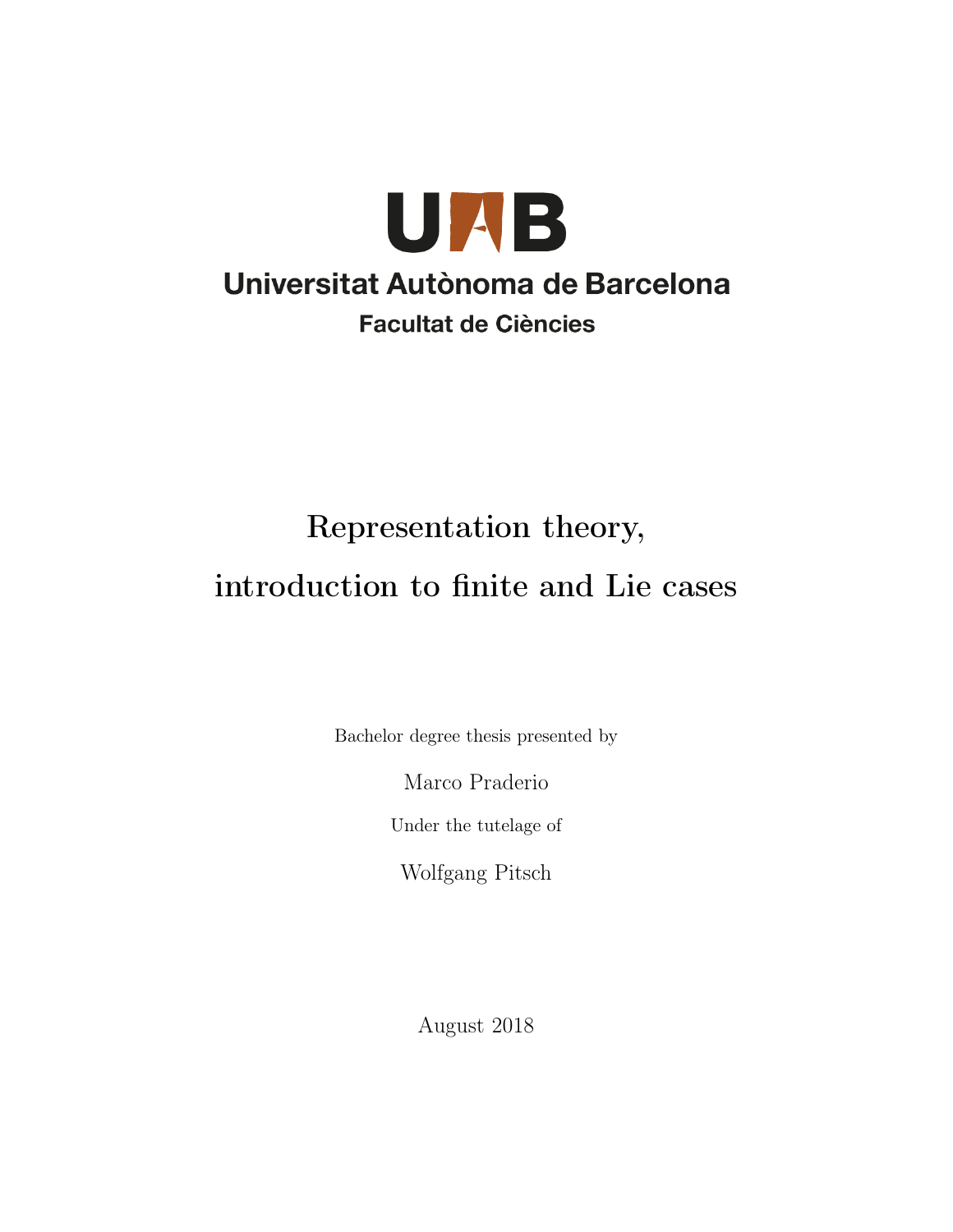UAB

Universitat Autònoma de Barcelona

Facultat de Ciències

# Representation theory, introduction to finite and Lie cases

Bachelor degree thesis presented by

Marco Praderio

Under the tutelage of

Wolfgang Pitsch

August 2018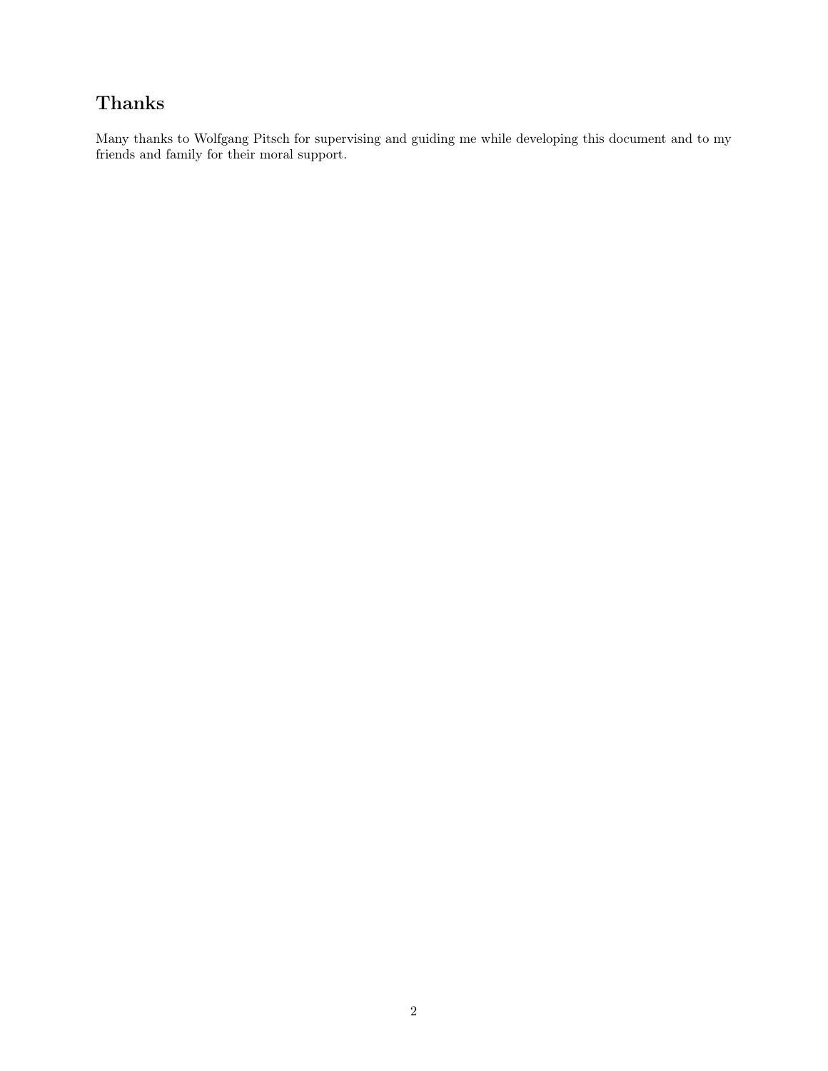## Thanks

Many thanks to Wolfgang Pitsch for supervising and guiding me while developing this document and to my friends and family for their moral support.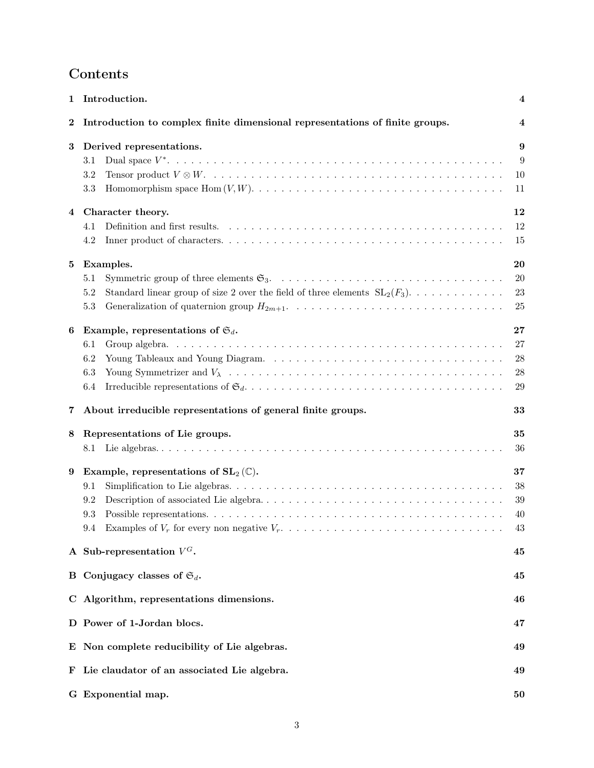# Contents

| | | |
|---|---|---|
| **1** | **Introduction.** | **4** |
| **2** | **Introduction to complex finite dimensional representations of finite groups.** | **4** |
| **3** | **Derived representations.** | **9** |
| | 3.1 Dual space $V^*$. | 9 |
| | 3.2 Tensor product $V \otimes W$. | 10 |
| | 3.3 Homomorphism space $\mathrm{Hom}\,(V, W)$. | 11 |
| **4** | **Character theory.** | **12** |
| | 4.1 Definition and first results. | 12 |
| | 4.2 Inner product of characters. | 15 |
| **5** | **Examples.** | **20** |
| | 5.1 Symmetric group of three elements $\mathfrak{S}_3$. | 20 |
| | 5.2 Standard linear group of size 2 over the field of three elements $\mathrm{SL}_2(F_3)$. | 23 |
| | 5.3 Generalization of quaternion group $H_{2m+1}$. | 25 |
| **6** | **Example, representations of $\mathfrak{S}_d$.** | **27** |
| | 6.1 Group algebra. | 27 |
| | 6.2 Young Tableaux and Young Diagram. | 28 |
| | 6.3 Young Symmetrizer and $V_\lambda$ | 28 |
| | 6.4 Irreducible representations of $\mathfrak{S}_d$. | 29 |
| **7** | **About irreducible representations of general finite groups.** | **33** |
| **8** | **Representations of Lie groups.** | **35** |
| | 8.1 Lie algebras. | 36 |
| **9** | **Example, representations of $\mathbf{SL}_2\,(\mathbb{C})$.** | **37** |
| | 9.1 Simplification to Lie algebras. | 38 |
| | 9.2 Description of associated Lie algebra. | 39 |
| | 9.3 Possible representations. | 40 |
| | 9.4 Examples of $V_r$ for every non negative $V_r$. | 43 |
| **A** | **Sub-representation $V^G$.** | **45** |
| **B** | **Conjugacy classes of $\mathfrak{S}_d$.** | **45** |
| **C** | **Algorithm, representations dimensions.** | **46** |
| **D** | **Power of 1-Jordan blocs.** | **47** |
| **E** | **Non complete reducibility of Lie algebras.** | **49** |
| **F** | **Lie claudator of an associated Lie algebra.** | **49** |
| **G** | **Exponential map.** | **50** |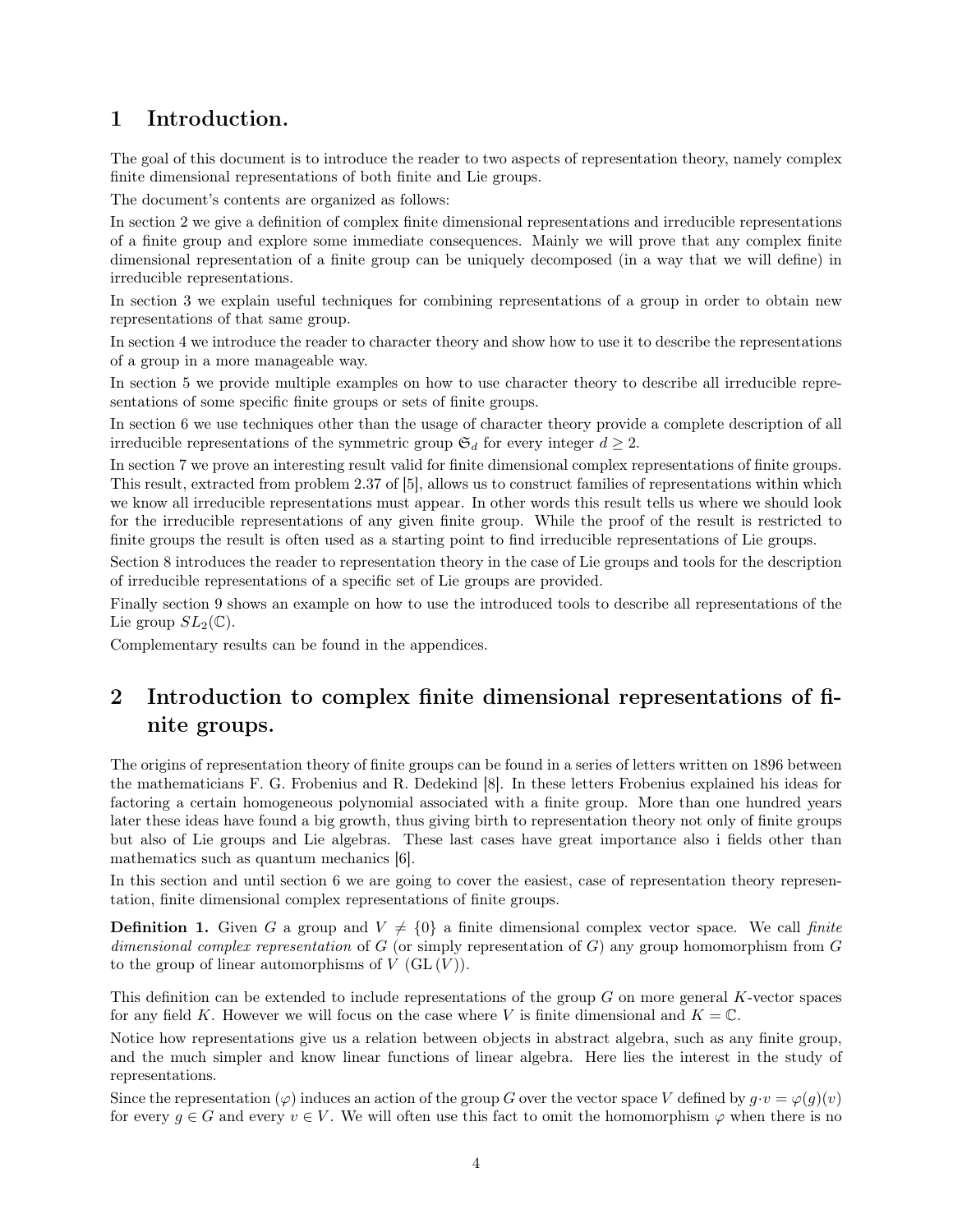# 1 Introduction.

The goal of this document is to introduce the reader to two aspects of representation theory, namely complex finite dimensional representations of both finite and Lie groups.

The document's contents are organized as follows:

In section 2 we give a definition of complex finite dimensional representations and irreducible representations of a finite group and explore some immediate consequences. Mainly we will prove that any complex finite dimensional representation of a finite group can be uniquely decomposed (in a way that we will define) in irreducible representations.

In section 3 we explain useful techniques for combining representations of a group in order to obtain new representations of that same group.

In section 4 we introduce the reader to character theory and show how to use it to describe the representations of a group in a more manageable way.

In section 5 we provide multiple examples on how to use character theory to describe all irreducible representations of some specific finite groups or sets of finite groups.

In section 6 we use techniques other than the usage of character theory provide a complete description of all irreducible representations of the symmetric group $\mathfrak{S}_d$ for every integer $d \geq 2$.

In section 7 we prove an interesting result valid for finite dimensional complex representations of finite groups. This result, extracted from problem 2.37 of [5], allows us to construct families of representations within which we know all irreducible representations must appear. In other words this result tells us where we should look for the irreducible representations of any given finite group. While the proof of the result is restricted to finite groups the result is often used as a starting point to find irreducible representations of Lie groups.

Section 8 introduces the reader to representation theory in the case of Lie groups and tools for the description of irreducible representations of a specific set of Lie groups are provided.

Finally section 9 shows an example on how to use the introduced tools to describe all representations of the Lie group $SL_2(\mathbb{C})$.

Complementary results can be found in the appendices.

# 2 Introduction to complex finite dimensional representations of finite groups.

The origins of representation theory of finite groups can be found in a series of letters written on 1896 between the mathematicians F. G. Frobenius and R. Dedekind [8]. In these letters Frobenius explained his ideas for factoring a certain homogeneous polynomial associated with a finite group. More than one hundred years later these ideas have found a big growth, thus giving birth to representation theory not only of finite groups but also of Lie groups and Lie algebras. These last cases have great importance also i fields other than mathematics such as quantum mechanics [6].

In this section and until section 6 we are going to cover the easiest, case of representation theory representation, finite dimensional complex representations of finite groups.

**Definition 1.** Given $G$ a group and $V \neq \{0\}$ a finite dimensional complex vector space. We call *finite dimensional complex representation* of $G$ (or simply *representation of* $G$) any group homomorphism from $G$ to the group of linear automorphisms of $V$ $(\mathrm{GL}(V))$.

This definition can be extended to include representations of the group $G$ on more general $K$-vector spaces for any field $K$. However we will focus on the case where $V$ is finite dimensional and $K = \mathbb{C}$.

Notice how representations give us a relation between objects in abstract algebra, such as any finite group, and the much simpler and know linear functions of linear algebra. Here lies the interest in the study of representations.

Since the representation $(\varphi)$ induces an action of the group $G$ over the vector space $V$ defined by $g \cdot v = \varphi(g)(v)$ for every $g \in G$ and every $v \in V$. We will often use this fact to omit the homomorphism $\varphi$ when there is no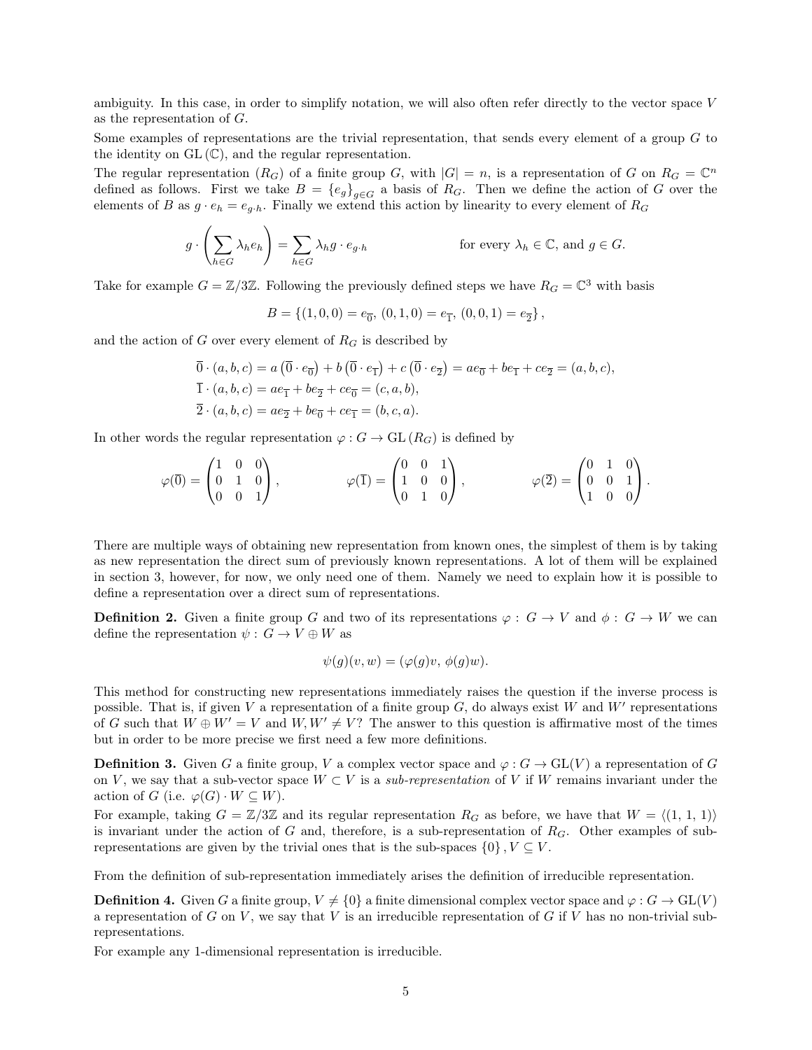ambiguity. In this case, in order to simplify notation, we will also often refer directly to the vector space $V$ as the representation of $G$.

Some examples of representations are the trivial representation, that sends every element of a group $G$ to the identity on $\mathrm{GL}(\mathbb{C})$, and the regular representation.

The regular representation $(R_G)$ of a finite group $G$, with $|G| = n$, is a representation of $G$ on $R_G = \mathbb{C}^n$ defined as follows. First we take $B = \{e_g\}_{g\in G}$ a basis of $R_G$. Then we define the action of $G$ over the elements of $B$ as $g \cdot e_h = e_{g\cdot h}$. Finally we extend this action by linearity to every element of $R_G$

$$g \cdot \left( \sum_{h\in G} \lambda_h e_h \right) = \sum_{h\in G} \lambda_h g \cdot e_{g\cdot h} \qquad \text{for every } \lambda_h \in \mathbb{C}, \text{ and } g \in G.$$

Take for example $G = \mathbb{Z}/3\mathbb{Z}$. Following the previously defined steps we have $R_G = \mathbb{C}^3$ with basis

$$B = \{(1,0,0) = e_{\overline{0}},\ (0,1,0) = e_{\overline{1}},\ (0,0,1) = e_{\overline{2}}\},$$

and the action of $G$ over every element of $R_G$ is described by

$$\begin{aligned}
\overline{0} \cdot (a,b,c) &= a\left(\overline{0} \cdot e_{\overline{0}}\right) + b\left(\overline{0} \cdot e_{\overline{1}}\right) + c\left(\overline{0} \cdot e_{\overline{2}}\right) = ae_{\overline{0}} + be_{\overline{1}} + ce_{\overline{2}} = (a,b,c),\\
\overline{1} \cdot (a,b,c) &= ae_{\overline{1}} + be_{\overline{2}} + ce_{\overline{0}} = (c,a,b),\\
\overline{2} \cdot (a,b,c) &= ae_{\overline{2}} + be_{\overline{0}} + ce_{\overline{1}} = (b,c,a).
\end{aligned}$$

In other words the regular representation $\varphi : G \to \mathrm{GL}(R_G)$ is defined by

$$\varphi(\overline{0}) = \begin{pmatrix} 1 & 0 & 0 \\ 0 & 1 & 0 \\ 0 & 0 & 1 \end{pmatrix}, \qquad \varphi(\overline{1}) = \begin{pmatrix} 0 & 0 & 1 \\ 1 & 0 & 0 \\ 0 & 1 & 0 \end{pmatrix}, \qquad \varphi(\overline{2}) = \begin{pmatrix} 0 & 1 & 0 \\ 0 & 0 & 1 \\ 1 & 0 & 0 \end{pmatrix}.$$

There are multiple ways of obtaining new representation from known ones, the simplest of them is by taking as new representation the direct sum of previously known representations. A lot of them will be explained in section 3, however, for now, we only need one of them. Namely we need to explain how it is possible to define a representation over a direct sum of representations.

**Definition 2.** Given a finite group $G$ and two of its representations $\varphi : G \to V$ and $\phi : G \to W$ we can define the representation $\psi : G \to V \oplus W$ as

$$\psi(g)(v,w) = (\varphi(g)v,\ \phi(g)w).$$

This method for constructing new representations immediately raises the question if the inverse process is possible. That is, if given $V$ a representation of a finite group $G$, do always exist $W$ and $W'$ representations of $G$ such that $W \oplus W' = V$ and $W, W' \neq V$? The answer to this question is affirmative most of the times but in order to be more precise we first need a few more definitions.

**Definition 3.** Given $G$ a finite group, $V$ a complex vector space and $\varphi : G \to \mathrm{GL}(V)$ a representation of $G$ on $V$, we say that a sub-vector space $W \subset V$ is a *sub-representation* of $V$ if $W$ remains invariant under the action of $G$ (i.e. $\varphi(G) \cdot W \subseteq W$).

For example, taking $G = \mathbb{Z}/3\mathbb{Z}$ and its regular representation $R_G$ as before, we have that $W = \langle (1,1,1) \rangle$ is invariant under the action of $G$ and, therefore, is a sub-representation of $R_G$. Other examples of sub-representations are given by the trivial ones that is the sub-spaces $\{0\}, V \subseteq V$.

From the definition of sub-representation immediately arises the definition of irreducible representation.

**Definition 4.** Given $G$ a finite group, $V \neq \{0\}$ a finite dimensional complex vector space and $\varphi : G \to \mathrm{GL}(V)$ a representation of $G$ on $V$, we say that $V$ is an irreducible representation of $G$ if $V$ has no non-trivial sub-representations.

For example any 1-dimensional representation is irreducible.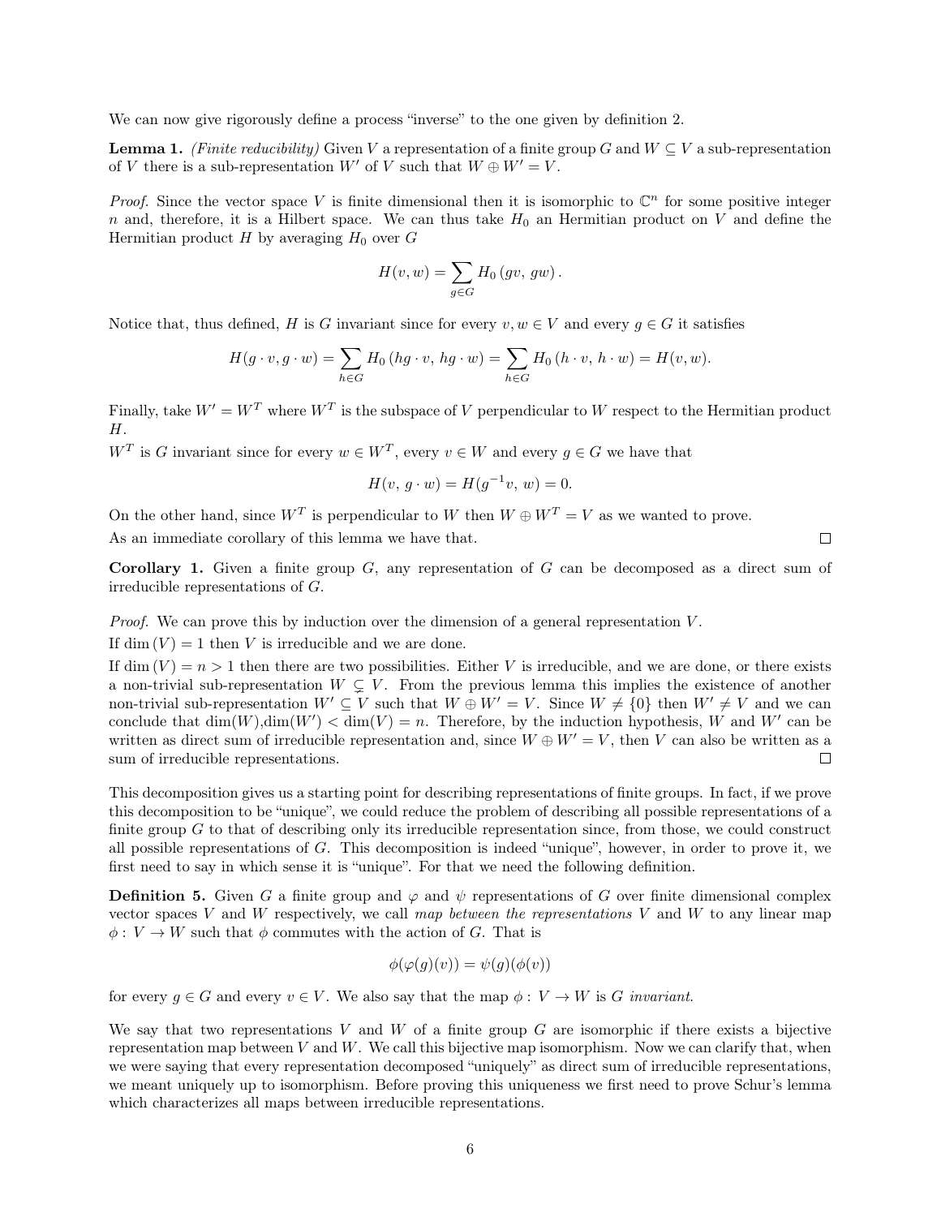We can now give rigorously define a process "inverse" to the one given by definition 2.

**Lemma 1.** *(Finite reducibility)* Given $V$ a representation of a finite group $G$ and $W \subseteq V$ a sub-representation of $V$ there is a sub-representation $W'$ of $V$ such that $W \oplus W' = V$.

*Proof.* Since the vector space $V$ is finite dimensional then it is isomorphic to $\mathbb{C}^n$ for some positive integer $n$ and, therefore, it is a Hilbert space. We can thus take $H_0$ an Hermitian product on $V$ and define the Hermitian product $H$ by averaging $H_0$ over $G$

$$H(v, w) = \sum_{g \in G} H_0\left(gv,\, gw\right).$$

Notice that, thus defined, $H$ is $G$ invariant since for every $v, w \in V$ and every $g \in G$ it satisfies

$$H(g \cdot v, g \cdot w) = \sum_{h \in G} H_0\left(hg \cdot v,\, hg \cdot w\right) = \sum_{h \in G} H_0\left(h \cdot v,\, h \cdot w\right) = H(v, w).$$

Finally, take $W' = W^T$ where $W^T$ is the subspace of $V$ perpendicular to $W$ respect to the Hermitian product $H$.

$W^T$ is $G$ invariant since for every $w \in W^T$, every $v \in W$ and every $g \in G$ we have that

$$H(v,\, g \cdot w) = H(g^{-1}v,\, w) = 0.$$

On the other hand, since $W^T$ is perpendicular to $W$ then $W \oplus W^T = V$ as we wanted to prove. □

As an immediate corollary of this lemma we have that.

**Corollary 1.** Given a finite group $G$, any representation of $G$ can be decomposed as a direct sum of irreducible representations of $G$.

*Proof.* We can prove this by induction over the dimension of a general representation $V$.

If $\dim(V) = 1$ then $V$ is irreducible and we are done.

If $\dim(V) = n > 1$ then there are two possibilities. Either $V$ is irreducible, and we are done, or there exists a non-trivial sub-representation $W \subsetneq V$. From the previous lemma this implies the existence of another non-trivial sub-representation $W' \subseteq V$ such that $W \oplus W' = V$. Since $W \neq \{0\}$ then $W' \neq V$ and we can conclude that $\dim(W)$,$\dim(W') < \dim(V) = n$. Therefore, by the induction hypothesis, $W$ and $W'$ can be written as direct sum of irreducible representation and, since $W \oplus W' = V$, then $V$ can also be written as a sum of irreducible representations. □

This decomposition gives us a starting point for describing representations of finite groups. In fact, if we prove this decomposition to be "unique", we could reduce the problem of describing all possible representations of a finite group $G$ to that of describing only its irreducible representation since, from those, we could construct all possible representations of $G$. This decomposition is indeed "unique", however, in order to prove it, we first need to say in which sense it is "unique". For that we need the following definition.

**Definition 5.** Given $G$ a finite group and $\varphi$ and $\psi$ representations of $G$ over finite dimensional complex vector spaces $V$ and $W$ respectively, we call *map between the representations* $V$ and $W$ to any linear map $\phi : V \to W$ such that $\phi$ commutes with the action of $G$. That is

$$\phi(\varphi(g)(v)) = \psi(g)(\phi(v))$$

for every $g \in G$ and every $v \in V$. We also say that the map $\phi : V \to W$ is *G invariant*.

We say that two representations $V$ and $W$ of a finite group $G$ are isomorphic if there exists a bijective representation map between $V$ and $W$. We call this bijective map isomorphism. Now we can clarify that, when we were saying that every representation decomposed "uniquely" as direct sum of irreducible representations, we meant uniquely up to isomorphism. Before proving this uniqueness we first need to prove Schur's lemma which characterizes all maps between irreducible representations.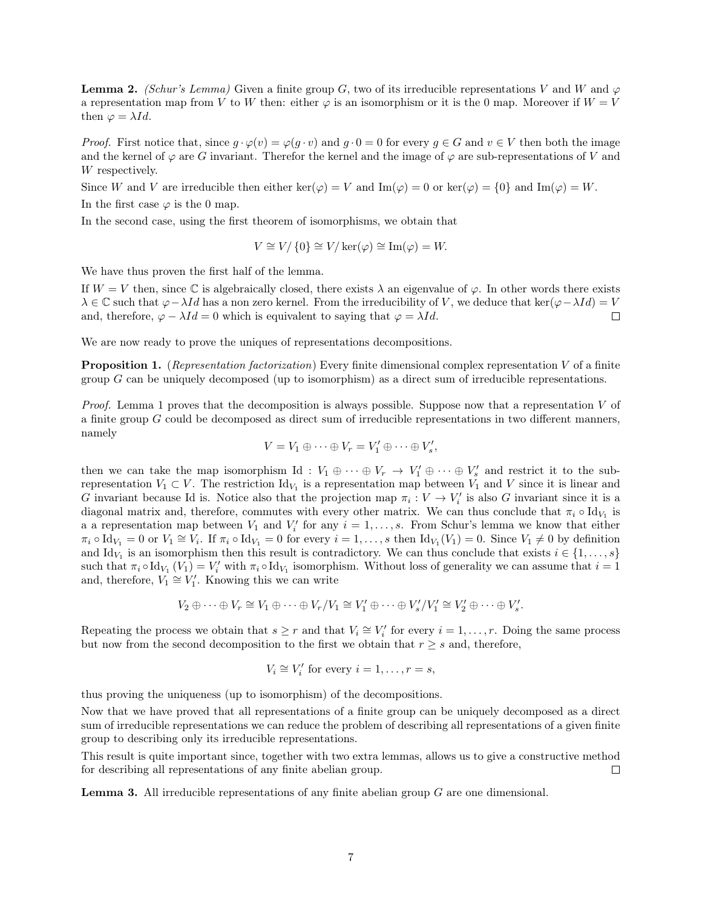**Lemma 2.** *(Schur's Lemma)* Given a finite group $G$, two of its irreducible representations $V$ and $W$ and $\varphi$ a representation map from $V$ to $W$ then: either $\varphi$ is an isomorphism or it is the 0 map. Moreover if $W = V$ then $\varphi = \lambda Id$.

*Proof.* First notice that, since $g \cdot \varphi(v) = \varphi(g \cdot v)$ and $g \cdot 0 = 0$ for every $g \in G$ and $v \in V$ then both the image and the kernel of $\varphi$ are $G$ invariant. Therefor the kernel and the image of $\varphi$ are sub-representations of $V$ and $W$ respectively.

Since $W$ and $V$ are irreducible then either $\ker(\varphi) = V$ and $\mathrm{Im}(\varphi) = 0$ or $\ker(\varphi) = \{0\}$ and $\mathrm{Im}(\varphi) = W$.

In the first case $\varphi$ is the 0 map.

In the second case, using the first theorem of isomorphisms, we obtain that

$$V \cong V/\{0\} \cong V/\ker(\varphi) \cong \mathrm{Im}(\varphi) = W.$$

We have thus proven the first half of the lemma.

If $W = V$ then, since $\mathbb{C}$ is algebraically closed, there exists $\lambda$ an eigenvalue of $\varphi$. In other words there exists $\lambda \in \mathbb{C}$ such that $\varphi - \lambda Id$ has a non zero kernel. From the irreducibility of $V$, we deduce that $\ker(\varphi - \lambda Id) = V$ and, therefore, $\varphi - \lambda Id = 0$ which is equivalent to saying that $\varphi = \lambda Id$. □

We are now ready to prove the uniques of representations decompositions.

**Proposition 1.** (*Representation factorization*) Every finite dimensional complex representation $V$ of a finite group $G$ can be uniquely decomposed (up to isomorphism) as a direct sum of irreducible representations.

*Proof.* Lemma 1 proves that the decomposition is always possible. Suppose now that a representation $V$ of a finite group $G$ could be decomposed as direct sum of irreducible representations in two different manners, namely

$$V = V_1 \oplus \cdots \oplus V_r = V_1' \oplus \cdots \oplus V_s',$$

then we can take the map isomorphism $\mathrm{Id} : V_1 \oplus \cdots \oplus V_r \to V_1' \oplus \cdots \oplus V_s'$ and restrict it to the sub-representation $V_1 \subset V$. The restriction $\mathrm{Id}_{V_1}$ is a representation map between $V_1$ and $V$ since it is linear and $G$ invariant because Id is. Notice also that the projection map $\pi_i : V \to V_i'$ is also $G$ invariant since it is a diagonal matrix and, therefore, commutes with every other matrix. We can thus conclude that $\pi_i \circ \mathrm{Id}_{V_1}$ is a a representation map between $V_1$ and $V_i'$ for any $i = 1, \ldots, s$. From Schur's lemma we know that either $\pi_i \circ \mathrm{Id}_{V_1} = 0$ or $V_1 \cong V_i$. If $\pi_i \circ \mathrm{Id}_{V_1} = 0$ for every $i = 1, \ldots, s$ then $\mathrm{Id}_{V_1}(V_1) = 0$. Since $V_1 \neq 0$ by definition and $\mathrm{Id}_{V_1}$ is an isomorphism then this result is contradictory. We can thus conclude that exists $i \in \{1, \ldots, s\}$ such that $\pi_i \circ \mathrm{Id}_{V_1}(V_1) = V_i'$ with $\pi_i \circ \mathrm{Id}_{V_1}$ isomorphism. Without loss of generality we can assume that $i = 1$ and, therefore, $V_1 \cong V_1'$. Knowing this we can write

$$V_2 \oplus \cdots \oplus V_r \cong V_1 \oplus \cdots \oplus V_r/V_1 \cong V_1' \oplus \cdots \oplus V_s'/V_1' \cong V_2' \oplus \cdots \oplus V_s'.$$

Repeating the process we obtain that $s \geq r$ and that $V_i \cong V_i'$ for every $i = 1, \ldots, r$. Doing the same process but now from the second decomposition to the first we obtain that $r \geq s$ and, therefore,

$$V_i \cong V_i' \text{ for every } i = 1, \ldots, r = s,$$

thus proving the uniqueness (up to isomorphism) of the decompositions.

Now that we have proved that all representations of a finite group can be uniquely decomposed as a direct sum of irreducible representations we can reduce the problem of describing all representations of a given finite group to describing only its irreducible representations.

This result is quite important since, together with two extra lemmas, allows us to give a constructive method for describing all representations of any finite abelian group. □

**Lemma 3.** All irreducible representations of any finite abelian group $G$ are one dimensional.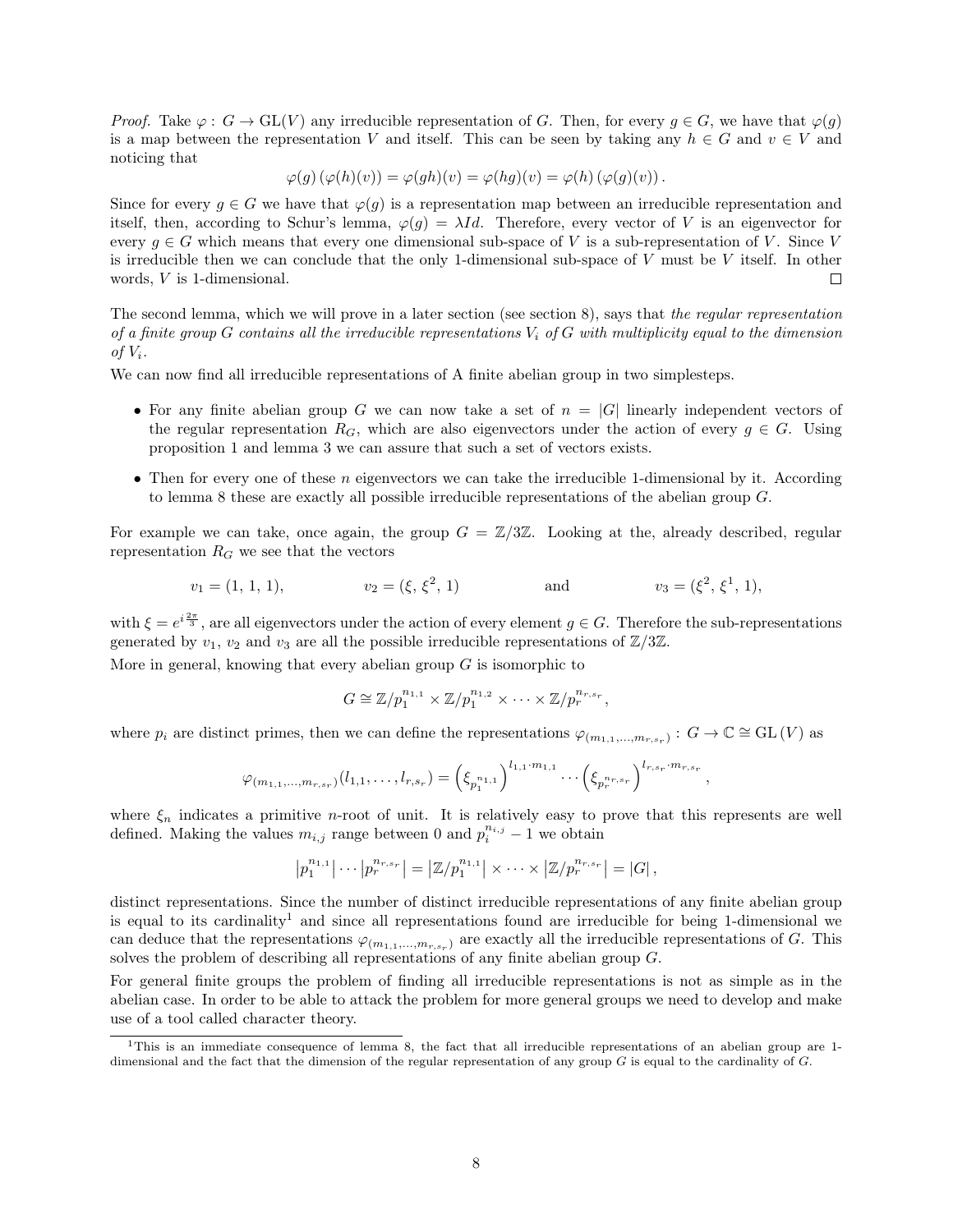*Proof.* Take $\varphi : G \to \mathrm{GL}(V)$ any irreducible representation of $G$. Then, for every $g \in G$, we have that $\varphi(g)$ is a map between the representation $V$ and itself. This can be seen by taking any $h \in G$ and $v \in V$ and noticing that

$$\varphi(g)\left(\varphi(h)(v)\right) = \varphi(gh)(v) = \varphi(hg)(v) = \varphi(h)\left(\varphi(g)(v)\right).$$

Since for every $g \in G$ we have that $\varphi(g)$ is a representation map between an irreducible representation and itself, then, according to Schur's lemma, $\varphi(g) = \lambda Id$. Therefore, every vector of $V$ is an eigenvector for every $g \in G$ which means that every one dimensional sub-space of $V$ is a sub-representation of $V$. Since $V$ is irreducible then we can conclude that the only 1-dimensional sub-space of $V$ must be $V$ itself. In other words, $V$ is 1-dimensional. ◻

The second lemma, which we will prove in a later section (see section 8), says that *the regular representation of a finite group $G$ contains all the irreducible representations $V_i$ of $G$ with multiplicity equal to the dimension of $V_i$.*

We can now find all irreducible representations of A finite abelian group in two simplesteps.

- For any finite abelian group $G$ we can now take a set of $n = |G|$ linearly independent vectors of the regular representation $R_G$, which are also eigenvectors under the action of every $g \in G$. Using proposition 1 and lemma 3 we can assure that such a set of vectors exists.
- Then for every one of these $n$ eigenvectors we can take the irreducible 1-dimensional by it. According to lemma 8 these are exactly all possible irreducible representations of the abelian group $G$.

For example we can take, once again, the group $G = \mathbb{Z}/3\mathbb{Z}$. Looking at the, already described, regular representation $R_G$ we see that the vectors

$$v_1 = (1,\, 1,\, 1), \qquad v_2 = (\xi,\, \xi^2,\, 1) \qquad \text{and} \qquad v_3 = (\xi^2,\, \xi^1,\, 1),$$

with $\xi = e^{i\frac{2\pi}{3}}$, are all eigenvectors under the action of every element $g \in G$. Therefore the sub-representations generated by $v_1$, $v_2$ and $v_3$ are all the possible irreducible representations of $\mathbb{Z}/3\mathbb{Z}$.

More in general, knowing that every abelian group $G$ is isomorphic to

$$G \cong \mathbb{Z}/p_1^{n_{1,1}} \times \mathbb{Z}/p_1^{n_{1,2}} \times \cdots \times \mathbb{Z}/p_r^{n_{r,s_r}},$$

where $p_i$ are distinct primes, then we can define the representations $\varphi_{(m_{1,1},\ldots,m_{r,s_r})} : G \to \mathbb{C} \cong \mathrm{GL}\,(V)$ as

$$\varphi_{(m_{1,1},\ldots,m_{r,s_r})}(l_{1,1},\ldots,l_{r,s_r}) = \left(\xi_{p_1^{n_{1,1}}}\right)^{l_{1,1}\cdot m_{1,1}} \cdots \left(\xi_{p_r^{n_{r,s_r}}}\right)^{l_{r,s_r}\cdot m_{r,s_r}},$$

where $\xi_n$ indicates a primitive $n$-root of unit. It is relatively easy to prove that this represents are well defined. Making the values $m_{i,j}$ range between 0 and $p_i^{n_{i,j}} - 1$ we obtain

$$\left|p_1^{n_{1,1}}\right| \cdots \left|p_r^{n_{r,s_r}}\right| = \left|\mathbb{Z}/p_1^{n_{1,1}}\right| \times \cdots \times \left|\mathbb{Z}/p_r^{n_{r,s_r}}\right| = |G|,$$

distinct representations. Since the number of distinct irreducible representations of any finite abelian group is equal to its cardinality[1] and since all representations found are irreducible for being 1-dimensional we can deduce that the representations $\varphi_{(m_{1,1},\ldots,m_{r,s_r})}$ are exactly all the irreducible representations of $G$. This solves the problem of describing all representations of any finite abelian group $G$.

For general finite groups the problem of finding all irreducible representations is not as simple as in the abelian case. In order to be able to attack the problem for more general groups we need to develop and make use of a tool called character theory.

[1] This is an immediate consequence of lemma 8, the fact that all irreducible representations of an abelian group are 1-dimensional and the fact that the dimension of the regular representation of any group $G$ is equal to the cardinality of $G$.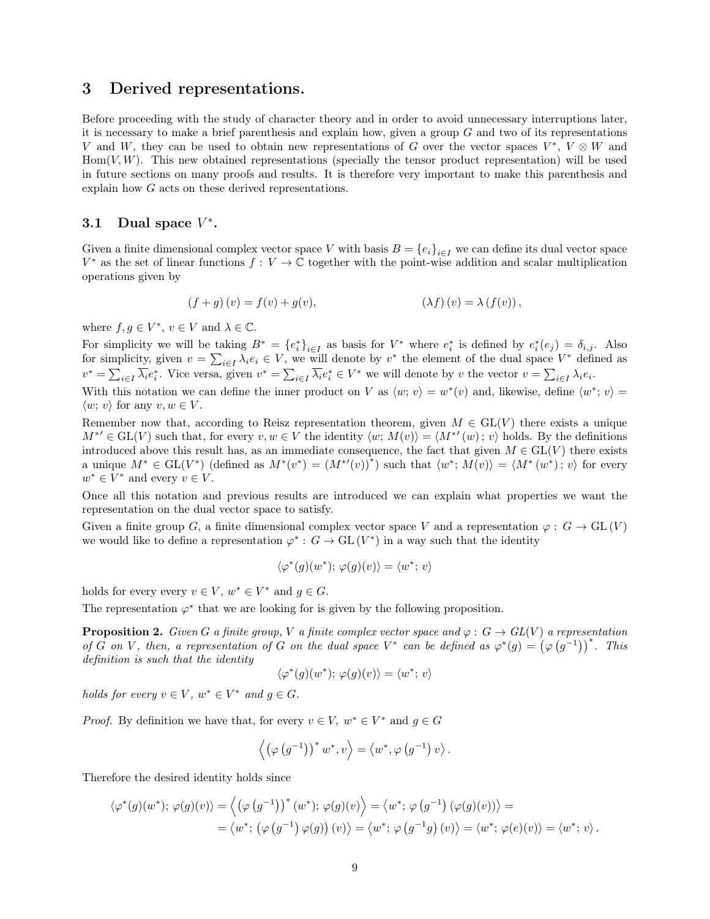# 3 Derived representations.

Before proceeding with the study of character theory and in order to avoid unnecessary interruptions later, it is necessary to make a brief parenthesis and explain how, given a group $G$ and two of its representations $V$ and $W$, they can be used to obtain new representations of $G$ over the vector spaces $V^*$, $V \otimes W$ and $\mathrm{Hom}(V, W)$. This new obtained representations (specially the tensor product representation) will be used in future sections on many proofs and results. It is therefore very important to make this parenthesis and explain how $G$ acts on these derived representations.

## 3.1 Dual space $V^*$.

Given a finite dimensional complex vector space $V$ with basis $B = \{e_i\}_{i \in I}$ we can define its dual vector space $V^*$ as the set of linear functions $f : V \to \mathbb{C}$ together with the point-wise addition and scalar multiplication operations given by

$$(f + g)(v) = f(v) + g(v), \qquad\qquad (\lambda f)(v) = \lambda (f(v)),$$

where $f, g \in V^*$, $v \in V$ and $\lambda \in \mathbb{C}$.

For simplicity we will be taking $B^* = \{e_i^*\}_{i \in I}$ as basis for $V^*$ where $e_i^*$ is defined by $e_i^*(e_j) = \delta_{i,j}$. Also for simplicity, given $v = \sum_{i \in I} \lambda_i e_i \in V$, we will denote by $v^*$ the element of the dual space $V^*$ defined as $v^* = \sum_{i \in I} \overline{\lambda_i} e_i^*$. Vice versa, given $v^* = \sum_{i \in I} \overline{\lambda_i} e_i^* \in V^*$ we will denote by $v$ the vector $v = \sum_{i \in I} \lambda_i e_i$.

With this notation we can define the inner product on $V$ as $\langle w;\, v \rangle = w^*(v)$ and, likewise, define $\langle w^*;\, v \rangle = \langle w;\, v \rangle$ for any $v, w \in V$.

Remember now that, according to Reisz representation theorem, given $M \in \mathrm{GL}(V)$ there exists a unique $M^{*\prime} \in \mathrm{GL}(V)$ such that, for every $v, w \in V$ the identity $\langle w;\, M(v) \rangle = \langle M^{*\prime}(w);\, v \rangle$ holds. By the definitions introduced above this result has, as an immediate consequence, the fact that given $M \in \mathrm{GL}(V)$ there exists a unique $M^* \in \mathrm{GL}(V^*)$ (defined as $M^*(v^*) = (M^{*\prime}(v))^*$) such that $\langle w^*;\, M(v) \rangle = \langle M^*(w^*);\, v \rangle$ for every $w^* \in V^*$ and every $v \in V$.

Once all this notation and previous results are introduced we can explain what properties we want the representation on the dual vector space to satisfy.

Given a finite group $G$, a finite dimensional complex vector space $V$ and a representation $\varphi : G \to \mathrm{GL}(V)$ we would like to define a representation $\varphi^* : G \to \mathrm{GL}(V^*)$ in a way such that the identity

$$\langle \varphi^*(g)(w^*);\, \varphi(g)(v) \rangle = \langle w^*;\, v \rangle$$

holds for every every $v \in V$, $w^* \in V^*$ and $g \in G$.

The representation $\varphi^*$ that we are looking for is given by the following proposition.

**Proposition 2.** *Given $G$ a finite group, $V$ a finite complex vector space and $\varphi : G \to GL(V)$ a representation of $G$ on $V$, then, a representation of $G$ on the dual space $V^*$ can be defined as $\varphi^*(g) = \left(\varphi\left(g^{-1}\right)\right)^*$. This definition is such that the identity*

$$\langle \varphi^*(g)(w^*);\, \varphi(g)(v) \rangle = \langle w^*;\, v \rangle$$

*holds for every $v \in V$, $w^* \in V^*$ and $g \in G$.*

*Proof.* By definition we have that, for every $v \in V$, $w^* \in V^*$ and $g \in G$

$$\left\langle \left(\varphi\left(g^{-1}\right)\right)^* w^*, v \right\rangle = \left\langle w^*, \varphi\left(g^{-1}\right) v \right\rangle.$$

Therefore the desired identity holds since

$$\begin{aligned}\langle \varphi^*(g)(w^*);\, \varphi(g)(v) \rangle &= \left\langle \left(\varphi\left(g^{-1}\right)\right)^* (w^*);\, \varphi(g)(v) \right\rangle = \left\langle w^*;\, \varphi\left(g^{-1}\right)(\varphi(g)(v)) \right\rangle = \\ &= \left\langle w^*;\, \left(\varphi\left(g^{-1}\right)\varphi(g)\right)(v) \right\rangle = \left\langle w^*;\, \varphi\left(g^{-1}g\right)(v) \right\rangle = \langle w^*;\, \varphi(e)(v) \rangle = \langle w^*;\, v \rangle.\end{aligned}$$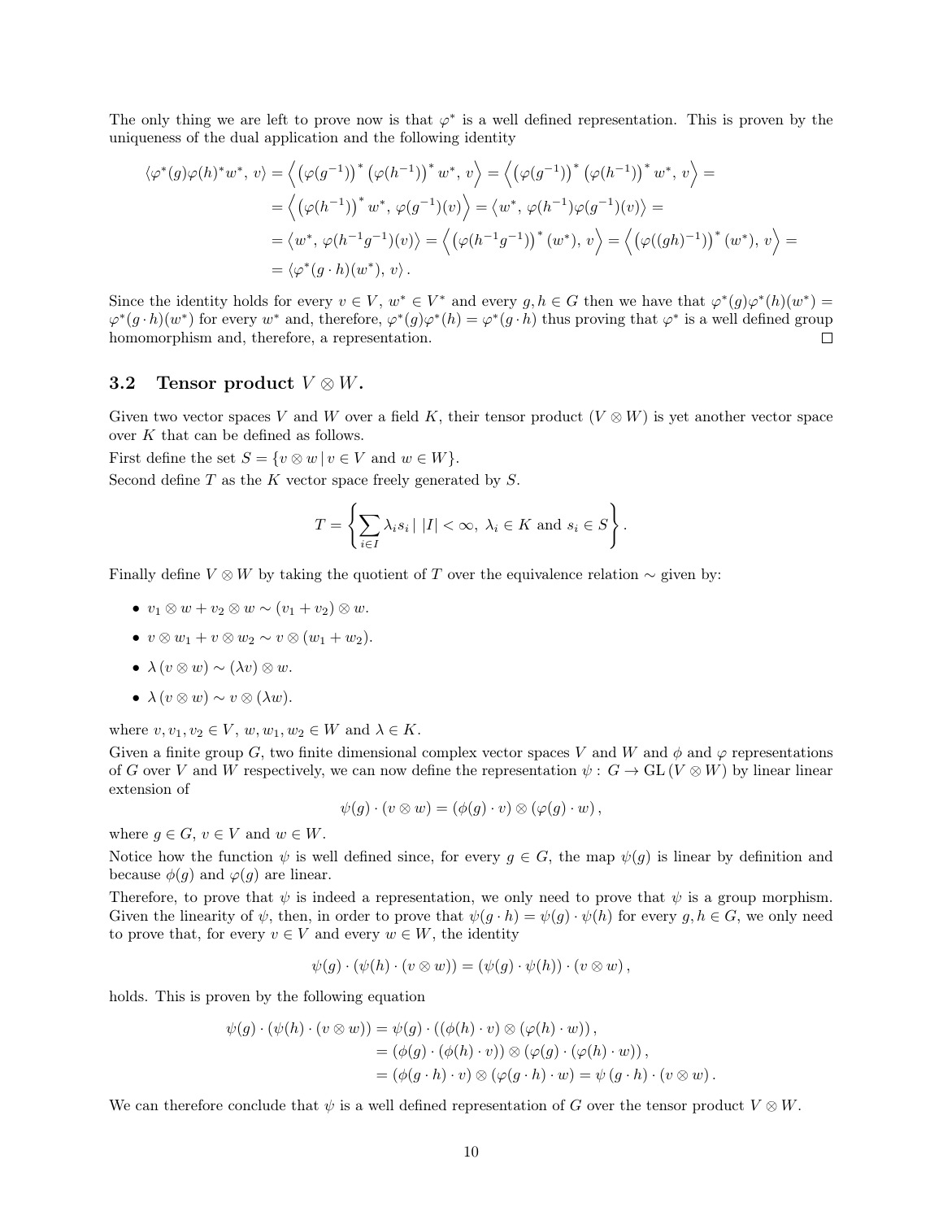The only thing we are left to prove now is that $\varphi^*$ is a well defined representation. This is proven by the uniqueness of the dual application and the following identity

$$
\begin{aligned}
\langle \varphi^*(g)\varphi(h)^* w^*,\, v\rangle &= \left\langle \left(\varphi(g^{-1})\right)^* \left(\varphi(h^{-1})\right)^* w^*,\, v\right\rangle = \left\langle \left(\varphi(g^{-1})\right)^* \left(\varphi(h^{-1})\right)^* w^*,\, v\right\rangle = \\
&= \left\langle \left(\varphi(h^{-1})\right)^* w^*,\, \varphi(g^{-1})(v)\right\rangle = \left\langle w^*,\, \varphi(h^{-1})\varphi(g^{-1})(v)\right\rangle = \\
&= \left\langle w^*,\, \varphi(h^{-1}g^{-1})(v)\right\rangle = \left\langle \left(\varphi(h^{-1}g^{-1})\right)^* (w^*),\, v\right\rangle = \left\langle \left(\varphi((gh)^{-1})\right)^* (w^*),\, v\right\rangle = \\
&= \langle \varphi^*(g\cdot h)(w^*),\, v\rangle\,.
\end{aligned}
$$

Since the identity holds for every $v \in V$, $w^* \in V^*$ and every $g, h \in G$ then we have that $\varphi^*(g)\varphi^*(h)(w^*) = \varphi^*(g\cdot h)(w^*)$ for every $w^*$ and, therefore, $\varphi^*(g)\varphi^*(h) = \varphi^*(g\cdot h)$ thus proving that $\varphi^*$ is a well defined group homomorphism and, therefore, a representation. □

## 3.2 Tensor product $V \otimes W$.

Given two vector spaces $V$ and $W$ over a field $K$, their tensor product $(V \otimes W)$ is yet another vector space over $K$ that can be defined as follows.

First define the set $S = \{v \otimes w \,|\, v \in V \text{ and } w \in W\}$.

Second define $T$ as the $K$ vector space freely generated by $S$.

$$
T = \left\{ \sum_{i\in I} \lambda_i s_i \,|\, |I| < \infty,\ \lambda_i \in K \text{ and } s_i \in S \right\}.
$$

Finally define $V \otimes W$ by taking the quotient of $T$ over the equivalence relation $\sim$ given by:

- $v_1 \otimes w + v_2 \otimes w \sim (v_1 + v_2) \otimes w$.
- $v \otimes w_1 + v \otimes w_2 \sim v \otimes (w_1 + w_2)$.
- $\lambda\,(v \otimes w) \sim (\lambda v) \otimes w$.
- $\lambda\,(v \otimes w) \sim v \otimes (\lambda w)$.

where $v, v_1, v_2 \in V$, $w, w_1, w_2 \in W$ and $\lambda \in K$.

Given a finite group $G$, two finite dimensional complex vector spaces $V$ and $W$ and $\phi$ and $\varphi$ representations of $G$ over $V$ and $W$ respectively, we can now define the representation $\psi :\, G \to \mathrm{GL}\,(V \otimes W)$ by linear linear extension of

$$
\psi(g)\cdot (v \otimes w) = (\phi(g)\cdot v) \otimes (\varphi(g)\cdot w)\,,
$$

where $g \in G$, $v \in V$ and $w \in W$.

Notice how the function $\psi$ is well defined since, for every $g \in G$, the map $\psi(g)$ is linear by definition and because $\phi(g)$ and $\varphi(g)$ are linear.

Therefore, to prove that $\psi$ is indeed a representation, we only need to prove that $\psi$ is a group morphism. Given the linearity of $\psi$, then, in order to prove that $\psi(g\cdot h) = \psi(g)\cdot\psi(h)$ for every $g, h \in G$, we only need to prove that, for every $v \in V$ and every $w \in W$, the identity

$$
\psi(g)\cdot(\psi(h)\cdot(v\otimes w)) = (\psi(g)\cdot\psi(h))\cdot(v\otimes w)\,,
$$

holds. This is proven by the following equation

$$
\begin{aligned}
\psi(g)\cdot(\psi(h)\cdot(v\otimes w)) &= \psi(g)\cdot\left((\phi(h)\cdot v)\otimes(\varphi(h)\cdot w)\right),\\
&= (\phi(g)\cdot(\phi(h)\cdot v))\otimes(\varphi(g)\cdot(\varphi(h)\cdot w))\,,\\
&= (\phi(g\cdot h)\cdot v)\otimes(\varphi(g\cdot h)\cdot w) = \psi\,(g\cdot h)\cdot(v\otimes w)\,.
\end{aligned}
$$

We can therefore conclude that $\psi$ is a well defined representation of $G$ over the tensor product $V \otimes W$.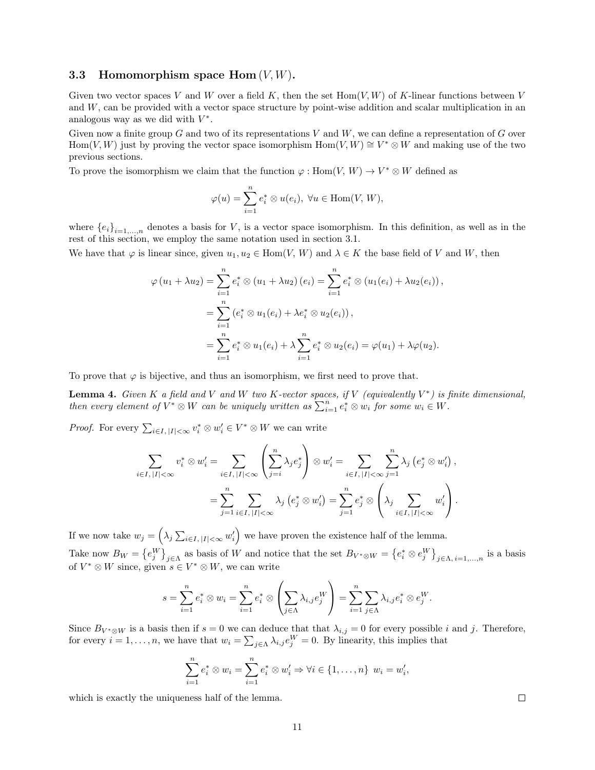### 3.3 Homomorphism space Hom $(V, W)$.

Given two vector spaces $V$ and $W$ over a field $K$, then the set $\operatorname{Hom}(V, W)$ of $K$-linear functions between $V$ and $W$, can be provided with a vector space structure by point-wise addition and scalar multiplication in an analogous way as we did with $V^*$.

Given now a finite group $G$ and two of its representations $V$ and $W$, we can define a representation of $G$ over $\operatorname{Hom}(V, W)$ just by proving the vector space isomorphism $\operatorname{Hom}(V, W) \cong V^* \otimes W$ and making use of the two previous sections.

To prove the isomorphism we claim that the function $\varphi : \operatorname{Hom}(V,\, W) \to V^* \otimes W$ defined as

$$\varphi(u) = \sum_{i=1}^{n} e_i^* \otimes u(e_i),\ \forall u \in \operatorname{Hom}(V,\, W),$$

where $\{e_i\}_{i=1,\ldots,n}$ denotes a basis for $V$, is a vector space isomorphism. In this definition, as well as in the rest of this section, we employ the same notation used in section 3.1.

We have that $\varphi$ is linear since, given $u_1, u_2 \in \operatorname{Hom}(V,\, W)$ and $\lambda \in K$ the base field of $V$ and $W$, then

$$\begin{aligned}
\varphi\left(u_1 + \lambda u_2\right) &= \sum_{i=1}^{n} e_i^* \otimes \left(u_1 + \lambda u_2\right)(e_i) = \sum_{i=1}^{n} e_i^* \otimes \left(u_1(e_i) + \lambda u_2(e_i)\right), \\
&= \sum_{i=1}^{n} \left(e_i^* \otimes u_1(e_i) + \lambda e_i^* \otimes u_2(e_i)\right), \\
&= \sum_{i=1}^{n} e_i^* \otimes u_1(e_i) + \lambda \sum_{i=1}^{n} e_i^* \otimes u_2(e_i) = \varphi(u_1) + \lambda \varphi(u_2).
\end{aligned}$$

To prove that $\varphi$ is bijective, and thus an isomorphism, we first need to prove that.

**Lemma 4.** *Given $K$ a field and $V$ and $W$ two $K$-vector spaces, if $V$ (equivalently $V^*$) is finite dimensional, then every element of $V^* \otimes W$ can be uniquely written as $\sum_{i=1}^{n} e_i^* \otimes w_i$ for some $w_i \in W$.*

*Proof.* For every $\sum_{i \in I,\, |I| < \infty} v_i^* \otimes w_i' \in V^* \otimes W$ we can write

$$\begin{aligned}
\sum_{i \in I,\, |I| < \infty} v_i^* \otimes w_i' &= \sum_{i \in I,\, |I| < \infty} \left(\sum_{j=i}^{n} \lambda_j e_j^*\right) \otimes w_i' = \sum_{i \in I,\, |I| < \infty} \sum_{j=1}^{n} \lambda_j \left(e_j^* \otimes w_i'\right), \\
&= \sum_{j=1}^{n} \sum_{i \in I,\, |I| < \infty} \lambda_j \left(e_j^* \otimes w_i'\right) = \sum_{j=1}^{n} e_j^* \otimes \left(\lambda_j \sum_{i \in I,\, |I| < \infty} w_i'\right).
\end{aligned}$$

If we now take $w_j = \left(\lambda_j \sum_{i \in I,\, |I| < \infty} w_i'\right)$ we have proven the existence half of the lemma.

Take now $B_W = \left\{e_j^W\right\}_{j \in \Lambda}$ as basis of $W$ and notice that the set $B_{V^* \otimes W} = \left\{e_i^* \otimes e_j^W\right\}_{j \in \Lambda,\, i=1,\ldots,n}$ is a basis of $V^* \otimes W$ since, given $s \in V^* \otimes W$, we can write

$$s = \sum_{i=1}^{n} e_i^* \otimes w_i = \sum_{i=1}^{n} e_i^* \otimes \left(\sum_{j \in \Lambda} \lambda_{i,j} e_j^W\right) = \sum_{i=1}^{n} \sum_{j \in \Lambda} \lambda_{i,j} e_i^* \otimes e_j^W.$$

Since $B_{V^* \otimes W}$ is a basis then if $s = 0$ we can deduce that that $\lambda_{i,j} = 0$ for every possible $i$ and $j$. Therefore, for every $i = 1, \ldots, n$, we have that $w_i = \sum_{j \in \Lambda} \lambda_{i,j} e_j^W = 0$. By linearity, this implies that

$$\sum_{i=1}^{n} e_i^* \otimes w_i = \sum_{i=1}^{n} e_i^* \otimes w_i' \Rightarrow \forall i \in \{1, \ldots, n\}\ \ w_i = w_i',$$

which is exactly the uniqueness half of the lemma. $\square$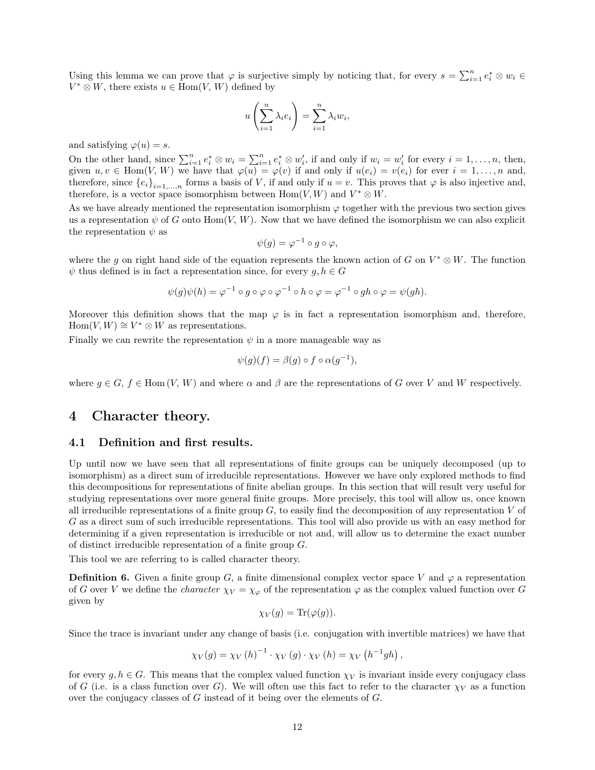Using this lemma we can prove that $\varphi$ is surjective simply by noticing that, for every $s = \sum_{i=1}^{n} e_i^* \otimes w_i \in V^* \otimes W$, there exists $u \in \mathrm{Hom}(V, W)$ defined by

$$u\left(\sum_{i=1}^{n} \lambda_i e_i\right) = \sum_{i=1}^{n} \lambda_i w_i,$$

and satisfying $\varphi(u) = s$.

On the other hand, since $\sum_{i=1}^{n} e_i^* \otimes w_i = \sum_{i=1}^{n} e_i^* \otimes w_i'$, if and only if $w_i = w_i'$ for every $i = 1, \ldots, n$, then, given $u, v \in \mathrm{Hom}(V, W)$ we have that $\varphi(u) = \varphi(v)$ if and only if $u(e_i) = v(e_i)$ for ever $i = 1, \ldots, n$ and, therefore, since $\{e_i\}_{i=1,\ldots,n}$ forms a basis of $V$, if and only if $u = v$. This proves that $\varphi$ is also injective and, therefore, is a vector space isomorphism between $\mathrm{Hom}(V, W)$ and $V^* \otimes W$.

As we have already mentioned the representation isomorphism $\varphi$ together with the previous two section gives us a representation $\psi$ of $G$ onto $\mathrm{Hom}(V, W)$. Now that we have defined the isomorphism we can also explicit the representation $\psi$ as

$$\psi(g) = \varphi^{-1} \circ g \circ \varphi,$$

where the $g$ on right hand side of the equation represents the known action of $G$ on $V^* \otimes W$. The function $\psi$ thus defined is in fact a representation since, for every $g, h \in G$

$$\psi(g)\psi(h) = \varphi^{-1} \circ g \circ \varphi \circ \varphi^{-1} \circ h \circ \varphi = \varphi^{-1} \circ gh \circ \varphi = \psi(gh).$$

Moreover this definition shows that the map $\varphi$ is in fact a representation isomorphism and, therefore, $\mathrm{Hom}(V, W) \cong V^* \otimes W$ as representations.

Finally we can rewrite the representation $\psi$ in a more manageable way as

$$\psi(g)(f) = \beta(g) \circ f \circ \alpha(g^{-1}),$$

where $g \in G$, $f \in \mathrm{Hom}(V, W)$ and where $\alpha$ and $\beta$ are the representations of $G$ over $V$ and $W$ respectively.

# 4 Character theory.

## 4.1 Definition and first results.

Up until now we have seen that all representations of finite groups can be uniquely decomposed (up to isomorphism) as a direct sum of irreducible representations. However we have only explored methods to find this decompositions for representations of finite abelian groups. In this section that will result very useful for studying representations over more general finite groups. More precisely, this tool will allow us, once known all irreducible representations of a finite group $G$, to easily find the decomposition of any representation $V$ of $G$ as a direct sum of such irreducible representations. This tool will also provide us with an easy method for determining if a given representation is irreducible or not and, will allow us to determine the exact number of distinct irreducible representation of a finite group $G$.

This tool we are referring to is called character theory.

**Definition 6.** Given a finite group $G$, a finite dimensional complex vector space $V$ and $\varphi$ a representation of $G$ over $V$ we define the *character* $\chi_V = \chi_\varphi$ of the representation $\varphi$ as the complex valued function over $G$ given by

$$\chi_V(g) = \mathrm{Tr}(\varphi(g)).$$

Since the trace is invariant under any change of basis (i.e. conjugation with invertible matrices) we have that

$$\chi_V(g) = \chi_V(h)^{-1} \cdot \chi_V(g) \cdot \chi_V(h) = \chi_V\left(h^{-1}gh\right),$$

for every $g, h \in G$. This means that the complex valued function $\chi_V$ is invariant inside every conjugacy class of $G$ (i.e. is a class function over $G$). We will often use this fact to refer to the character $\chi_V$ as a function over the conjugacy classes of $G$ instead of it being over the elements of $G$.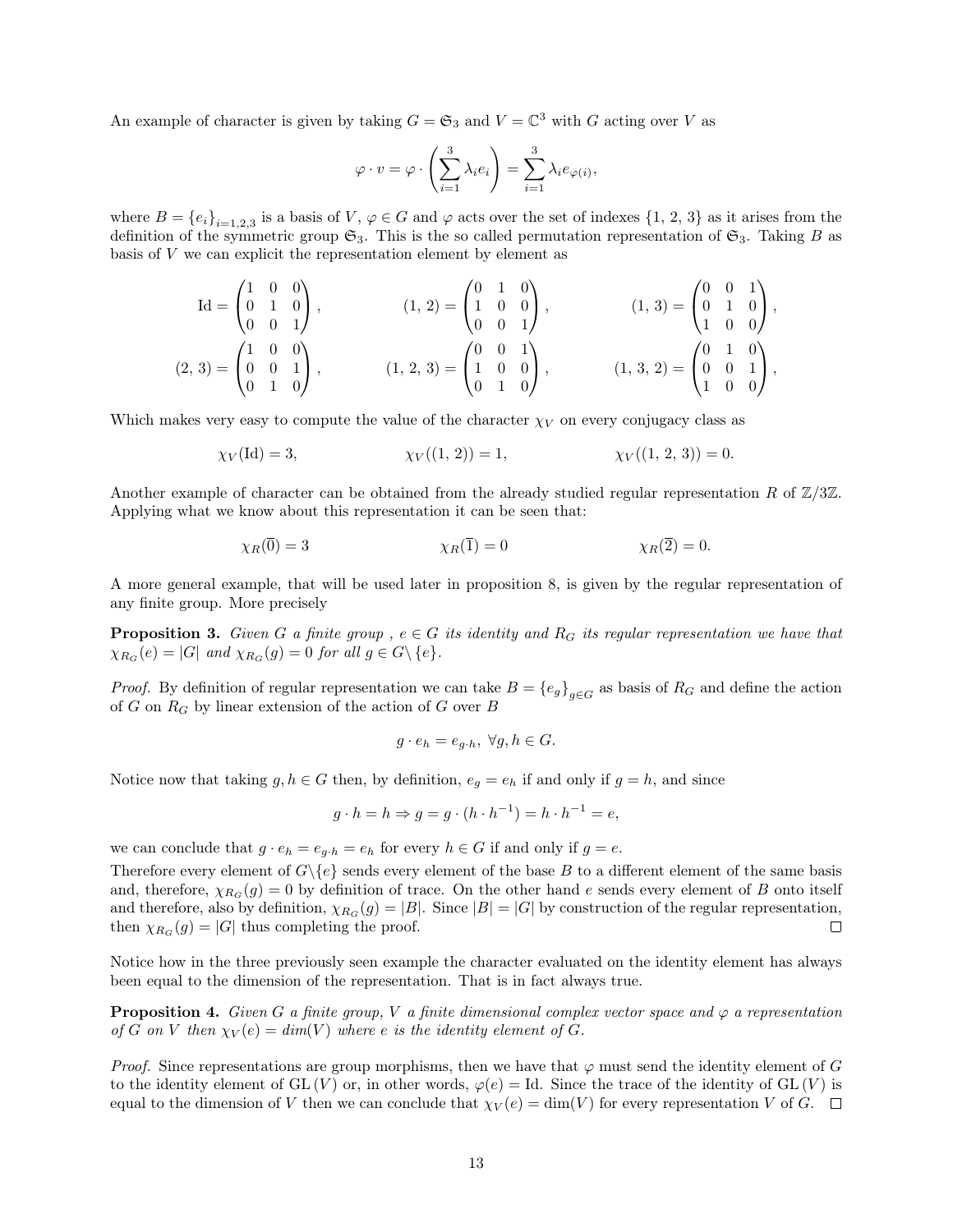An example of character is given by taking $G = \mathfrak{S}_3$ and $V = \mathbb{C}^3$ with $G$ acting over $V$ as

$$\varphi \cdot v = \varphi \cdot \left( \sum_{i=1}^{3} \lambda_i e_i \right) = \sum_{i=1}^{3} \lambda_i e_{\varphi(i)},$$

where $B = \{e_i\}_{i=1,2,3}$ is a basis of $V$, $\varphi \in G$ and $\varphi$ acts over the set of indexes $\{1, 2, 3\}$ as it arises from the definition of the symmetric group $\mathfrak{S}_3$. This is the so called permutation representation of $\mathfrak{S}_3$. Taking $B$ as basis of $V$ we can explicit the representation element by element as

$$\mathrm{Id} = \begin{pmatrix} 1 & 0 & 0 \\ 0 & 1 & 0 \\ 0 & 0 & 1 \end{pmatrix}, \qquad (1,\,2) = \begin{pmatrix} 0 & 1 & 0 \\ 1 & 0 & 0 \\ 0 & 0 & 1 \end{pmatrix}, \qquad (1,\,3) = \begin{pmatrix} 0 & 0 & 1 \\ 0 & 1 & 0 \\ 1 & 0 & 0 \end{pmatrix},$$

$$(2,\,3) = \begin{pmatrix} 1 & 0 & 0 \\ 0 & 0 & 1 \\ 0 & 1 & 0 \end{pmatrix}, \qquad (1,\,2,\,3) = \begin{pmatrix} 0 & 0 & 1 \\ 1 & 0 & 0 \\ 0 & 1 & 0 \end{pmatrix}, \qquad (1,\,3,\,2) = \begin{pmatrix} 0 & 1 & 0 \\ 0 & 0 & 1 \\ 1 & 0 & 0 \end{pmatrix},$$

Which makes very easy to compute the value of the character $\chi_V$ on every conjugacy class as

$$\chi_V(\mathrm{Id}) = 3, \qquad \chi_V((1,\,2)) = 1, \qquad \chi_V((1,\,2,\,3)) = 0.$$

Another example of character can be obtained from the already studied regular representation $R$ of $\mathbb{Z}/3\mathbb{Z}$. Applying what we know about this representation it can be seen that:

$$\chi_R(\overline{0}) = 3 \qquad \chi_R(\overline{1}) = 0 \qquad \chi_R(\overline{2}) = 0.$$

A more general example, that will be used later in proposition 8, is given by the regular representation of any finite group. More precisely

**Proposition 3.** *Given $G$ a finite group , $e \in G$ its identity and $R_G$ its regular representation we have that $\chi_{R_G}(e) = |G|$ and $\chi_{R_G}(g) = 0$ for all $g \in G \setminus \{e\}$.*

*Proof.* By definition of regular representation we can take $B = \{e_g\}_{g \in G}$ as basis of $R_G$ and define the action of $G$ on $R_G$ by linear extension of the action of $G$ over $B$

$$g \cdot e_h = e_{g \cdot h}, \; \forall g, h \in G.$$

Notice now that taking $g, h \in G$ then, by definition, $e_g = e_h$ if and only if $g = h$, and since

$$g \cdot h = h \Rightarrow g = g \cdot (h \cdot h^{-1}) = h \cdot h^{-1} = e,$$

we can conclude that $g \cdot e_h = e_{g \cdot h} = e_h$ for every $h \in G$ if and only if $g = e$.
Therefore every element of $G \setminus \{e\}$ sends every element of the base $B$ to a different element of the same basis and, therefore, $\chi_{R_G}(g) = 0$ by definition of trace. On the other hand $e$ sends every element of $B$ onto itself and therefore, also by definition, $\chi_{R_G}(g) = |B|$. Since $|B| = |G|$ by construction of the regular representation, then $\chi_{R_G}(g) = |G|$ thus completing the proof. $\square$

Notice how in the three previously seen example the character evaluated on the identity element has always been equal to the dimension of the representation. That is in fact always true.

**Proposition 4.** *Given $G$ a finite group, $V$ a finite dimensional complex vector space and $\varphi$ a representation of $G$ on $V$ then $\chi_V(e) = dim(V)$ where $e$ is the identity element of $G$.*

*Proof.* Since representations are group morphisms, then we have that $\varphi$ must send the identity element of $G$ to the identity element of $\mathrm{GL}(V)$ or, in other words, $\varphi(e) = \mathrm{Id}$. Since the trace of the identity of $\mathrm{GL}(V)$ is equal to the dimension of $V$ then we can conclude that $\chi_V(e) = \dim(V)$ for every representation $V$ of $G$. $\square$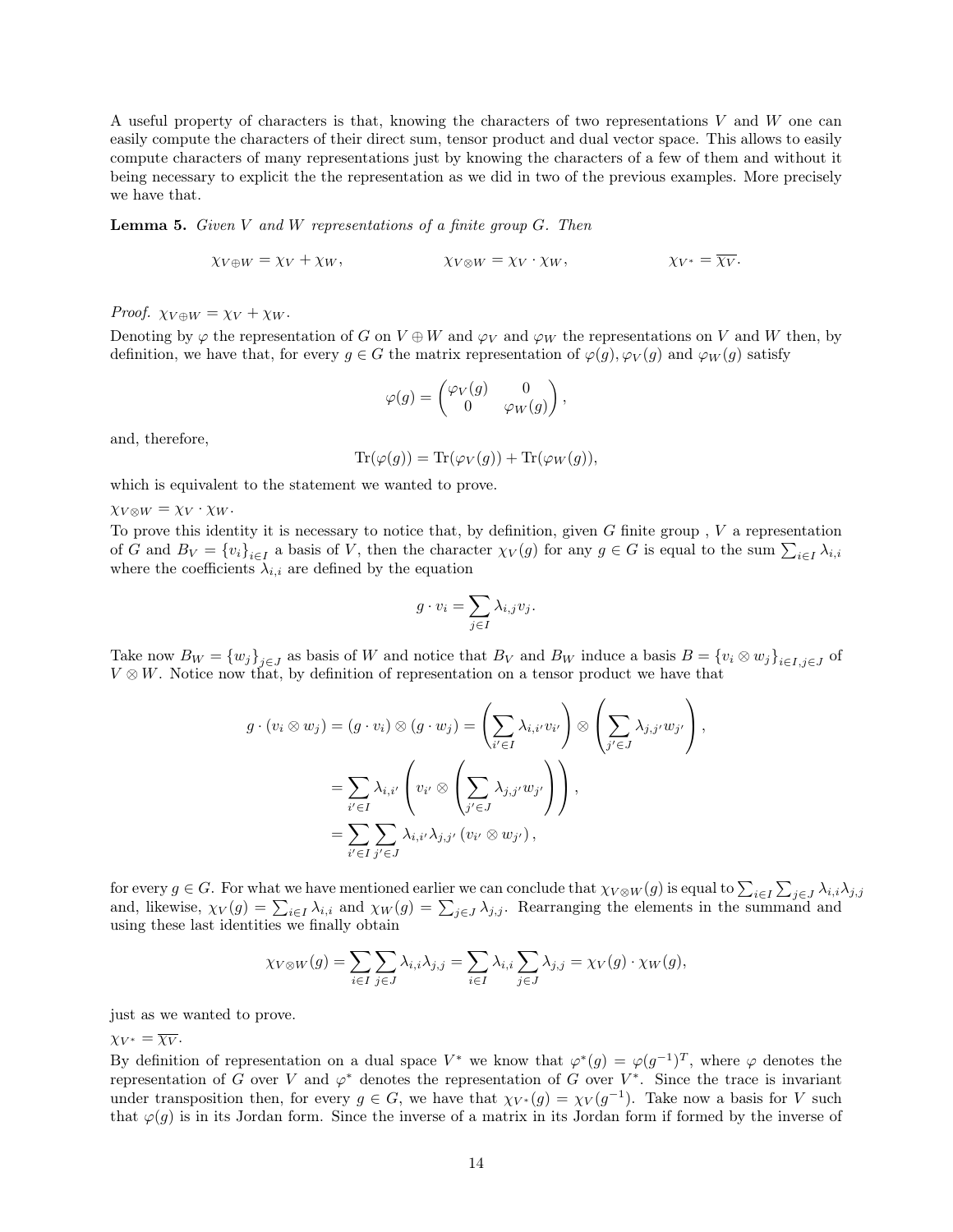A useful property of characters is that, knowing the characters of two representations $V$ and $W$ one can easily compute the characters of their direct sum, tensor product and dual vector space. This allows to easily compute characters of many representations just by knowing the characters of a few of them and without it being necessary to explicit the the representation as we did in two of the previous examples. More precisely we have that.

**Lemma 5.** *Given $V$ and $W$ representations of a finite group $G$. Then*

$$\chi_{V\oplus W} = \chi_V + \chi_W, \qquad\qquad \chi_{V\otimes W} = \chi_V \cdot \chi_W, \qquad\qquad \chi_{V^*} = \overline{\chi_V}.$$

*Proof.* $\chi_{V\oplus W} = \chi_V + \chi_W$.

Denoting by $\varphi$ the representation of $G$ on $V \oplus W$ and $\varphi_V$ and $\varphi_W$ the representations on $V$ and $W$ then, by definition, we have that, for every $g \in G$ the matrix representation of $\varphi(g), \varphi_V(g)$ and $\varphi_W(g)$ satisfy

$$\varphi(g) = \begin{pmatrix} \varphi_V(g) & 0 \\ 0 & \varphi_W(g) \end{pmatrix},$$

and, therefore,

$$\mathrm{Tr}(\varphi(g)) = \mathrm{Tr}(\varphi_V(g)) + \mathrm{Tr}(\varphi_W(g)),$$

which is equivalent to the statement we wanted to prove.

$\chi_{V\otimes W} = \chi_V \cdot \chi_W$.

To prove this identity it is necessary to notice that, by definition, given $G$ finite group , $V$ a representation of $G$ and $B_V = \{v_i\}_{i\in I}$ a basis of $V$, then the character $\chi_V(g)$ for any $g \in G$ is equal to the sum $\sum_{i\in I} \lambda_{i,i}$ where the coefficients $\lambda_{i,i}$ are defined by the equation

$$g \cdot v_i = \sum_{j\in I} \lambda_{i,j} v_j.$$

Take now $B_W = \{w_j\}_{j\in J}$ as basis of $W$ and notice that $B_V$ and $B_W$ induce a basis $B = \{v_i \otimes w_j\}_{i\in I, j\in J}$ of $V \otimes W$. Notice now that, by definition of representation on a tensor product we have that

$$\begin{aligned}
g \cdot (v_i \otimes w_j) = (g \cdot v_i) \otimes (g \cdot w_j) &= \left(\sum_{i'\in I} \lambda_{i,i'} v_{i'}\right) \otimes \left(\sum_{j'\in J} \lambda_{j,j'} w_{j'}\right), \\
&= \sum_{i'\in I} \lambda_{i,i'} \left(v_{i'} \otimes \left(\sum_{j'\in J} \lambda_{j,j'} w_{j'}\right)\right), \\
&= \sum_{i'\in I} \sum_{j'\in J} \lambda_{i,i'} \lambda_{j,j'} \left(v_{i'} \otimes w_{j'}\right),
\end{aligned}$$

for every $g \in G$. For what we have mentioned earlier we can conclude that $\chi_{V\otimes W}(g)$ is equal to $\sum_{i\in I}\sum_{j\in J} \lambda_{i,i}\lambda_{j,j}$ and, likewise, $\chi_V(g) = \sum_{i\in I} \lambda_{i,i}$ and $\chi_W(g) = \sum_{j\in J} \lambda_{j,j}$. Rearranging the elements in the summand and using these last identities we finally obtain

$$\chi_{V\otimes W}(g) = \sum_{i\in I}\sum_{j\in J} \lambda_{i,i}\lambda_{j,j} = \sum_{i\in I} \lambda_{i,i} \sum_{j\in J} \lambda_{j,j} = \chi_V(g) \cdot \chi_W(g),$$

just as we wanted to prove.

$\chi_{V^*} = \overline{\chi_V}$.

By definition of representation on a dual space $V^*$ we know that $\varphi^*(g) = \varphi(g^{-1})^T$, where $\varphi$ denotes the representation of $G$ over $V$ and $\varphi^*$ denotes the representation of $G$ over $V^*$. Since the trace is invariant under transposition then, for every $g \in G$, we have that $\chi_{V^*}(g) = \chi_V(g^{-1})$. Take now a basis for $V$ such that $\varphi(g)$ is in its Jordan form. Since the inverse of a matrix in its Jordan form if formed by the inverse of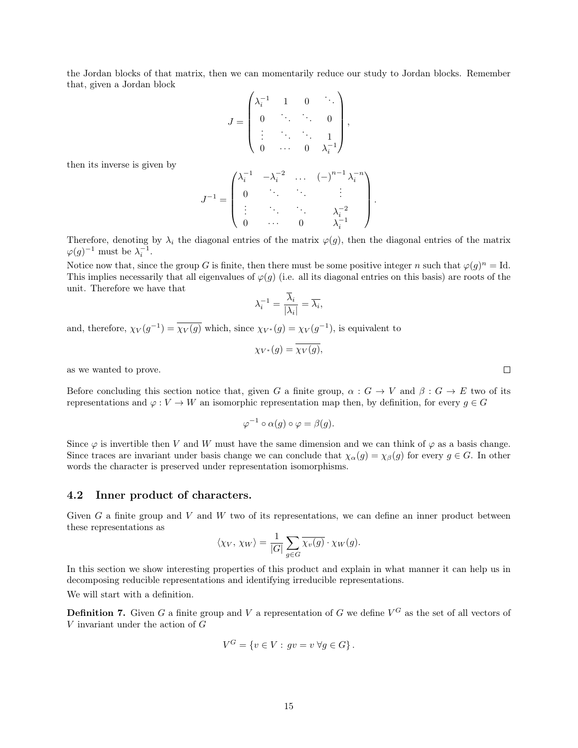the Jordan blocks of that matrix, then we can momentarily reduce our study to Jordan blocks. Remember that, given a Jordan block

$$J = \begin{pmatrix} \lambda_i^{-1} & 1 & 0 & \ddots \\ 0 & \ddots & \ddots & 0 \\ \vdots & \ddots & \ddots & 1 \\ 0 & \cdots & 0 & \lambda_i^{-1} \end{pmatrix},$$

then its inverse is given by

$$J^{-1} = \begin{pmatrix} \lambda_i^{-1} & -\lambda_i^{-2} & \dots & (-)^{n-1}\lambda_i^{-n} \\ 0 & \ddots & \ddots & \vdots \\ \vdots & \ddots & \ddots & \lambda_i^{-2} \\ 0 & \cdots & 0 & \lambda_i^{-1} \end{pmatrix}.$$

Therefore, denoting by $\lambda_i$ the diagonal entries of the matrix $\varphi(g)$, then the diagonal entries of the matrix $\varphi(g)^{-1}$ must be $\lambda_i^{-1}$.

Notice now that, since the group $G$ is finite, then there must be some positive integer $n$ such that $\varphi(g)^n = \mathrm{Id}$. This implies necessarily that all eigenvalues of $\varphi(g)$ (i.e. all its diagonal entries on this basis) are roots of the unit. Therefore we have that

$$\lambda_i^{-1} = \frac{\overline{\lambda}_i}{|\lambda_i|} = \overline{\lambda_i},$$

and, therefore, $\chi_V(g^{-1}) = \overline{\chi_V(g)}$ which, since $\chi_{V^*}(g) = \chi_V(g^{-1})$, is equivalent to

$$\chi_{V^*}(g) = \overline{\chi_V(g)},$$

as we wanted to prove. □

Before concluding this section notice that, given $G$ a finite group, $\alpha : G \to V$ and $\beta : G \to E$ two of its representations and $\varphi : V \to W$ an isomorphic representation map then, by definition, for every $g \in G$

$$\varphi^{-1} \circ \alpha(g) \circ \varphi = \beta(g).$$

Since $\varphi$ is invertible then $V$ and $W$ must have the same dimension and we can think of $\varphi$ as a basis change. Since traces are invariant under basis change we can conclude that $\chi_\alpha(g) = \chi_\beta(g)$ for every $g \in G$. In other words the character is preserved under representation isomorphisms.

## 4.2 Inner product of characters.

Given $G$ a finite group and $V$ and $W$ two of its representations, we can define an inner product between these representations as

$$\langle \chi_V, \chi_W \rangle = \frac{1}{|G|} \sum_{g \in G} \overline{\chi_v(g)} \cdot \chi_W(g).$$

In this section we show interesting properties of this product and explain in what manner it can help us in decomposing reducible representations and identifying irreducible representations.

We will start with a definition.

**Definition 7.** Given $G$ a finite group and $V$ a representation of $G$ we define $V^G$ as the set of all vectors of $V$ invariant under the action of $G$

$$V^G = \{v \in V : gv = v \; \forall g \in G\}.$$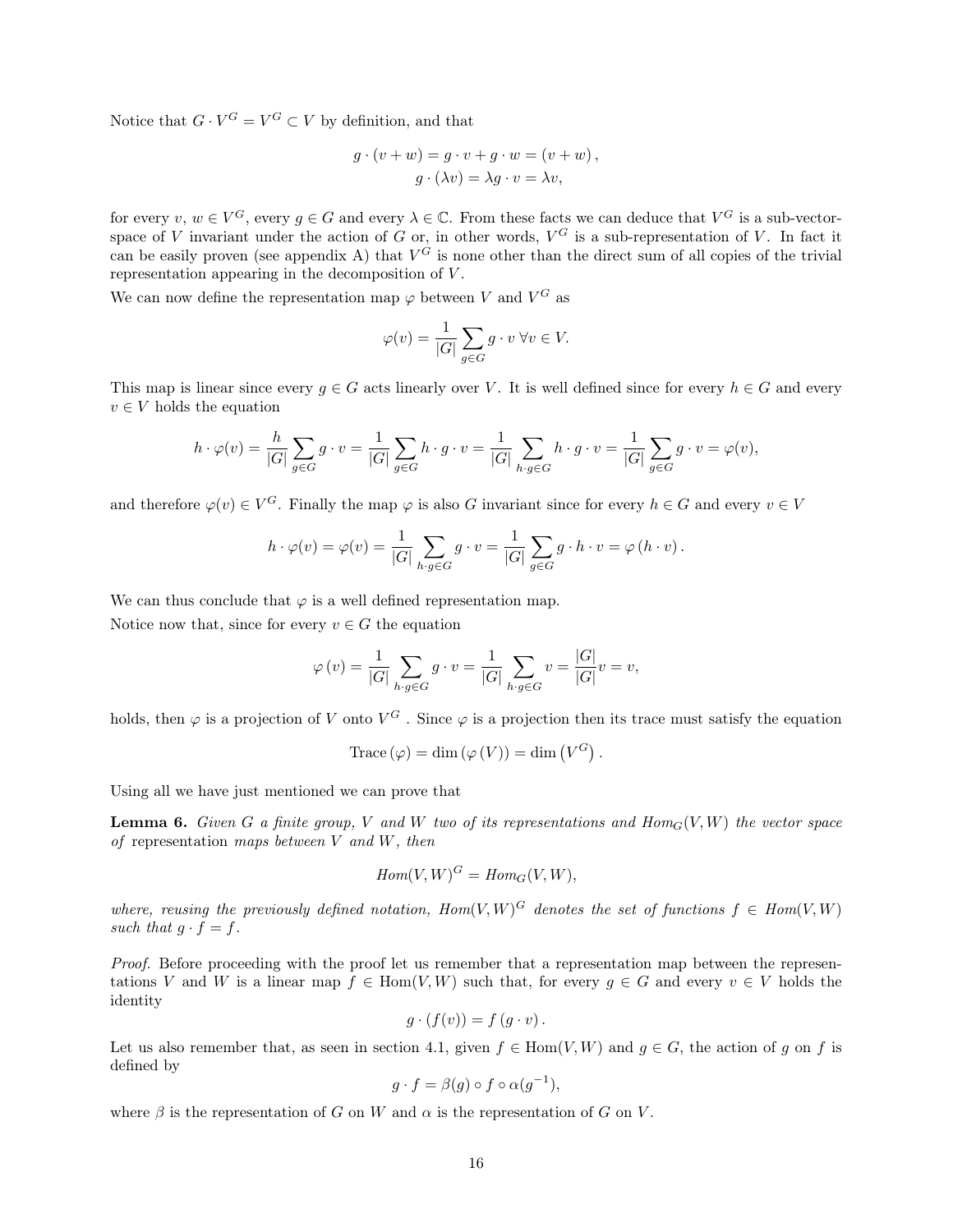Notice that $G \cdot V^G = V^G \subset V$ by definition, and that

$$g \cdot (v + w) = g \cdot v + g \cdot w = (v + w)\,,$$
$$g \cdot (\lambda v) = \lambda g \cdot v = \lambda v,$$

for every $v$, $w \in V^G$, every $g \in G$ and every $\lambda \in \mathbb{C}$. From these facts we can deduce that $V^G$ is a sub-vector-space of $V$ invariant under the action of $G$ or, in other words, $V^G$ is a sub-representation of $V$. In fact it can be easily proven (see appendix A) that $V^G$ is none other than the direct sum of all copies of the trivial representation appearing in the decomposition of $V$.

We can now define the representation map $\varphi$ between $V$ and $V^G$ as

$$\varphi(v) = \frac{1}{|G|}\sum_{g\in G} g \cdot v \;\forall v \in V.$$

This map is linear since every $g \in G$ acts linearly over $V$. It is well defined since for every $h \in G$ and every $v \in V$ holds the equation

$$h \cdot \varphi(v) = \frac{h}{|G|}\sum_{g\in G} g \cdot v = \frac{1}{|G|}\sum_{g\in G} h \cdot g \cdot v = \frac{1}{|G|}\sum_{h\cdot g\in G} h \cdot g \cdot v = \frac{1}{|G|}\sum_{g\in G} g \cdot v = \varphi(v),$$

and therefore $\varphi(v) \in V^G$. Finally the map $\varphi$ is also $G$ invariant since for every $h \in G$ and every $v \in V$

$$h \cdot \varphi(v) = \varphi(v) = \frac{1}{|G|}\sum_{h\cdot g\in G} g \cdot v = \frac{1}{|G|}\sum_{g\in G} g \cdot h \cdot v = \varphi\,(h \cdot v)\,.$$

We can thus conclude that $\varphi$ is a well defined representation map.

Notice now that, since for every $v \in G$ the equation

$$\varphi\,(v) = \frac{1}{|G|}\sum_{h\cdot g\in G} g \cdot v = \frac{1}{|G|}\sum_{h\cdot g\in G} v = \frac{|G|}{|G|}v = v,$$

holds, then $\varphi$ is a projection of $V$ onto $V^G$ . Since $\varphi$ is a projection then its trace must satisfy the equation

$$\text{Trace}\,(\varphi) = \dim\,(\varphi\,(V)) = \dim\left(V^G\right).$$

Using all we have just mentioned we can prove that

**Lemma 6.** *Given $G$ a finite group, $V$ and $W$ two of its representations and $Hom_G(V,W)$ the vector space of* representation *maps between $V$ and $W$, then*

$$Hom(V,W)^G = Hom_G(V,W),$$

*where, reusing the previously defined notation, $Hom(V,W)^G$ denotes the set of functions $f \in Hom(V,W)$ such that $g \cdot f = f$.*

*Proof.* Before proceeding with the proof let us remember that a representation map between the representations $V$ and $W$ is a linear map $f \in \text{Hom}(V,W)$ such that, for every $g \in G$ and every $v \in V$ holds the identity

$$g \cdot (f(v)) = f\,(g \cdot v)\,.$$

Let us also remember that, as seen in section 4.1, given $f \in \text{Hom}(V,W)$ and $g \in G$, the action of $g$ on $f$ is defined by

$$g \cdot f = \beta(g) \circ f \circ \alpha(g^{-1}),$$

where $\beta$ is the representation of $G$ on $W$ and $\alpha$ is the representation of $G$ on $V$.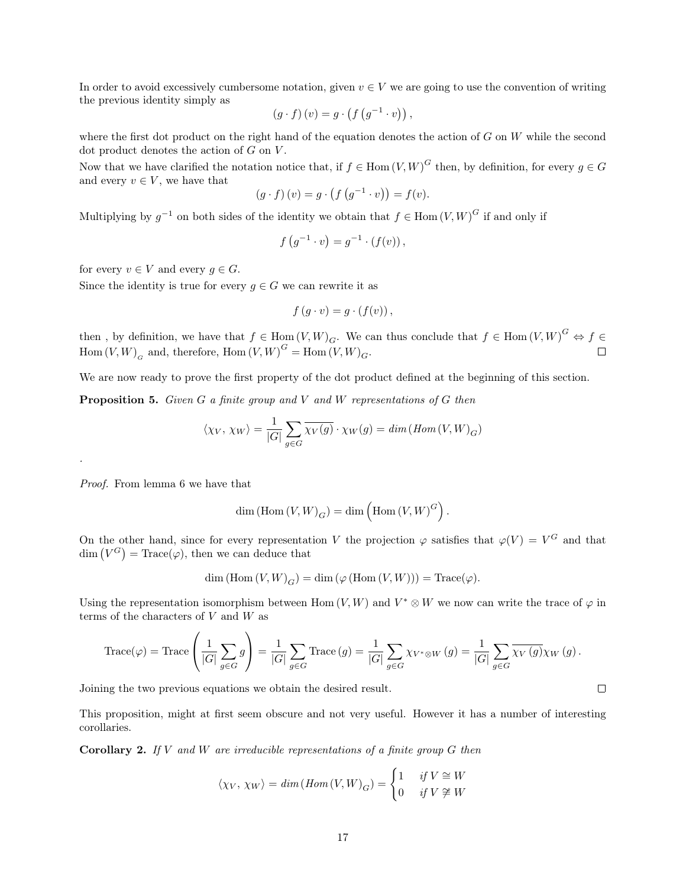In order to avoid excessively cumbersome notation, given $v \in V$ we are going to use the convention of writing the previous identity simply as

$$(g \cdot f)(v) = g \cdot \left(f\left(g^{-1} \cdot v\right)\right),$$

where the first dot product on the right hand of the equation denotes the action of $G$ on $W$ while the second dot product denotes the action of $G$ on $V$.

Now that we have clarified the notation notice that, if $f \in \operatorname{Hom}(V,W)^G$ then, by definition, for every $g \in G$ and every $v \in V$, we have that

$$(g \cdot f)(v) = g \cdot \left(f\left(g^{-1} \cdot v\right)\right) = f(v).$$

Multiplying by $g^{-1}$ on both sides of the identity we obtain that $f \in \operatorname{Hom}(V,W)^G$ if and only if

$$f\left(g^{-1} \cdot v\right) = g^{-1} \cdot (f(v)),$$

for every $v \in V$ and every $g \in G$.

Since the identity is true for every $g \in G$ we can rewrite it as

$$f(g \cdot v) = g \cdot (f(v)),$$

then , by definition, we have that $f \in \operatorname{Hom}(V,W)_G$. We can thus conclude that $f \in \operatorname{Hom}(V,W)^G \Leftrightarrow f \in \operatorname{Hom}(V,W)_G$ and, therefore, $\operatorname{Hom}(V,W)^G = \operatorname{Hom}(V,W)_G$. □

We are now ready to prove the first property of the dot product defined at the beginning of this section.

**Proposition 5.** *Given $G$ a finite group and $V$ and $W$ representations of $G$ then*

$$\langle \chi_V, \chi_W \rangle = \frac{1}{|G|} \sum_{g \in G} \overline{\chi_V(g)} \cdot \chi_W(g) = dim\left(Hom(V,W)_G\right)$$

.

*Proof.* From lemma 6 we have that

$$\dim\left(\operatorname{Hom}(V,W)_G\right) = \dim\left(\operatorname{Hom}(V,W)^G\right).$$

On the other hand, since for every representation $V$ the projection $\varphi$ satisfies that $\varphi(V) = V^G$ and that $\dim\left(V^G\right) = \operatorname{Trace}(\varphi)$, then we can deduce that

$$\dim\left(\operatorname{Hom}(V,W)_G\right) = \dim\left(\varphi\left(\operatorname{Hom}(V,W)\right)\right) = \operatorname{Trace}(\varphi).$$

Using the representation isomorphism between $\operatorname{Hom}(V,W)$ and $V^* \otimes W$ we now can write the trace of $\varphi$ in terms of the characters of $V$ and $W$ as

$$\operatorname{Trace}(\varphi) = \operatorname{Trace}\left(\frac{1}{|G|}\sum_{g \in G} g\right) = \frac{1}{|G|}\sum_{g \in G} \operatorname{Trace}(g) = \frac{1}{|G|}\sum_{g \in G} \chi_{V^* \otimes W}(g) = \frac{1}{|G|}\sum_{g \in G} \overline{\chi_V(g)}\chi_W(g).$$

Joining the two previous equations we obtain the desired result. □

This proposition, might at first seem obscure and not very useful. However it has a number of interesting corollaries.

**Corollary 2.** *If $V$ and $W$ are irreducible representations of a finite group $G$ then*

$$\langle \chi_V, \chi_W \rangle = dim\left(Hom(V,W)_G\right) = \begin{cases} 1 & if\ V \cong W \\ 0 & if\ V \ncong W \end{cases}$$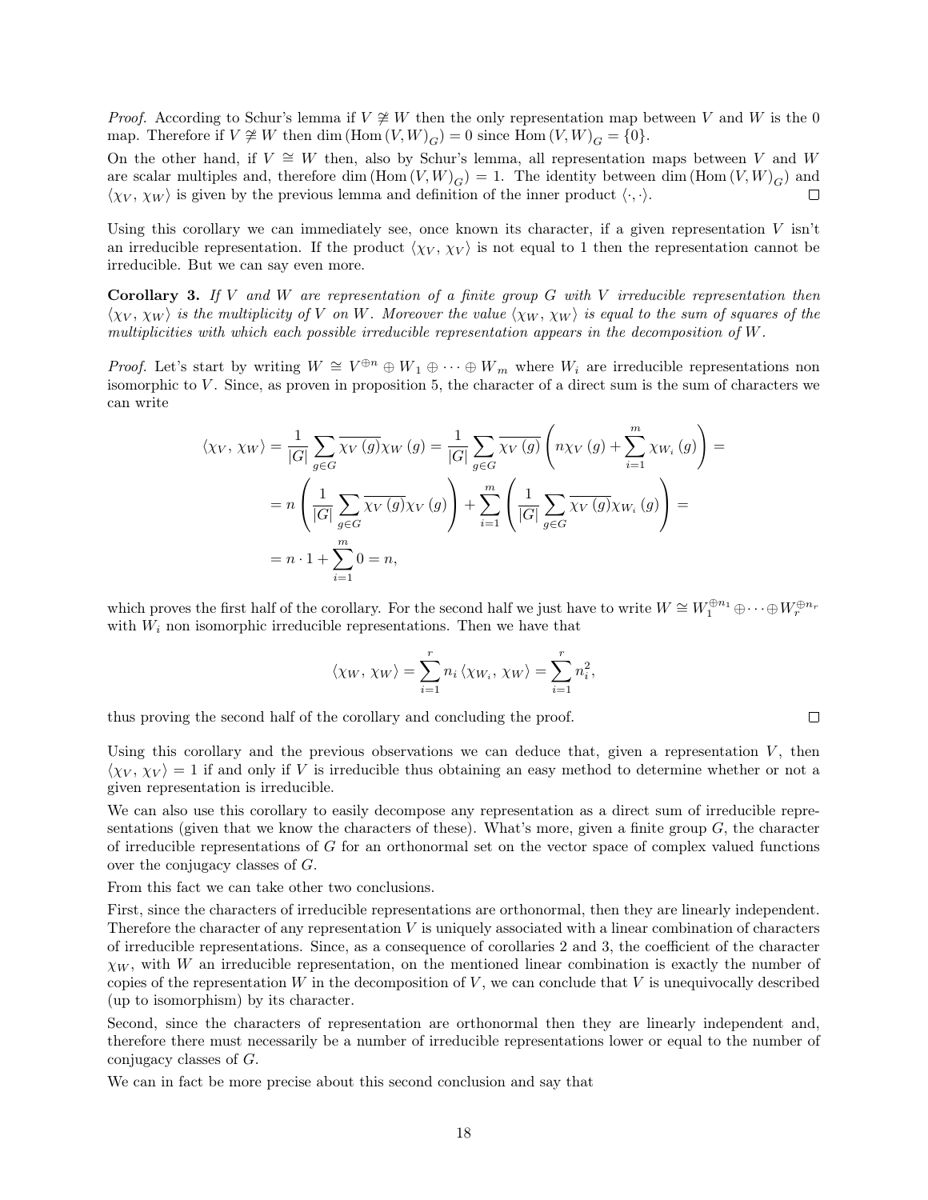*Proof.* According to Schur's lemma if $V \ncong W$ then the only representation map between $V$ and $W$ is the 0 map. Therefore if $V \ncong W$ then $\dim\left(\mathrm{Hom}\,(V,W)_G\right) = 0$ since $\mathrm{Hom}\,(V,W)_G = \{0\}$.

On the other hand, if $V \cong W$ then, also by Schur's lemma, all representation maps between $V$ and $W$ are scalar multiples and, therefore $\dim\left(\mathrm{Hom}\,(V,W)_G\right) = 1$. The identity between $\dim\left(\mathrm{Hom}\,(V,W)_G\right)$ and $\langle \chi_V, \chi_W \rangle$ is given by the previous lemma and definition of the inner product $\langle \cdot, \cdot \rangle$. □

Using this corollary we can immediately see, once known its character, if a given representation $V$ isn't an irreducible representation. If the product $\langle \chi_V, \chi_V \rangle$ is not equal to 1 then the representation cannot be irreducible. But we can say even more.

**Corollary 3.** *If $V$ and $W$ are representation of a finite group $G$ with $V$ irreducible representation then $\langle \chi_V, \chi_W \rangle$ is the multiplicity of $V$ on $W$. Moreover the value $\langle \chi_W, \chi_W \rangle$ is equal to the sum of squares of the multiplicities with which each possible irreducible representation appears in the decomposition of $W$.*

*Proof.* Let's start by writing $W \cong V^{\oplus n} \oplus W_1 \oplus \cdots \oplus W_m$ where $W_i$ are irreducible representations non isomorphic to $V$. Since, as proven in proposition 5, the character of a direct sum is the sum of characters we can write

$$
\begin{aligned}
\langle \chi_V, \chi_W \rangle &= \frac{1}{|G|} \sum_{g \in G} \overline{\chi_V(g)} \chi_W(g) = \frac{1}{|G|} \sum_{g \in G} \overline{\chi_V(g)} \left( n\chi_V(g) + \sum_{i=1}^{m} \chi_{W_i}(g) \right) = \\
&= n \left( \frac{1}{|G|} \sum_{g \in G} \overline{\chi_V(g)} \chi_V(g) \right) + \sum_{i=1}^{m} \left( \frac{1}{|G|} \sum_{g \in G} \overline{\chi_V(g)} \chi_{W_i}(g) \right) = \\
&= n \cdot 1 + \sum_{i=1}^{m} 0 = n,
\end{aligned}
$$

which proves the first half of the corollary. For the second half we just have to write $W \cong W_1^{\oplus n_1} \oplus \cdots \oplus W_r^{\oplus n_r}$ with $W_i$ non isomorphic irreducible representations. Then we have that

$$
\langle \chi_W, \chi_W \rangle = \sum_{i=1}^{r} n_i \langle \chi_{W_i}, \chi_W \rangle = \sum_{i=1}^{r} n_i^2,
$$

thus proving the second half of the corollary and concluding the proof. □

Using this corollary and the previous observations we can deduce that, given a representation $V$, then $\langle \chi_V, \chi_V \rangle = 1$ if and only if $V$ is irreducible thus obtaining an easy method to determine whether or not a given representation is irreducible.

We can also use this corollary to easily decompose any representation as a direct sum of irreducible representations (given that we know the characters of these). What's more, given a finite group $G$, the character of irreducible representations of $G$ for an orthonormal set on the vector space of complex valued functions over the conjugacy classes of $G$.

From this fact we can take other two conclusions.

First, since the characters of irreducible representations are orthonormal, then they are linearly independent. Therefore the character of any representation $V$ is uniquely associated with a linear combination of characters of irreducible representations. Since, as a consequence of corollaries 2 and 3, the coefficient of the character $\chi_W$, with $W$ an irreducible representation, on the mentioned linear combination is exactly the number of copies of the representation $W$ in the decomposition of $V$, we can conclude that $V$ is unequivocally described (up to isomorphism) by its character.

Second, since the characters of representation are orthonormal then they are linearly independent and, therefore there must necessarily be a number of irreducible representations lower or equal to the number of conjugacy classes of $G$.

We can in fact be more precise about this second conclusion and say that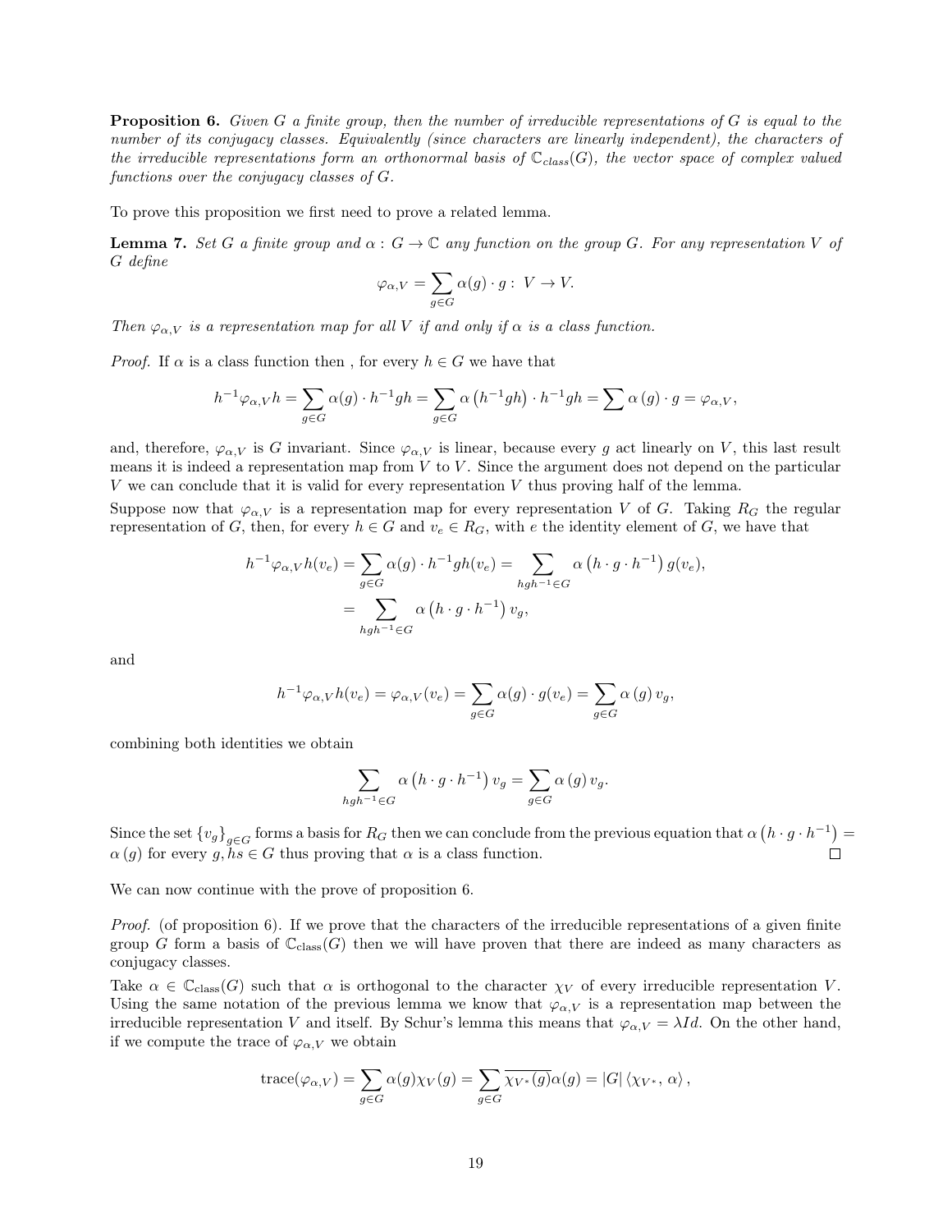**Proposition 6.** *Given $G$ a finite group, then the number of irreducible representations of $G$ is equal to the number of its conjugacy classes. Equivalently (since characters are linearly independent), the characters of the irreducible representations form an orthonormal basis of $\mathbb{C}_{class}(G)$, the vector space of complex valued functions over the conjugacy classes of $G$.*

To prove this proposition we first need to prove a related lemma.

**Lemma 7.** *Set $G$ a finite group and $\alpha : G \to \mathbb{C}$ any function on the group $G$. For any representation $V$ of $G$ define*

$$\varphi_{\alpha,V} = \sum_{g\in G} \alpha(g) \cdot g : \ V \to V.$$

*Then $\varphi_{\alpha,V}$ is a representation map for all $V$ if and only if $\alpha$ is a class function.*

*Proof.* If $\alpha$ is a class function then , for every $h \in G$ we have that

$$h^{-1}\varphi_{\alpha,V}h = \sum_{g\in G} \alpha(g) \cdot h^{-1}gh = \sum_{g\in G} \alpha\left(h^{-1}gh\right) \cdot h^{-1}gh = \sum \alpha\left(g\right) \cdot g = \varphi_{\alpha,V},$$

and, therefore, $\varphi_{\alpha,V}$ is $G$ invariant. Since $\varphi_{\alpha,V}$ is linear, because every $g$ act linearly on $V$, this last result means it is indeed a representation map from $V$ to $V$. Since the argument does not depend on the particular $V$ we can conclude that it is valid for every representation $V$ thus proving half of the lemma.

Suppose now that $\varphi_{\alpha,V}$ is a representation map for every representation $V$ of $G$. Taking $R_G$ the regular representation of $G$, then, for every $h \in G$ and $v_e \in R_G$, with $e$ the identity element of $G$, we have that

$$\begin{aligned} h^{-1}\varphi_{\alpha,V}h(v_e) &= \sum_{g\in G} \alpha(g) \cdot h^{-1}gh(v_e) = \sum_{hgh^{-1}\in G} \alpha\left(h \cdot g \cdot h^{-1}\right) g(v_e), \\ &= \sum_{hgh^{-1}\in G} \alpha\left(h \cdot g \cdot h^{-1}\right) v_g, \end{aligned}$$

and

$$h^{-1}\varphi_{\alpha,V}h(v_e) = \varphi_{\alpha,V}(v_e) = \sum_{g\in G} \alpha(g) \cdot g(v_e) = \sum_{g\in G} \alpha\left(g\right) v_g,$$

combining both identities we obtain

$$\sum_{hgh^{-1}\in G} \alpha\left(h \cdot g \cdot h^{-1}\right) v_g = \sum_{g\in G} \alpha\left(g\right) v_g.$$

Since the set $\{v_g\}_{g\in G}$ forms a basis for $R_G$ then we can conclude from the previous equation that $\alpha\left(h \cdot g \cdot h^{-1}\right) = \alpha\left(g\right)$ for every $g, hs \in G$ thus proving that $\alpha$ is a class function. $\square$

We can now continue with the prove of proposition 6.

*Proof.* (of proposition 6). If we prove that the characters of the irreducible representations of a given finite group $G$ form a basis of $\mathbb{C}_{\text{class}}(G)$ then we will have proven that there are indeed as many characters as conjugacy classes.

Take $\alpha \in \mathbb{C}_{\text{class}}(G)$ such that $\alpha$ is orthogonal to the character $\chi_V$ of every irreducible representation $V$. Using the same notation of the previous lemma we know that $\varphi_{\alpha,V}$ is a representation map between the irreducible representation $V$ and itself. By Schur's lemma this means that $\varphi_{\alpha,V} = \lambda Id$. On the other hand, if we compute the trace of $\varphi_{\alpha,V}$ we obtain

$$\text{trace}(\varphi_{\alpha,V}) = \sum_{g\in G} \alpha(g)\chi_V(g) = \sum_{g\in G} \overline{\chi_{V^*}(g)}\alpha(g) = |G| \left\langle \chi_{V^*},\, \alpha \right\rangle,$$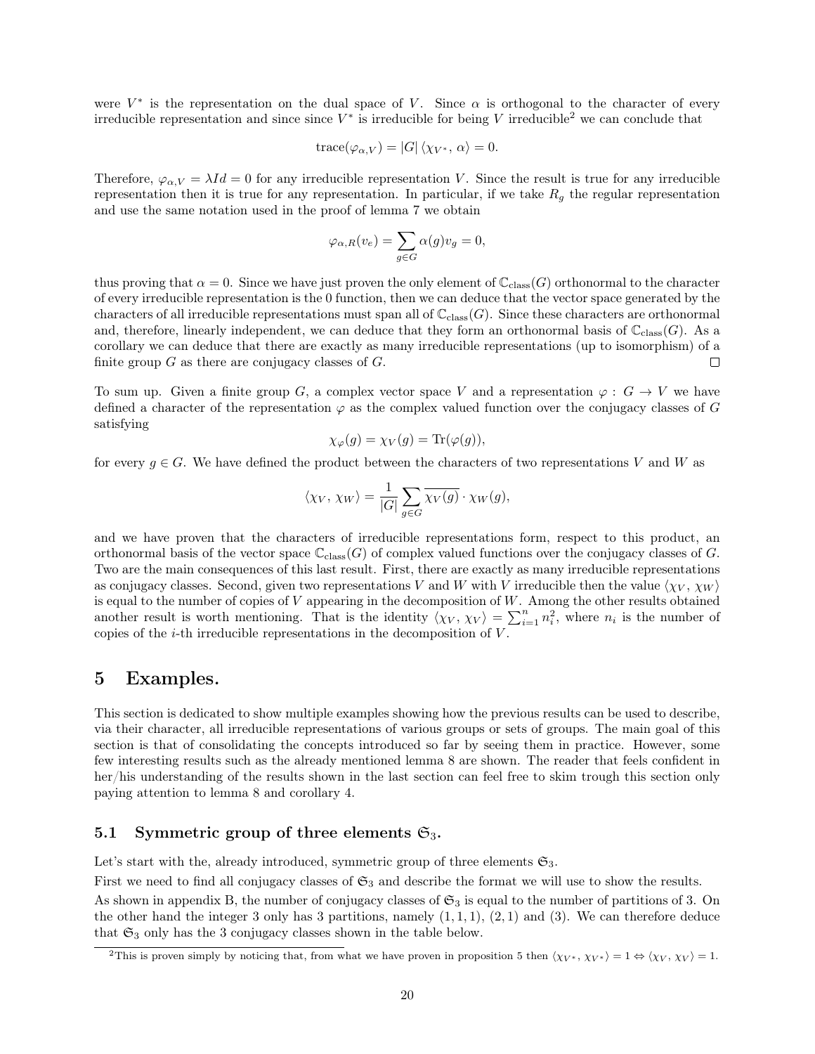were $V^*$ is the representation on the dual space of $V$. Since $\alpha$ is orthogonal to the character of every irreducible representation and since since $V^*$ is irreducible for being $V$ irreducible[2] we can conclude that

$$\text{trace}(\varphi_{\alpha,V}) = |G| \langle \chi_{V^*}, \alpha \rangle = 0.$$

Therefore, $\varphi_{\alpha,V} = \lambda Id = 0$ for any irreducible representation $V$. Since the result is true for any irreducible representation then it is true for any representation. In particular, if we take $R_g$ the regular representation and use the same notation used in the proof of lemma 7 we obtain

$$\varphi_{\alpha,R}(v_e) = \sum_{g \in G} \alpha(g) v_g = 0,$$

thus proving that $\alpha = 0$. Since we have just proven the only element of $\mathbb{C}_{\text{class}}(G)$ orthonormal to the character of every irreducible representation is the 0 function, then we can deduce that the vector space generated by the characters of all irreducible representations must span all of $\mathbb{C}_{\text{class}}(G)$. Since these characters are orthonormal and, therefore, linearly independent, we can deduce that they form an orthonormal basis of $\mathbb{C}_{\text{class}}(G)$. As a corollary we can deduce that there are exactly as many irreducible representations (up to isomorphism) of a finite group $G$ as there are conjugacy classes of $G$. $\square$

To sum up. Given a finite group $G$, a complex vector space $V$ and a representation $\varphi : G \to V$ we have defined a character of the representation $\varphi$ as the complex valued function over the conjugacy classes of $G$ satisfying

$$\chi_\varphi(g) = \chi_V(g) = \text{Tr}(\varphi(g)),$$

for every $g \in G$. We have defined the product between the characters of two representations $V$ and $W$ as

$$\langle \chi_V, \chi_W \rangle = \frac{1}{|G|} \sum_{g \in G} \overline{\chi_V(g)} \cdot \chi_W(g),$$

and we have proven that the characters of irreducible representations form, respect to this product, an orthonormal basis of the vector space $\mathbb{C}_{\text{class}}(G)$ of complex valued functions over the conjugacy classes of $G$. Two are the main consequences of this last result. First, there are exactly as many irreducible representations as conjugacy classes. Second, given two representations $V$ and $W$ with $V$ irreducible then the value $\langle \chi_V, \chi_W \rangle$ is equal to the number of copies of $V$ appearing in the decomposition of $W$. Among the other results obtained another result is worth mentioning. That is the identity $\langle \chi_V, \chi_V \rangle = \sum_{i=1}^{n} n_i^2$, where $n_i$ is the number of copies of the $i$-th irreducible representations in the decomposition of $V$.

# 5 Examples.

This section is dedicated to show multiple examples showing how the previous results can be used to describe, via their character, all irreducible representations of various groups or sets of groups. The main goal of this section is that of consolidating the concepts introduced so far by seeing them in practice. However, some few interesting results such as the already mentioned lemma 8 are shown. The reader that feels confident in her/his understanding of the results shown in the last section can feel free to skim trough this section only paying attention to lemma 8 and corollary 4.

## 5.1 Symmetric group of three elements $\mathfrak{S}_3$.

Let's start with the, already introduced, symmetric group of three elements $\mathfrak{S}_3$.

First we need to find all conjugacy classes of $\mathfrak{S}_3$ and describe the format we will use to show the results.

As shown in appendix B, the number of conjugacy classes of $\mathfrak{S}_3$ is equal to the number of partitions of 3. On the other hand the integer 3 only has 3 partitions, namely $(1, 1, 1)$, $(2, 1)$ and $(3)$. We can therefore deduce that $\mathfrak{S}_3$ only has the 3 conjugacy classes shown in the table below.

[2] This is proven simply by noticing that, from what we have proven in proposition 5 then $\langle \chi_{V^*}, \chi_{V^*} \rangle = 1 \Leftrightarrow \langle \chi_V, \chi_V \rangle = 1$.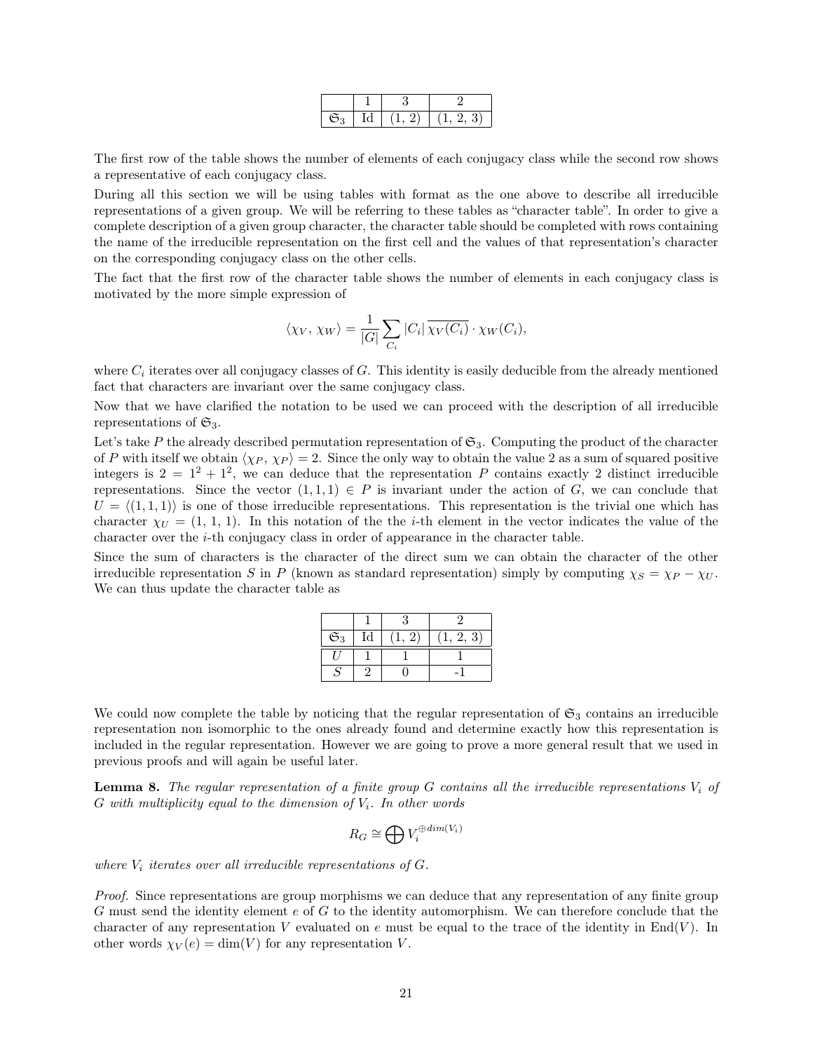|  | 1 | 3 | 2 |
|---|---|---|---|
| $\mathfrak{S}_3$ | Id | (1, 2) | (1, 2, 3) |

The first row of the table shows the number of elements of each conjugacy class while the second row shows a representative of each conjugacy class.

During all this section we will be using tables with format as the one above to describe all irreducible representations of a given group. We will be referring to these tables as "character table". In order to give a complete description of a given group character, the character table should be completed with rows containing the name of the irreducible representation on the first cell and the values of that representation's character on the corresponding conjugacy class on the other cells.

The fact that the first row of the character table shows the number of elements in each conjugacy class is motivated by the more simple expression of

$$\langle \chi_V, \chi_W \rangle = \frac{1}{|G|} \sum_{C_i} |C_i| \, \overline{\chi_V(C_i)} \cdot \chi_W(C_i),$$

where $C_i$ iterates over all conjugacy classes of $G$. This identity is easily deducible from the already mentioned fact that characters are invariant over the same conjugacy class.

Now that we have clarified the notation to be used we can proceed with the description of all irreducible representations of $\mathfrak{S}_3$.

Let's take $P$ the already described permutation representation of $\mathfrak{S}_3$. Computing the product of the character of $P$ with itself we obtain $\langle \chi_P, \chi_P \rangle = 2$. Since the only way to obtain the value 2 as a sum of squared positive integers is $2 = 1^2 + 1^2$, we can deduce that the representation $P$ contains exactly 2 distinct irreducible representations. Since the vector $(1, 1, 1) \in P$ is invariant under the action of $G$, we can conclude that $U = \langle (1, 1, 1) \rangle$ is one of those irreducible representations. This representation is the trivial one which has character $\chi_U = (1, 1, 1)$. In this notation of the the $i$-th element in the vector indicates the value of the character over the $i$-th conjugacy class in order of appearance in the character table.

Since the sum of characters is the character of the direct sum we can obtain the character of the other irreducible representation $S$ in $P$ (known as standard representation) simply by computing $\chi_S = \chi_P - \chi_U$. We can thus update the character table as

|  | 1 | 3 | 2 |
|---|---|---|---|
| $\mathfrak{S}_3$ | Id | (1, 2) | (1, 2, 3) |
| $U$ | 1 | 1 | 1 |
| $S$ | 2 | 0 | -1 |

We could now complete the table by noticing that the regular representation of $\mathfrak{S}_3$ contains an irreducible representation non isomorphic to the ones already found and determine exactly how this representation is included in the regular representation. However we are going to prove a more general result that we used in previous proofs and will again be useful later.

**Lemma 8.** *The regular representation of a finite group $G$ contains all the irreducible representations $V_i$ of $G$ with multiplicity equal to the dimension of $V_i$. In other words*

$$R_G \cong \bigoplus V_i^{\oplus dim(V_i)}$$

*where $V_i$ iterates over all irreducible representations of $G$.*

*Proof.* Since representations are group morphisms we can deduce that any representation of any finite group $G$ must send the identity element $e$ of $G$ to the identity automorphism. We can therefore conclude that the character of any representation $V$ evaluated on $e$ must be equal to the trace of the identity in $\mathrm{End}(V)$. In other words $\chi_V(e) = \dim(V)$ for any representation $V$.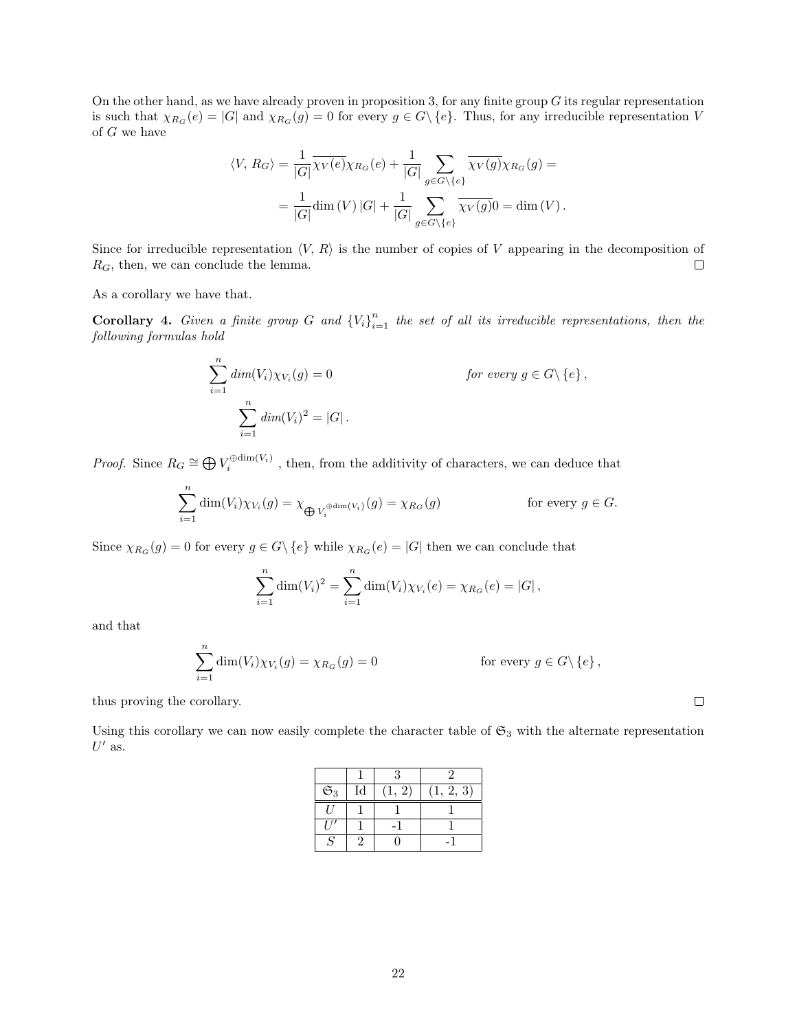On the other hand, as we have already proven in proposition 3, for any finite group $G$ its regular representation is such that $\chi_{R_G}(e) = |G|$ and $\chi_{R_G}(g) = 0$ for every $g \in G \backslash \{e\}$. Thus, for any irreducible representation $V$ of $G$ we have

$$
\begin{aligned}
\langle V,\, R_G \rangle &= \frac{1}{|G|}\overline{\chi_V(e)}\chi_{R_G}(e) + \frac{1}{|G|}\sum_{g \in G\backslash\{e\}} \overline{\chi_V(g)}\chi_{R_G}(g) = \\
&= \frac{1}{|G|}\dim(V)\,|G| + \frac{1}{|G|}\sum_{g \in G\backslash\{e\}} \overline{\chi_V(g)}0 = \dim(V)\,.
\end{aligned}
$$

Since for irreducible representation $\langle V,\, R\rangle$ is the number of copies of $V$ appearing in the decomposition of $R_G$, then, we can conclude the lemma. □

As a corollary we have that.

**Corollary 4.** *Given a finite group $G$ and $\{V_i\}_{i=1}^n$ the set of all its irreducible representations, then the following formulas hold*

$$
\sum_{i=1}^{n} dim(V_i)\chi_{V_i}(g) = 0 \qquad \textit{for every } g \in G\backslash\{e\}\,,
$$

$$
\sum_{i=1}^{n} dim(V_i)^2 = |G|\,.
$$

*Proof.* Since $R_G \cong \bigoplus V_i^{\oplus \dim(V_i)}$ , then, from the additivity of characters, we can deduce that

$$
\sum_{i=1}^{n} \dim(V_i)\chi_{V_i}(g) = \chi_{\bigoplus V_i^{\oplus \dim(V_i)}}(g) = \chi_{R_G}(g) \qquad \text{for every } g \in G.
$$

Since $\chi_{R_G}(g) = 0$ for every $g \in G\backslash\{e\}$ while $\chi_{R_G}(e) = |G|$ then we can conclude that

$$
\sum_{i=1}^{n} \dim(V_i)^2 = \sum_{i=1}^{n} \dim(V_i)\chi_{V_i}(e) = \chi_{R_G}(e) = |G|\,,
$$

and that

$$
\sum_{i=1}^{n} \dim(V_i)\chi_{V_i}(g) = \chi_{R_G}(g) = 0 \qquad \text{for every } g \in G\backslash\{e\}\,,
$$

thus proving the corollary. □

Using this corollary we can now easily complete the character table of $\mathfrak{S}_3$ with the alternate representation $U'$ as.

| | 1 | 3 | 2 |
|---|---|---|---|
| $\mathfrak{S}_3$ | Id | (1, 2) | (1, 2, 3) |
| $U$ | 1 | 1 | 1 |
| $U'$ | 1 | -1 | 1 |
| $S$ | 2 | 0 | -1 |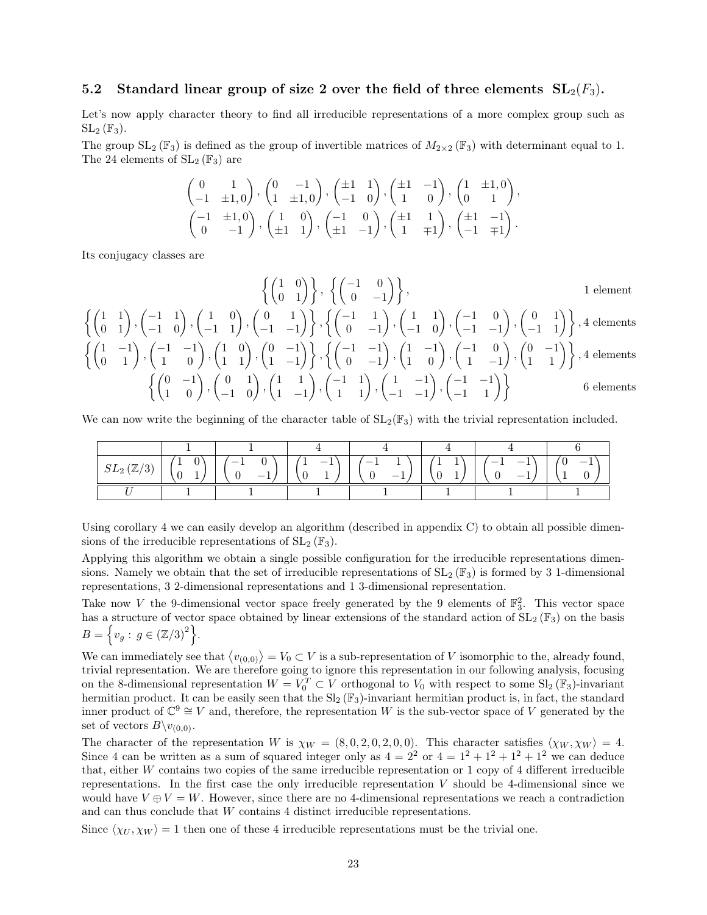### 5.2 Standard linear group of size 2 over the field of three elements $\mathbf{SL}_2(F_3)$.

Let's now apply character theory to find all irreducible representations of a more complex group such as $\mathrm{SL}_2(\mathbb{F}_3)$.

The group $\mathrm{SL}_2(\mathbb{F}_3)$ is defined as the group of invertible matrices of $M_{2\times 2}(\mathbb{F}_3)$ with determinant equal to 1. The 24 elements of $\mathrm{SL}_2(\mathbb{F}_3)$ are

$$\begin{pmatrix} 0 & 1 \\ -1 & \pm 1, 0 \end{pmatrix}, \begin{pmatrix} 0 & -1 \\ 1 & \pm 1, 0 \end{pmatrix}, \begin{pmatrix} \pm 1 & 1 \\ -1 & 0 \end{pmatrix}, \begin{pmatrix} \pm 1 & -1 \\ 1 & 0 \end{pmatrix}, \begin{pmatrix} 1 & \pm 1, 0 \\ 0 & 1 \end{pmatrix},$$
$$\begin{pmatrix} -1 & \pm 1, 0 \\ 0 & -1 \end{pmatrix}, \begin{pmatrix} 1 & 0 \\ \pm 1 & 1 \end{pmatrix}, \begin{pmatrix} -1 & 0 \\ \pm 1 & -1 \end{pmatrix}, \begin{pmatrix} \pm 1 & 1 \\ 1 & \mp 1 \end{pmatrix}, \begin{pmatrix} \pm 1 & -1 \\ -1 & \mp 1 \end{pmatrix}.$$

Its conjugacy classes are

$$\left\{\begin{pmatrix} 1 & 0 \\ 0 & 1 \end{pmatrix}\right\}, \left\{\begin{pmatrix} -1 & 0 \\ 0 & -1 \end{pmatrix}\right\}, \qquad \text{1 element}$$
$$\left\{\begin{pmatrix} 1 & 1 \\ 0 & 1 \end{pmatrix}, \begin{pmatrix} -1 & 1 \\ -1 & 0 \end{pmatrix}, \begin{pmatrix} 1 & 0 \\ -1 & 1 \end{pmatrix}, \begin{pmatrix} 0 & 1 \\ -1 & -1 \end{pmatrix}\right\}, \left\{\begin{pmatrix} -1 & 1 \\ 0 & -1 \end{pmatrix}, \begin{pmatrix} 1 & 1 \\ -1 & 0 \end{pmatrix}, \begin{pmatrix} -1 & 0 \\ -1 & -1 \end{pmatrix}, \begin{pmatrix} 0 & 1 \\ -1 & 1 \end{pmatrix}\right\}, \text{4 elements}$$
$$\left\{\begin{pmatrix} 1 & -1 \\ 0 & 1 \end{pmatrix}, \begin{pmatrix} -1 & -1 \\ 1 & 0 \end{pmatrix}, \begin{pmatrix} 1 & 0 \\ 1 & 1 \end{pmatrix}, \begin{pmatrix} 0 & -1 \\ 1 & -1 \end{pmatrix}\right\}, \left\{\begin{pmatrix} -1 & -1 \\ 0 & -1 \end{pmatrix}, \begin{pmatrix} 1 & -1 \\ 1 & 0 \end{pmatrix}, \begin{pmatrix} -1 & 0 \\ 1 & -1 \end{pmatrix}, \begin{pmatrix} 0 & -1 \\ 1 & 1 \end{pmatrix}\right\}, \text{4 elements}$$
$$\left\{\begin{pmatrix} 0 & -1 \\ 1 & 0 \end{pmatrix}, \begin{pmatrix} 0 & 1 \\ -1 & 0 \end{pmatrix}, \begin{pmatrix} 1 & 1 \\ 1 & -1 \end{pmatrix}, \begin{pmatrix} -1 & 1 \\ 1 & 1 \end{pmatrix}, \begin{pmatrix} 1 & -1 \\ -1 & -1 \end{pmatrix}, \begin{pmatrix} -1 & -1 \\ -1 & 1 \end{pmatrix}\right\} \qquad \text{6 elements}$$

We can now write the beginning of the character table of $\mathrm{SL}_2(\mathbb{F}_3)$ with the trivial representation included.

| | 1 | 1 | 4 | 4 | 4 | 4 | 6 |
|---|---|---|---|---|---|---|---|
| $SL_2(\mathbb{Z}/3)$ | $\begin{pmatrix} 1 & 0 \\ 0 & 1 \end{pmatrix}$ | $\begin{pmatrix} -1 & 0 \\ 0 & -1 \end{pmatrix}$ | $\begin{pmatrix} 1 & -1 \\ 0 & 1 \end{pmatrix}$ | $\begin{pmatrix} -1 & 1 \\ 0 & -1 \end{pmatrix}$ | $\begin{pmatrix} 1 & 1 \\ 0 & 1 \end{pmatrix}$ | $\begin{pmatrix} -1 & -1 \\ 0 & -1 \end{pmatrix}$ | $\begin{pmatrix} 0 & -1 \\ 1 & 0 \end{pmatrix}$ |
| $U$ | 1 | 1 | 1 | 1 | 1 | 1 | 1 |

Using corollary 4 we can easily develop an algorithm (described in appendix C) to obtain all possible dimensions of the irreducible representations of $\mathrm{SL}_2(\mathbb{F}_3)$.

Applying this algorithm we obtain a single possible configuration for the irreducible representations dimensions. Namely we obtain that the set of irreducible representations of $\mathrm{SL}_2(\mathbb{F}_3)$ is formed by 3 1-dimensional representations, 3 2-dimensional representations and 1 3-dimensional representation.

Take now $V$ the 9-dimensional vector space freely generated by the 9 elements of $\mathbb{F}_3^2$. This vector space has a structure of vector space obtained by linear extensions of the standard action of $\mathrm{SL}_2(\mathbb{F}_3)$ on the basis $B = \left\{v_g : g \in (\mathbb{Z}/3)^2\right\}$.

We can immediately see that $\langle v_{(0,0)} \rangle = V_0 \subset V$ is a sub-representation of $V$ isomorphic to the, already found, trivial representation. We are therefore going to ignore this representation in our following analysis, focusing on the 8-dimensional representation $W = V_0^T \subset V$ orthogonal to $V_0$ with respect to some $\mathrm{Sl}_2(\mathbb{F}_3)$-invariant hermitian product. It can be easily seen that the $\mathrm{Sl}_2(\mathbb{F}_3)$-invariant hermitian product is, in fact, the standard inner product of $\mathbb{C}^9 \cong V$ and, therefore, the representation $W$ is the sub-vector space of $V$ generated by the set of vectors $B \backslash v_{(0,0)}$.

The character of the representation $W$ is $\chi_W = (8, 0, 2, 0, 2, 0, 0)$. This character satisfies $\langle \chi_W, \chi_W \rangle = 4$. Since 4 can be written as a sum of squared integer only as $4 = 2^2$ or $4 = 1^2 + 1^2 + 1^2 + 1^2$ we can deduce that, either $W$ contains two copies of the same irreducible representation or 1 copy of 4 different irreducible representations. In the first case the only irreducible representation $V$ should be 4-dimensional since we would have $V \oplus V = W$. However, since there are no 4-dimensional representations we reach a contradiction and can thus conclude that $W$ contains 4 distinct irreducible representations.

Since $\langle \chi_U, \chi_W \rangle = 1$ then one of these 4 irreducible representations must be the trivial one.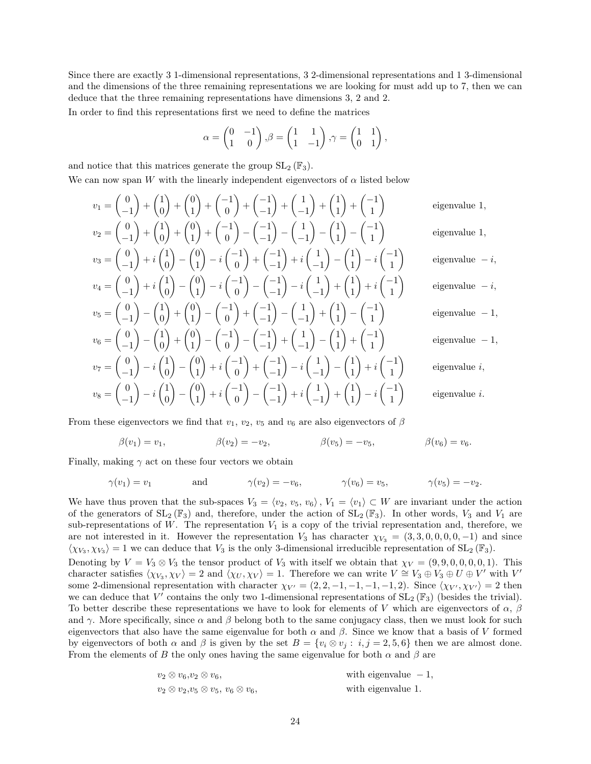Since there are exactly 3 1-dimensional representations, 3 2-dimensional representations and 1 3-dimensional and the dimensions of the three remaining representations we are looking for must add up to 7, then we can deduce that the three remaining representations have dimensions 3, 2 and 2.

In order to find this representations first we need to define the matrices

$$\alpha = \begin{pmatrix} 0 & -1 \\ 1 & 0 \end{pmatrix}, \beta = \begin{pmatrix} 1 & 1 \\ 1 & -1 \end{pmatrix}, \gamma = \begin{pmatrix} 1 & 1 \\ 0 & 1 \end{pmatrix},$$

and notice that this matrices generate the group $\mathrm{SL}_2(\mathbb{F}_3)$.

We can now span $W$ with the linearly independent eigenvectors of $\alpha$ listed below

$$v_1 = \begin{pmatrix} 0 \\ -1 \end{pmatrix} + \begin{pmatrix} 1 \\ 0 \end{pmatrix} + \begin{pmatrix} 0 \\ 1 \end{pmatrix} + \begin{pmatrix} -1 \\ 0 \end{pmatrix} + \begin{pmatrix} -1 \\ -1 \end{pmatrix} + \begin{pmatrix} 1 \\ -1 \end{pmatrix} + \begin{pmatrix} 1 \\ 1 \end{pmatrix} + \begin{pmatrix} -1 \\ 1 \end{pmatrix} \qquad \text{eigenvalue } 1,$$

$$v_2 = \begin{pmatrix} 0 \\ -1 \end{pmatrix} + \begin{pmatrix} 1 \\ 0 \end{pmatrix} + \begin{pmatrix} 0 \\ 1 \end{pmatrix} + \begin{pmatrix} -1 \\ 0 \end{pmatrix} - \begin{pmatrix} -1 \\ -1 \end{pmatrix} - \begin{pmatrix} 1 \\ -1 \end{pmatrix} - \begin{pmatrix} 1 \\ 1 \end{pmatrix} - \begin{pmatrix} -1 \\ 1 \end{pmatrix} \qquad \text{eigenvalue } 1,$$

$$v_3 = \begin{pmatrix} 0 \\ -1 \end{pmatrix} + i\begin{pmatrix} 1 \\ 0 \end{pmatrix} - \begin{pmatrix} 0 \\ 1 \end{pmatrix} - i\begin{pmatrix} -1 \\ 0 \end{pmatrix} + \begin{pmatrix} -1 \\ -1 \end{pmatrix} + i\begin{pmatrix} 1 \\ -1 \end{pmatrix} - \begin{pmatrix} 1 \\ 1 \end{pmatrix} - i\begin{pmatrix} -1 \\ 1 \end{pmatrix} \qquad \text{eigenvalue } -i,$$

$$v_4 = \begin{pmatrix} 0 \\ -1 \end{pmatrix} + i\begin{pmatrix} 1 \\ 0 \end{pmatrix} - \begin{pmatrix} 0 \\ 1 \end{pmatrix} - i\begin{pmatrix} -1 \\ 0 \end{pmatrix} - \begin{pmatrix} -1 \\ -1 \end{pmatrix} - i\begin{pmatrix} 1 \\ -1 \end{pmatrix} + \begin{pmatrix} 1 \\ 1 \end{pmatrix} + i\begin{pmatrix} -1 \\ 1 \end{pmatrix} \qquad \text{eigenvalue } -i,$$

$$v_5 = \begin{pmatrix} 0 \\ -1 \end{pmatrix} - \begin{pmatrix} 1 \\ 0 \end{pmatrix} + \begin{pmatrix} 0 \\ 1 \end{pmatrix} - \begin{pmatrix} -1 \\ 0 \end{pmatrix} + \begin{pmatrix} -1 \\ -1 \end{pmatrix} - \begin{pmatrix} 1 \\ -1 \end{pmatrix} + \begin{pmatrix} 1 \\ 1 \end{pmatrix} - \begin{pmatrix} -1 \\ 1 \end{pmatrix} \qquad \text{eigenvalue } -1,$$

$$v_6 = \begin{pmatrix} 0 \\ -1 \end{pmatrix} - \begin{pmatrix} 1 \\ 0 \end{pmatrix} + \begin{pmatrix} 0 \\ 1 \end{pmatrix} - \begin{pmatrix} -1 \\ 0 \end{pmatrix} - \begin{pmatrix} -1 \\ -1 \end{pmatrix} + \begin{pmatrix} 1 \\ -1 \end{pmatrix} - \begin{pmatrix} 1 \\ 1 \end{pmatrix} + \begin{pmatrix} -1 \\ 1 \end{pmatrix} \qquad \text{eigenvalue } -1,$$

$$v_7 = \begin{pmatrix} 0 \\ -1 \end{pmatrix} - i\begin{pmatrix} 1 \\ 0 \end{pmatrix} - \begin{pmatrix} 0 \\ 1 \end{pmatrix} + i\begin{pmatrix} -1 \\ 0 \end{pmatrix} + \begin{pmatrix} -1 \\ -1 \end{pmatrix} - i\begin{pmatrix} 1 \\ -1 \end{pmatrix} - \begin{pmatrix} 1 \\ 1 \end{pmatrix} + i\begin{pmatrix} -1 \\ 1 \end{pmatrix} \qquad \text{eigenvalue } i,$$

$$v_8 = \begin{pmatrix} 0 \\ -1 \end{pmatrix} - i\begin{pmatrix} 1 \\ 0 \end{pmatrix} - \begin{pmatrix} 0 \\ 1 \end{pmatrix} + i\begin{pmatrix} -1 \\ 0 \end{pmatrix} - \begin{pmatrix} -1 \\ -1 \end{pmatrix} + i\begin{pmatrix} 1 \\ -1 \end{pmatrix} + \begin{pmatrix} 1 \\ 1 \end{pmatrix} - i\begin{pmatrix} -1 \\ 1 \end{pmatrix} \qquad \text{eigenvalue } i.$$

From these eigenvectors we find that $v_1$, $v_2$, $v_5$ and $v_6$ are also eigenvectors of $\beta$

$$\beta(v_1) = v_1, \qquad \beta(v_2) = -v_2, \qquad \beta(v_5) = -v_5, \qquad \beta(v_6) = v_6.$$

Finally, making $\gamma$ act on these four vectors we obtain

$$\gamma(v_1) = v_1 \qquad \text{and} \qquad \gamma(v_2) = -v_6, \qquad \gamma(v_6) = v_5, \qquad \gamma(v_5) = -v_2.$$

We have thus proven that the sub-spaces $V_3 = \langle v_2, v_5, v_6 \rangle$, $V_1 = \langle v_1 \rangle \subset W$ are invariant under the action of the generators of $\mathrm{SL}_2(\mathbb{F}_3)$ and, therefore, under the action of $\mathrm{SL}_2(\mathbb{F}_3)$. In other words, $V_3$ and $V_1$ are sub-representations of $W$. The representation $V_1$ is a copy of the trivial representation and, therefore, we are not interested in it. However the representation $V_3$ has character $\chi_{V_3} = (3, 3, 0, 0, 0, 0, -1)$ and since $\langle \chi_{V_3}, \chi_{V_3} \rangle = 1$ we can deduce that $V_3$ is the only 3-dimensional irreducible representation of $\mathrm{SL}_2(\mathbb{F}_3)$.

Denoting by $V = V_3 \otimes V_3$ the tensor product of $V_3$ with itself we obtain that $\chi_V = (9, 9, 0, 0, 0, 0, 1)$. This character satisfies $\langle \chi_{V_3}, \chi_V \rangle = 2$ and $\langle \chi_U, \chi_V \rangle = 1$. Therefore we can write $V \cong V_3 \oplus V_3 \oplus U \oplus V'$ with $V'$ some 2-dimensional representation with character $\chi_{V'} = (2, 2, -1, -1, -1, -1, 2)$. Since $\langle \chi_{V'}, \chi_{V'} \rangle = 2$ then we can deduce that $V'$ contains the only two 1-dimensional representations of $\mathrm{SL}_2(\mathbb{F}_3)$ (besides the trivial). To better describe these representations we have to look for elements of $V$ which are eigenvectors of $\alpha$, $\beta$ and $\gamma$. More specifically, since $\alpha$ and $\beta$ belong both to the same conjugacy class, then we must look for such eigenvectors that also have the same eigenvalue for both $\alpha$ and $\beta$. Since we know that a basis of $V$ formed by eigenvectors of both $\alpha$ and $\beta$ is given by the set $B = \{v_i \otimes v_j : \ i, j = 2, 5, 6\}$ then we are almost done. From the elements of $B$ the only ones having the same eigenvalue for both $\alpha$ and $\beta$ are

$$v_2 \otimes v_6, v_2 \otimes v_6, \qquad \text{with eigenvalue } -1,$$

$$v_2 \otimes v_2, v_5 \otimes v_5, \ v_6 \otimes v_6, \qquad \text{with eigenvalue } 1.$$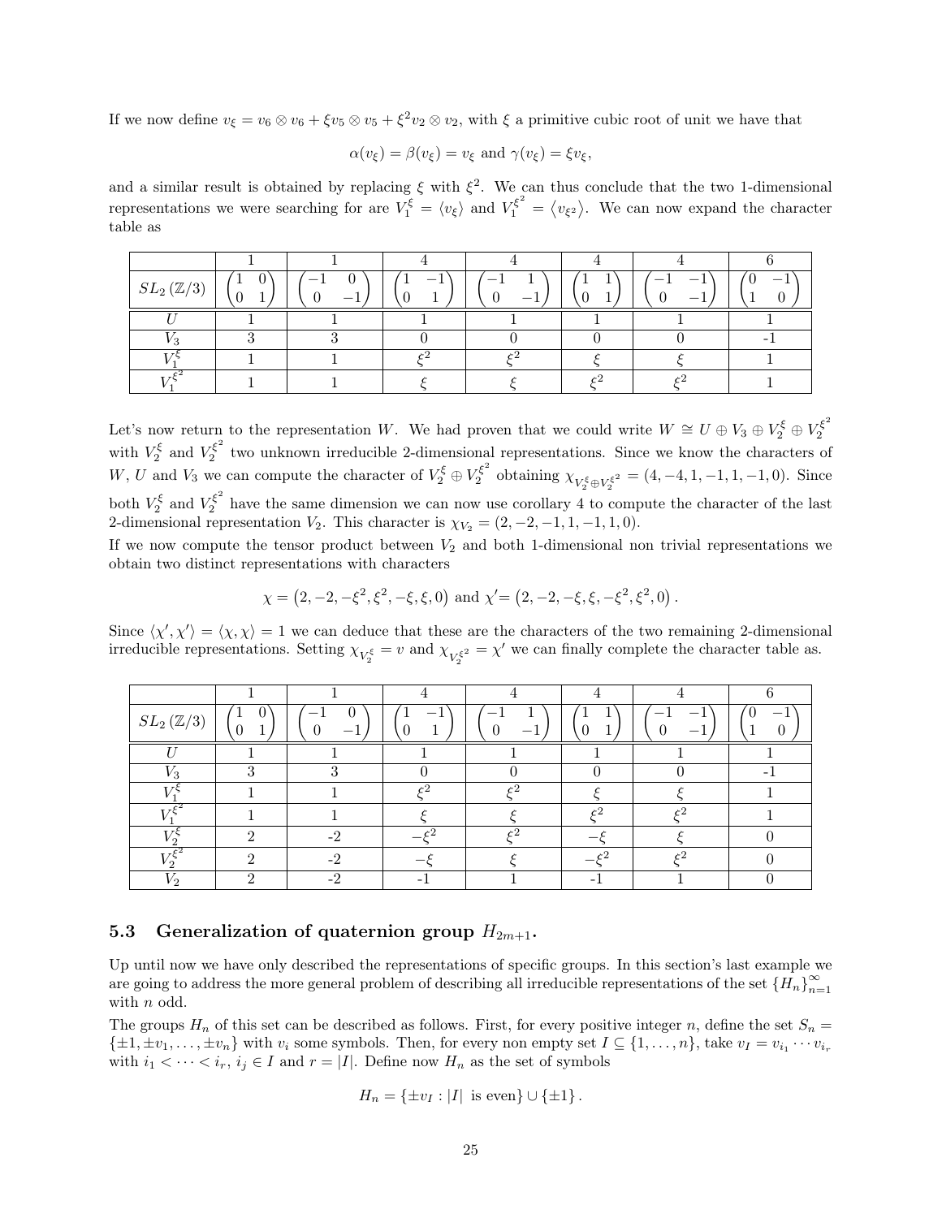If we now define $v_\xi = v_6 \otimes v_6 + \xi v_5 \otimes v_5 + \xi^2 v_2 \otimes v_2$, with $\xi$ a primitive cubic root of unit we have that

$$\alpha(v_\xi) = \beta(v_\xi) = v_\xi \text{ and } \gamma(v_\xi) = \xi v_\xi,$$

and a similar result is obtained by replacing $\xi$ with $\xi^2$. We can thus conclude that the two 1-dimensional representations we were searching for are $V_1^\xi = \langle v_\xi \rangle$ and $V_1^{\xi^2} = \langle v_{\xi^2} \rangle$. We can now expand the character table as

| | 1 | 1 | 4 | 4 | 4 | 4 | 6 |
|---|---|---|---|---|---|---|---|
| $SL_2(\mathbb{Z}/3)$ | $\begin{pmatrix}1 & 0\\ 0 & 1\end{pmatrix}$ | $\begin{pmatrix}-1 & 0\\ 0 & -1\end{pmatrix}$ | $\begin{pmatrix}1 & -1\\ 0 & 1\end{pmatrix}$ | $\begin{pmatrix}-1 & 1\\ 0 & -1\end{pmatrix}$ | $\begin{pmatrix}1 & 1\\ 0 & 1\end{pmatrix}$ | $\begin{pmatrix}-1 & -1\\ 0 & -1\end{pmatrix}$ | $\begin{pmatrix}0 & -1\\ 1 & 0\end{pmatrix}$ |
| $U$ | 1 | 1 | 1 | 1 | 1 | 1 | 1 |
| $V_3$ | 3 | 3 | 0 | 0 | 0 | 0 | -1 |
| $V_1^\xi$ | 1 | 1 | $\xi^2$ | $\xi^2$ | $\xi$ | $\xi$ | 1 |
| $V_1^{\xi^2}$ | 1 | 1 | $\xi$ | $\xi$ | $\xi^2$ | $\xi^2$ | 1 |

Let's now return to the representation $W$. We had proven that we could write $W \cong U \oplus V_3 \oplus V_2^\xi \oplus V_2^{\xi^2}$ with $V_2^\xi$ and $V_2^{\xi^2}$ two unknown irreducible 2-dimensional representations. Since we know the characters of $W$, $U$ and $V_3$ we can compute the character of $V_2^\xi \oplus V_2^{\xi^2}$ obtaining $\chi_{V_2^\xi \oplus V_2^{\xi^2}} = (4, -4, 1, -1, 1, -1, 0)$. Since both $V_2^\xi$ and $V_2^{\xi^2}$ have the same dimension we can now use corollary 4 to compute the character of the last 2-dimensional representation $V_2$. This character is $\chi_{V_2} = (2, -2, -1, 1, -1, 1, 0)$.

If we now compute the tensor product between $V_2$ and both 1-dimensional non trivial representations we obtain two distinct representations with characters

$$\chi = \left(2, -2, -\xi^2, \xi^2, -\xi, \xi, 0\right) \text{ and } \chi' = \left(2, -2, -\xi, \xi, -\xi^2, \xi^2, 0\right).$$

Since $\langle \chi', \chi' \rangle = \langle \chi, \chi \rangle = 1$ we can deduce that these are the characters of the two remaining 2-dimensional irreducible representations. Setting $\chi_{V_2^\xi} = v$ and $\chi_{V_2^{\xi^2}} = \chi'$ we can finally complete the character table as.

| | 1 | 1 | 4 | 4 | 4 | 4 | 6 |
|---|---|---|---|---|---|---|---|
| $SL_2(\mathbb{Z}/3)$ | $\begin{pmatrix}1 & 0\\ 0 & 1\end{pmatrix}$ | $\begin{pmatrix}-1 & 0\\ 0 & -1\end{pmatrix}$ | $\begin{pmatrix}1 & -1\\ 0 & 1\end{pmatrix}$ | $\begin{pmatrix}-1 & 1\\ 0 & -1\end{pmatrix}$ | $\begin{pmatrix}1 & 1\\ 0 & 1\end{pmatrix}$ | $\begin{pmatrix}-1 & -1\\ 0 & -1\end{pmatrix}$ | $\begin{pmatrix}0 & -1\\ 1 & 0\end{pmatrix}$ |
| $U$ | 1 | 1 | 1 | 1 | 1 | 1 | 1 |
| $V_3$ | 3 | 3 | 0 | 0 | 0 | 0 | -1 |
| $V_1^\xi$ | 1 | 1 | $\xi^2$ | $\xi^2$ | $\xi$ | $\xi$ | 1 |
| $V_1^{\xi^2}$ | 1 | 1 | $\xi$ | $\xi$ | $\xi^2$ | $\xi^2$ | 1 |
| $V_2^\xi$ | 2 | -2 | $-\xi^2$ | $\xi^2$ | $-\xi$ | $\xi$ | 0 |
| $V_2^{\xi^2}$ | 2 | -2 | $-\xi$ | $\xi$ | $-\xi^2$ | $\xi^2$ | 0 |
| $V_2$ | 2 | -2 | -1 | 1 | -1 | 1 | 0 |

### 5.3 Generalization of quaternion group $H_{2m+1}$.

Up until now we have only described the representations of specific groups. In this section's last example we are going to address the more general problem of describing all irreducible representations of the set $\{H_n\}_{n=1}^\infty$ with $n$ odd.

The groups $H_n$ of this set can be described as follows. First, for every positive integer $n$, define the set $S_n = \{\pm 1, \pm v_1, \ldots, \pm v_n\}$ with $v_i$ some symbols. Then, for every non empty set $I \subseteq \{1, \ldots, n\}$, take $v_I = v_{i_1} \cdots v_{i_r}$ with $i_1 < \cdots < i_r$, $i_j \in I$ and $r = |I|$. Define now $H_n$ as the set of symbols

$$H_n = \{\pm v_I : |I| \text{ is even}\} \cup \{\pm 1\}.$$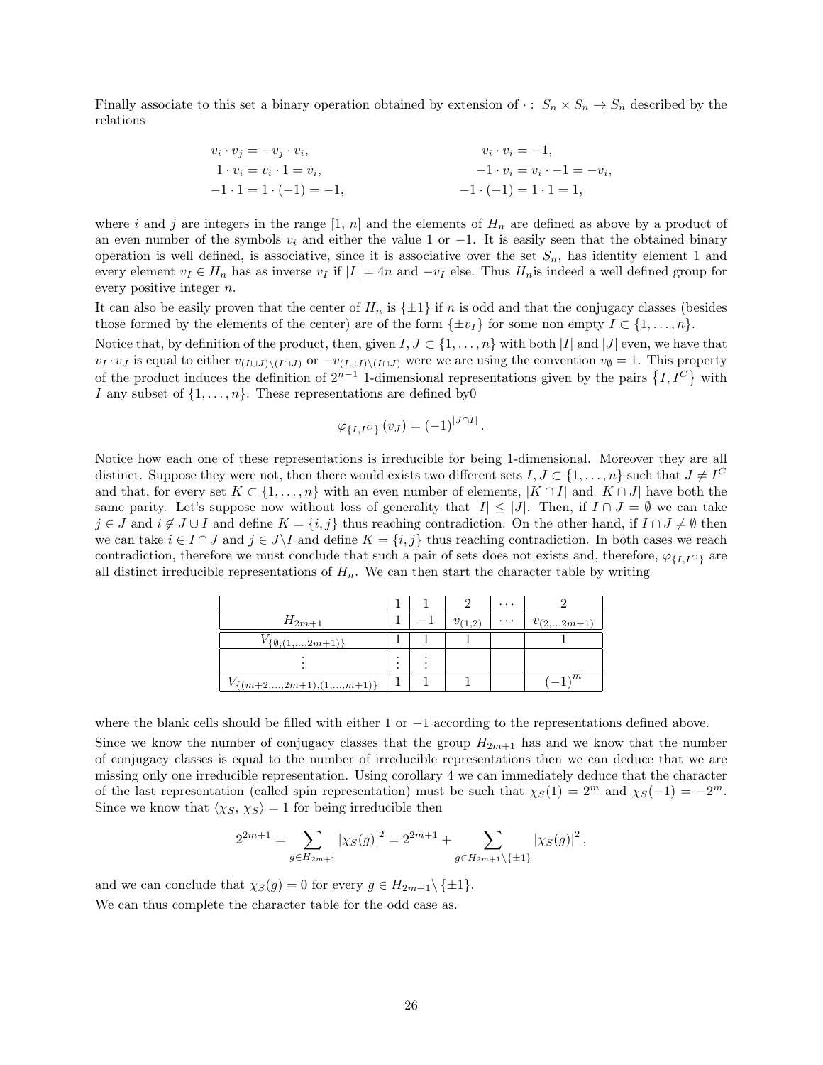Finally associate to this set a binary operation obtained by extension of $\cdot : S_n \times S_n \to S_n$ described by the relations

$$
\begin{aligned}
v_i \cdot v_j &= -v_j \cdot v_i, & v_i \cdot v_i &= -1, \\
1 \cdot v_i &= v_i \cdot 1 = v_i, & -1 \cdot v_i &= v_i \cdot -1 = -v_i, \\
-1 \cdot 1 &= 1 \cdot (-1) = -1, & -1 \cdot (-1) &= 1 \cdot 1 = 1,
\end{aligned}
$$

where $i$ and $j$ are integers in the range $[1, n]$ and the elements of $H_n$ are defined as above by a product of an even number of the symbols $v_i$ and either the value 1 or $-1$. It is easily seen that the obtained binary operation is well defined, is associative, since it is associative over the set $S_n$, has identity element 1 and every element $v_I \in H_n$ has as inverse $v_I$ if $|I| = 4n$ and $-v_I$ else. Thus $H_n$is indeed a well defined group for every positive integer $n$.

It can also be easily proven that the center of $H_n$ is $\{\pm 1\}$ if $n$ is odd and that the conjugacy classes (besides those formed by the elements of the center) are of the form $\{\pm v_I\}$ for some non empty $I \subset \{1, \ldots, n\}$.

Notice that, by definition of the product, then, given $I, J \subset \{1, \ldots, n\}$ with both $|I|$ and $|J|$ even, we have that $v_I \cdot v_J$ is equal to either $v_{(I \cup J) \setminus (I \cap J)}$ or $-v_{(I \cup J) \setminus (I \cap J)}$ were we are using the convention $v_\emptyset = 1$. This property of the product induces the definition of $2^{n-1}$ 1-dimensional representations given by the pairs $\{I, I^C\}$ with $I$ any subset of $\{1, \ldots, n\}$. These representations are defined by0

$$
\varphi_{\{I, I^C\}}(v_J) = (-1)^{|J \cap I|}.
$$

Notice how each one of these representations is irreducible for being 1-dimensional. Moreover they are all distinct. Suppose they were not, then there would exists two different sets $I, J \subset \{1, \ldots, n\}$ such that $J \neq I^C$ and that, for every set $K \subset \{1, \ldots, n\}$ with an even number of elements, $|K \cap I|$ and $|K \cap J|$ have both the same parity. Let's suppose now without loss of generality that $|I| \leq |J|$. Then, if $I \cap J = \emptyset$ we can take $j \in J$ and $i \notin J \cup I$ and define $K = \{i, j\}$ thus reaching contradiction. On the other hand, if $I \cap J \neq \emptyset$ then we can take $i \in I \cap J$ and $j \in J \setminus I$ and define $K = \{i, j\}$ thus reaching contradiction. In both cases we reach contradiction, therefore we must conclude that such a pair of sets does not exists and, therefore, $\varphi_{\{I, I^C\}}$ are all distinct irreducible representations of $H_n$. We can then start the character table by writing

| | 1 | 1 | 2 | $\cdots$ | 2 |
|---|---|---|---|---|---|
| $H_{2m+1}$ | 1 | $-1$ | $v_{(1,2)}$ | $\cdots$ | $v_{(2,\ldots 2m+1)}$ |
| $V_{\{\emptyset,(1,\ldots,2m+1)\}}$ | 1 | 1 | 1 | | 1 |
| $\vdots$ | $\vdots$ | $\vdots$ | | | |
| $V_{\{(m+2,\ldots,2m+1),(1,\ldots,m+1)\}}$ | 1 | 1 | 1 | | $(-1)^m$ |

where the blank cells should be filled with either 1 or $-1$ according to the representations defined above.

Since we know the number of conjugacy classes that the group $H_{2m+1}$ has and we know that the number of conjugacy classes is equal to the number of irreducible representations then we can deduce that we are missing only one irreducible representation. Using corollary 4 we can immediately deduce that the character of the last representation (called spin representation) must be such that $\chi_S(1) = 2^m$ and $\chi_S(-1) = -2^m$. Since we know that $\langle \chi_S, \chi_S \rangle = 1$ for being irreducible then

$$
2^{2m+1} = \sum_{g \in H_{2m+1}} |\chi_S(g)|^2 = 2^{2m+1} + \sum_{g \in H_{2m+1} \setminus \{\pm 1\}} |\chi_S(g)|^2,
$$

and we can conclude that $\chi_S(g) = 0$ for every $g \in H_{2m+1} \setminus \{\pm 1\}$.

We can thus complete the character table for the odd case as.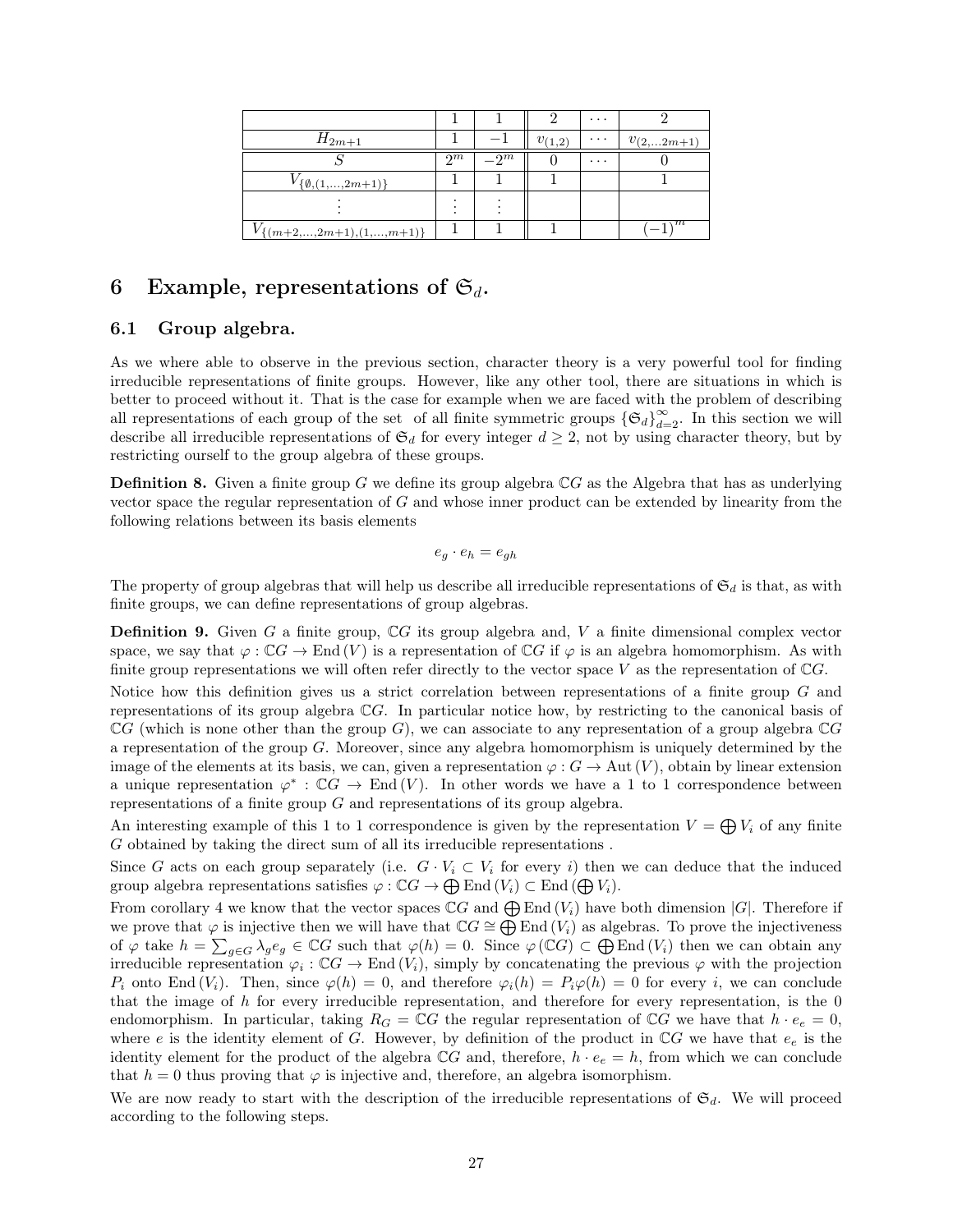|  | 1 | 1 | 2 | $\cdots$ | 2 |
| --- | --- | --- | --- | --- | --- |
| $H_{2m+1}$ | 1 | $-1$ | $v_{(1,2)}$ | $\cdots$ | $v_{(2,\ldots 2m+1)}$ |
| $S$ | $2^m$ | $-2^m$ | 0 | $\cdots$ | 0 |
| $V_{\{\emptyset,(1,\ldots,2m+1)\}}$ | 1 | 1 | 1 |  | 1 |
| $\vdots$ | $\vdots$ | $\vdots$ |  |  |  |
| $V_{\{(m+2,\ldots,2m+1),(1,\ldots,m+1)\}}$ | 1 | 1 | 1 |  | $(-1)^m$ |

# 6 Example, representations of $\mathfrak{S}_d$.

## 6.1 Group algebra.

As we where able to observe in the previous section, character theory is a very powerful tool for finding irreducible representations of finite groups. However, like any other tool, there are situations in which is better to proceed without it. That is the case for example when we are faced with the problem of describing all representations of each group of the set of all finite symmetric groups $\{\mathfrak{S}_d\}_{d=2}^{\infty}$. In this section we will describe all irreducible representations of $\mathfrak{S}_d$ for every integer $d \geq 2$, not by using character theory, but by restricting ourself to the group algebra of these groups.

**Definition 8.** Given a finite group $G$ we define its group algebra $\mathbb{C}G$ as the Algebra that has as underlying vector space the regular representation of $G$ and whose inner product can be extended by linearity from the following relations between its basis elements

$$e_g \cdot e_h = e_{gh}$$

The property of group algebras that will help us describe all irreducible representations of $\mathfrak{S}_d$ is that, as with finite groups, we can define representations of group algebras.

**Definition 9.** Given $G$ a finite group, $\mathbb{C}G$ its group algebra and, $V$ a finite dimensional complex vector space, we say that $\varphi : \mathbb{C}G \to \operatorname{End}(V)$ is a representation of $\mathbb{C}G$ if $\varphi$ is an algebra homomorphism. As with finite group representations we will often refer directly to the vector space $V$ as the representation of $\mathbb{C}G$.

Notice how this definition gives us a strict correlation between representations of a finite group $G$ and representations of its group algebra $\mathbb{C}G$. In particular notice how, by restricting to the canonical basis of $\mathbb{C}G$ (which is none other than the group $G$), we can associate to any representation of a group algebra $\mathbb{C}G$ a representation of the group $G$. Moreover, since any algebra homomorphism is uniquely determined by the image of the elements at its basis, we can, given a representation $\varphi : G \to \operatorname{Aut}(V)$, obtain by linear extension a unique representation $\varphi^* : \mathbb{C}G \to \operatorname{End}(V)$. In other words we have a 1 to 1 correspondence between representations of a finite group $G$ and representations of its group algebra.

An interesting example of this 1 to 1 correspondence is given by the representation $V = \bigoplus V_i$ of any finite $G$ obtained by taking the direct sum of all its irreducible representations .

Since $G$ acts on each group separately (i.e. $G \cdot V_i \subset V_i$ for every $i$) then we can deduce that the induced group algebra representations satisfies $\varphi : \mathbb{C}G \to \bigoplus \operatorname{End}(V_i) \subset \operatorname{End}(\bigoplus V_i)$.

From corollary 4 we know that the vector spaces $\mathbb{C}G$ and $\bigoplus \operatorname{End}(V_i)$ have both dimension $|G|$. Therefore if we prove that $\varphi$ is injective then we will have that $\mathbb{C}G \cong \bigoplus \operatorname{End}(V_i)$ as algebras. To prove the injectiveness of $\varphi$ take $h = \sum_{g \in G} \lambda_g e_g \in \mathbb{C}G$ such that $\varphi(h) = 0$. Since $\varphi(\mathbb{C}G) \subset \bigoplus \operatorname{End}(V_i)$ then we can obtain any irreducible representation $\varphi_i : \mathbb{C}G \to \operatorname{End}(V_i)$, simply by concatenating the previous $\varphi$ with the projection $P_i$ onto $\operatorname{End}(V_i)$. Then, since $\varphi(h) = 0$, and therefore $\varphi_i(h) = P_i\varphi(h) = 0$ for every $i$, we can conclude that the image of $h$ for every irreducible representation, and therefore for every representation, is the 0 endomorphism. In particular, taking $R_G = \mathbb{C}G$ the regular representation of $\mathbb{C}G$ we have that $h \cdot e_e = 0$, where $e$ is the identity element of $G$. However, by definition of the product in $\mathbb{C}G$ we have that $e_e$ is the identity element for the product of the algebra $\mathbb{C}G$ and, therefore, $h \cdot e_e = h$, from which we can conclude that $h = 0$ thus proving that $\varphi$ is injective and, therefore, an algebra isomorphism.

We are now ready to start with the description of the irreducible representations of $\mathfrak{S}_d$. We will proceed according to the following steps.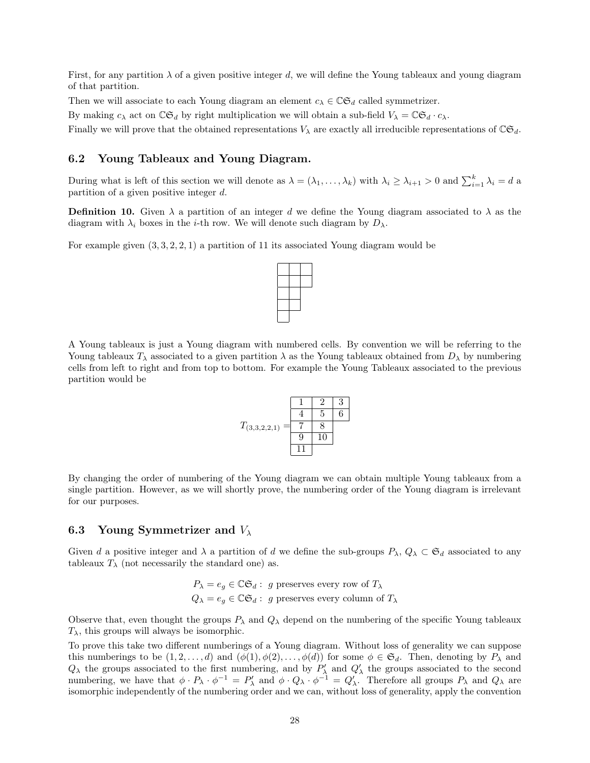First, for any partition $\lambda$ of a given positive integer $d$, we will define the Young tableaux and young diagram of that partition.

Then we will associate to each Young diagram an element $c_\lambda \in \mathbb{C}\mathfrak{S}_d$ called symmetrizer.

By making $c_\lambda$ act on $\mathbb{C}\mathfrak{S}_d$ by right multiplication we will obtain a sub-field $V_\lambda = \mathbb{C}\mathfrak{S}_d \cdot c_\lambda$.

Finally we will prove that the obtained representations $V_\lambda$ are exactly all irreducible representations of $\mathbb{C}\mathfrak{S}_d$.

## 6.2 Young Tableaux and Young Diagram.

During what is left of this section we will denote as $\lambda = (\lambda_1, \dots, \lambda_k)$ with $\lambda_i \geq \lambda_{i+1} > 0$ and $\sum_{i=1}^{k} \lambda_i = d$ a partition of a given positive integer $d$.

**Definition 10.** Given $\lambda$ a partition of an integer $d$ we define the Young diagram associated to $\lambda$ as the diagram with $\lambda_i$ boxes in the $i$-th row. We will denote such diagram by $D_\lambda$.

For example given $(3, 3, 2, 2, 1)$ a partition of 11 its associated Young diagram would be

| | | |
|---|---|---|
| | | |
| | | |
| | | |
| | | |

A Young tableaux is just a Young diagram with numbered cells. By convention we will be referring to the Young tableaux $T_\lambda$ associated to a given partition $\lambda$ as the Young tableaux obtained from $D_\lambda$ by numbering cells from left to right and from top to bottom. For example the Young Tableaux associated to the previous partition would be

$$T_{(3,3,2,2,1)} = \begin{array}{|c|c|c|} \hline 1 & 2 & 3 \\ \hline 4 & 5 & 6 \\ \hline 7 & 8 & \\ \cline{1-2} 9 & 10 & \\ \cline{1-2} 11 & & \\ \cline{1-1} \end{array}$$

By changing the order of numbering of the Young diagram we can obtain multiple Young tableaux from a single partition. However, as we will shortly prove, the numbering order of the Young diagram is irrelevant for our purposes.

## 6.3 Young Symmetrizer and $V_\lambda$

Given $d$ a positive integer and $\lambda$ a partition of $d$ we define the sub-groups $P_\lambda$, $Q_\lambda \subset \mathfrak{S}_d$ associated to any tableaux $T_\lambda$ (not necessarily the standard one) as.

$$P_\lambda = e_g \in \mathbb{C}\mathfrak{S}_d : \ g \text{ preserves every row of } T_\lambda$$
$$Q_\lambda = e_g \in \mathbb{C}\mathfrak{S}_d : \ g \text{ preserves every column of } T_\lambda$$

Observe that, even thought the groups $P_\lambda$ and $Q_\lambda$ depend on the numbering of the specific Young tableaux $T_\lambda$, this groups will always be isomorphic.

To prove this take two different numberings of a Young diagram. Without loss of generality we can suppose this numberings to be $(1, 2, \dots, d)$ and $(\phi(1), \phi(2), \dots, \phi(d))$ for some $\phi \in \mathfrak{S}_d$. Then, denoting by $P_\lambda$ and $Q_\lambda$ the groups associated to the first numbering, and by $P'_\lambda$ and $Q'_\lambda$ the groups associated to the second numbering, we have that $\phi \cdot P_\lambda \cdot \phi^{-1} = P'_\lambda$ and $\phi \cdot Q_\lambda \cdot \phi^{-1} = Q'_\lambda$. Therefore all groups $P_\lambda$ and $Q_\lambda$ are isomorphic independently of the numbering order and we can, without loss of generality, apply the convention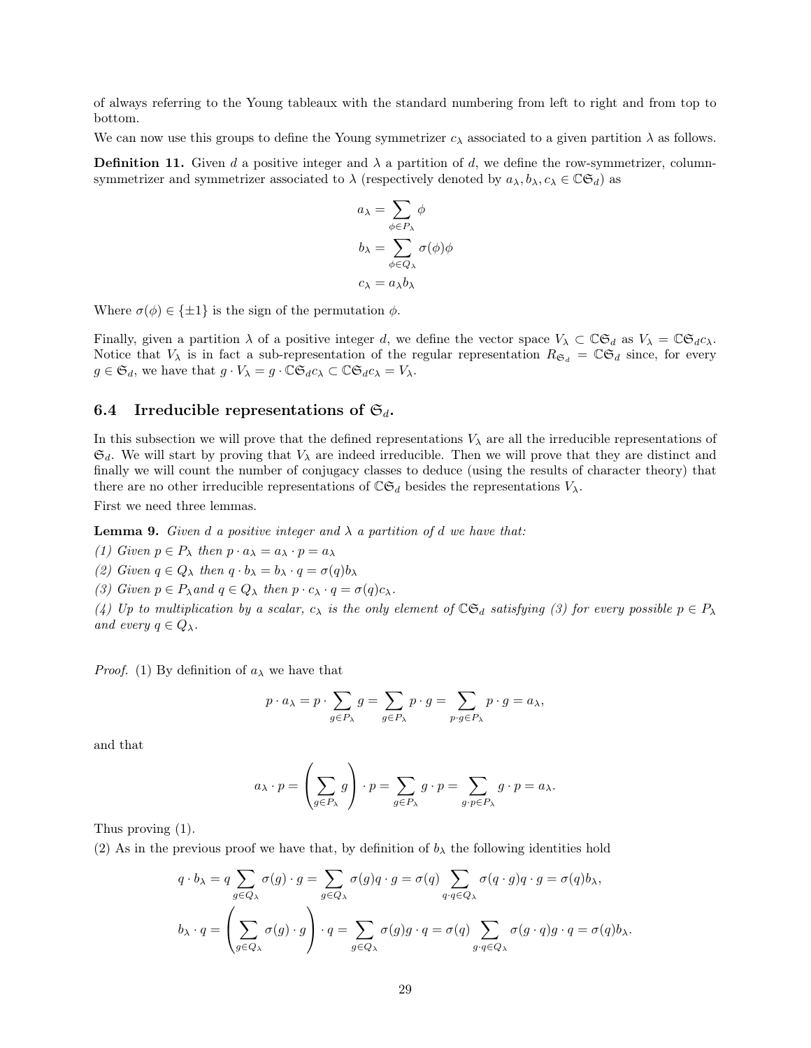of always referring to the Young tableaux with the standard numbering from left to right and from top to bottom.

We can now use this groups to define the Young symmetrizer $c_\lambda$ associated to a given partition $\lambda$ as follows.

**Definition 11.** Given $d$ a positive integer and $\lambda$ a partition of $d$, we define the row-symmetrizer, column-symmetrizer and symmetrizer associated to $\lambda$ (respectively denoted by $a_\lambda, b_\lambda, c_\lambda \in \mathbb{C}\mathfrak{S}_d$) as

$$a_\lambda = \sum_{\phi \in P_\lambda} \phi$$

$$b_\lambda = \sum_{\phi \in Q_\lambda} \sigma(\phi)\phi$$

$$c_\lambda = a_\lambda b_\lambda$$

Where $\sigma(\phi) \in \{\pm 1\}$ is the sign of the permutation $\phi$.

Finally, given a partition $\lambda$ of a positive integer $d$, we define the vector space $V_\lambda \subset \mathbb{C}\mathfrak{S}_d$ as $V_\lambda = \mathbb{C}\mathfrak{S}_d c_\lambda$. Notice that $V_\lambda$ is in fact a sub-representation of the regular representation $R_{\mathfrak{S}_d} = \mathbb{C}\mathfrak{S}_d$ since, for every $g \in \mathfrak{S}_d$, we have that $g \cdot V_\lambda = g \cdot \mathbb{C}\mathfrak{S}_d c_\lambda \subset \mathbb{C}\mathfrak{S}_d c_\lambda = V_\lambda$.

### 6.4 Irreducible representations of $\mathfrak{S}_d$.

In this subsection we will prove that the defined representations $V_\lambda$ are all the irreducible representations of $\mathfrak{S}_d$. We will start by proving that $V_\lambda$ are indeed irreducible. Then we will prove that they are distinct and finally we will count the number of conjugacy classes to deduce (using the results of character theory) that there are no other irreducible representations of $\mathbb{C}\mathfrak{S}_d$ besides the representations $V_\lambda$.

First we need three lemmas.

**Lemma 9.** *Given $d$ a positive integer and $\lambda$ a partition of $d$ we have that:*

*(1) Given $p \in P_\lambda$ then $p \cdot a_\lambda = a_\lambda \cdot p = a_\lambda$*

*(2) Given $q \in Q_\lambda$ then $q \cdot b_\lambda = b_\lambda \cdot q = \sigma(q) b_\lambda$*

*(3) Given $p \in P_\lambda$and $q \in Q_\lambda$ then $p \cdot c_\lambda \cdot q = \sigma(q) c_\lambda$.*

*(4) Up to multiplication by a scalar, $c_\lambda$ is the only element of $\mathbb{C}\mathfrak{S}_d$ satisfying (3) for every possible $p \in P_\lambda$ and every $q \in Q_\lambda$.*

*Proof.* (1) By definition of $a_\lambda$ we have that

$$p \cdot a_\lambda = p \cdot \sum_{g \in P_\lambda} g = \sum_{g \in P_\lambda} p \cdot g = \sum_{p \cdot g \in P_\lambda} p \cdot g = a_\lambda,$$

and that

$$a_\lambda \cdot p = \left( \sum_{g \in P_\lambda} g \right) \cdot p = \sum_{g \in P_\lambda} g \cdot p = \sum_{g \cdot p \in P_\lambda} g \cdot p = a_\lambda.$$

Thus proving (1).

(2) As in the previous proof we have that, by definition of $b_\lambda$ the following identities hold

$$q \cdot b_\lambda = q \sum_{g \in Q_\lambda} \sigma(g) \cdot g = \sum_{g \in Q_\lambda} \sigma(g) q \cdot g = \sigma(q) \sum_{q \cdot q \in Q_\lambda} \sigma(q \cdot g) q \cdot g = \sigma(q) b_\lambda,$$

$$b_\lambda \cdot q = \left( \sum_{g \in Q_\lambda} \sigma(g) \cdot g \right) \cdot q = \sum_{g \in Q_\lambda} \sigma(g) g \cdot q = \sigma(q) \sum_{g \cdot q \in Q_\lambda} \sigma(g \cdot q) g \cdot q = \sigma(q) b_\lambda.$$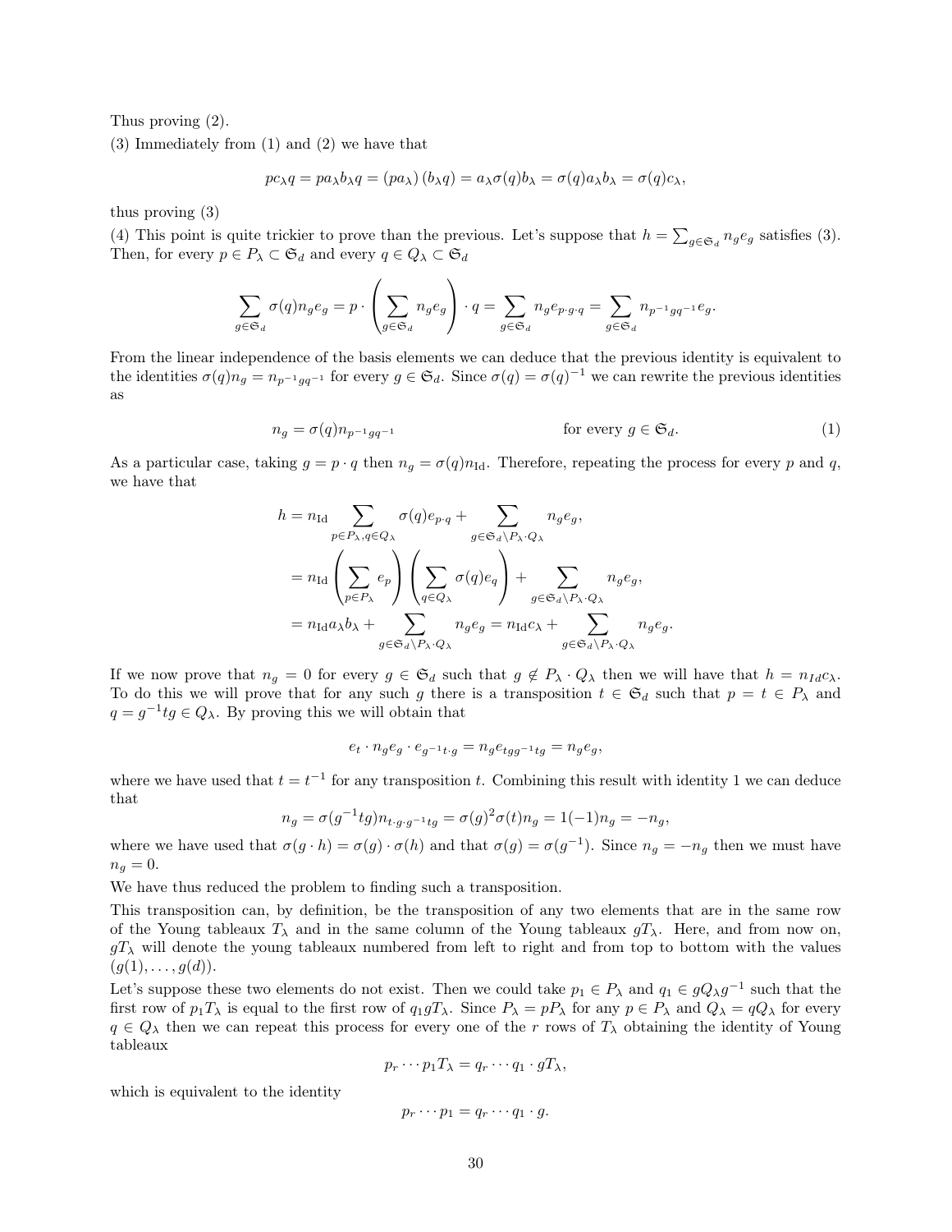Thus proving (2).

(3) Immediately from (1) and (2) we have that

$$pc_\lambda q = pa_\lambda b_\lambda q = (pa_\lambda)(b_\lambda q) = a_\lambda \sigma(q) b_\lambda = \sigma(q) a_\lambda b_\lambda = \sigma(q) c_\lambda,$$

thus proving (3)

(4) This point is quite trickier to prove than the previous. Let's suppose that $h = \sum_{g \in \mathfrak{S}_d} n_g e_g$ satisfies (3). Then, for every $p \in P_\lambda \subset \mathfrak{S}_d$ and every $q \in Q_\lambda \subset \mathfrak{S}_d$

$$\sum_{g \in \mathfrak{S}_d} \sigma(q) n_g e_g = p \cdot \left( \sum_{g \in \mathfrak{S}_d} n_g e_g \right) \cdot q = \sum_{g \in \mathfrak{S}_d} n_g e_{p \cdot g \cdot q} = \sum_{g \in \mathfrak{S}_d} n_{p^{-1} g q^{-1}} e_g.$$

From the linear independence of the basis elements we can deduce that the previous identity is equivalent to the identities $\sigma(q) n_g = n_{p^{-1} g q^{-1}}$ for every $g \in \mathfrak{S}_d$. Since $\sigma(q) = \sigma(q)^{-1}$ we can rewrite the previous identities as

$$n_g = \sigma(q) n_{p^{-1} g q^{-1}} \qquad \text{for every } g \in \mathfrak{S}_d. \tag{1}$$

As a particular case, taking $g = p \cdot q$ then $n_g = \sigma(q) n_{\mathrm{Id}}$. Therefore, repeating the process for every $p$ and $q$, we have that

$$\begin{aligned} h &= n_{\mathrm{Id}} \sum_{p \in P_\lambda, q \in Q_\lambda} \sigma(q) e_{p \cdot q} + \sum_{g \in \mathfrak{S}_d \setminus P_\lambda \cdot Q_\lambda} n_g e_g, \\ &= n_{\mathrm{Id}} \left( \sum_{p \in P_\lambda} e_p \right) \left( \sum_{q \in Q_\lambda} \sigma(q) e_q \right) + \sum_{g \in \mathfrak{S}_d \setminus P_\lambda \cdot Q_\lambda} n_g e_g, \\ &= n_{\mathrm{Id}} a_\lambda b_\lambda + \sum_{g \in \mathfrak{S}_d \setminus P_\lambda \cdot Q_\lambda} n_g e_g = n_{\mathrm{Id}} c_\lambda + \sum_{g \in \mathfrak{S}_d \setminus P_\lambda \cdot Q_\lambda} n_g e_g. \end{aligned}$$

If we now prove that $n_g = 0$ for every $g \in \mathfrak{S}_d$ such that $g \notin P_\lambda \cdot Q_\lambda$ then we will have that $h = n_{Id} c_\lambda$. To do this we will prove that for any such $g$ there is a transposition $t \in \mathfrak{S}_d$ such that $p = t \in P_\lambda$ and $q = g^{-1} t g \in Q_\lambda$. By proving this we will obtain that

$$e_t \cdot n_g e_g \cdot e_{g^{-1} t \cdot g} = n_g e_{t g g^{-1} t g} = n_g e_g,$$

where we have used that $t = t^{-1}$ for any transposition $t$. Combining this result with identity 1 we can deduce that

$$n_g = \sigma(g^{-1} t g) n_{t \cdot g \cdot g^{-1} t g} = \sigma(g)^2 \sigma(t) n_g = 1(-1) n_g = -n_g,$$

where we have used that $\sigma(g \cdot h) = \sigma(g) \cdot \sigma(h)$ and that $\sigma(g) = \sigma(g^{-1})$. Since $n_g = -n_g$ then we must have $n_g = 0$.

We have thus reduced the problem to finding such a transposition.

This transposition can, by definition, be the transposition of any two elements that are in the same row of the Young tableaux $T_\lambda$ and in the same column of the Young tableaux $gT_\lambda$. Here, and from now on, $gT_\lambda$ will denote the young tableaux numbered from left to right and from top to bottom with the values $(g(1), \ldots, g(d))$.

Let's suppose these two elements do not exist. Then we could take $p_1 \in P_\lambda$ and $q_1 \in g Q_\lambda g^{-1}$ such that the first row of $p_1 T_\lambda$ is equal to the first row of $q_1 g T_\lambda$. Since $P_\lambda = p P_\lambda$ for any $p \in P_\lambda$ and $Q_\lambda = q Q_\lambda$ for every $q \in Q_\lambda$ then we can repeat this process for every one of the $r$ rows of $T_\lambda$ obtaining the identity of Young tableaux

$$p_r \cdots p_1 T_\lambda = q_r \cdots q_1 \cdot g T_\lambda,$$

which is equivalent to the identity

$$p_r \cdots p_1 = q_r \cdots q_1 \cdot g.$$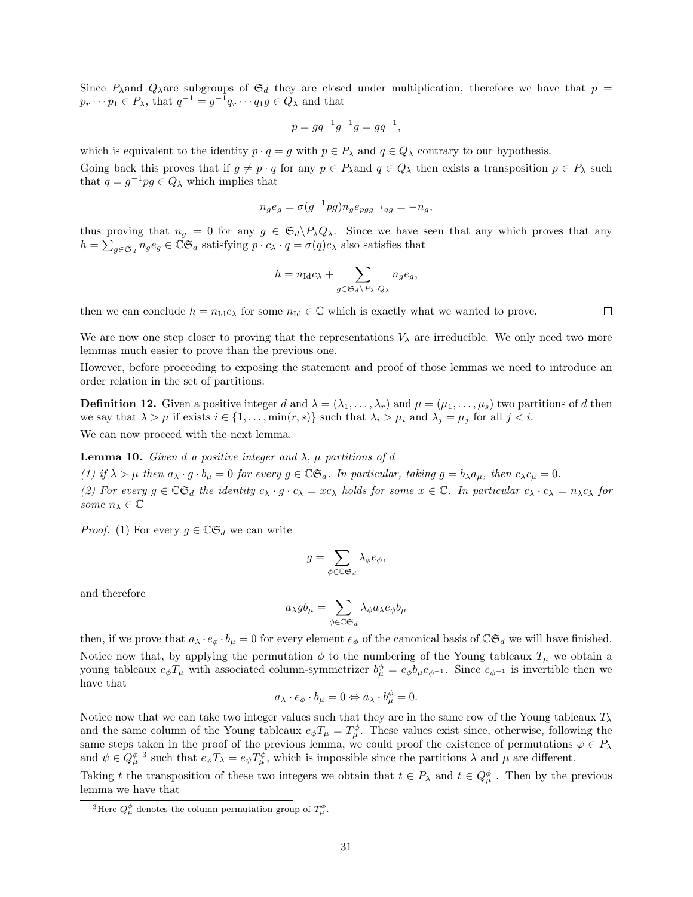Since $P_\lambda$and $Q_\lambda$are subgroups of $\mathfrak{S}_d$ they are closed under multiplication, therefore we have that $p = p_r \cdots p_1 \in P_\lambda$, that $q^{-1} = g^{-1} q_r \cdots q_1 g \in Q_\lambda$ and that

$$p = gq^{-1}g^{-1}g = gq^{-1},$$

which is equivalent to the identity $p \cdot q = g$ with $p \in P_\lambda$ and $q \in Q_\lambda$ contrary to our hypothesis.

Going back this proves that if $g \neq p \cdot q$ for any $p \in P_\lambda$and $q \in Q_\lambda$ then exists a transposition $p \in P_\lambda$ such that $q = g^{-1}pg \in Q_\lambda$ which implies that

$$n_g e_g = \sigma(g^{-1}pg) n_g e_{pgg^{-1}qg} = -n_g,$$

thus proving that $n_g = 0$ for any $g \in \mathfrak{S}_d \backslash P_\lambda Q_\lambda$. Since we have seen that any which proves that any $h = \sum_{g \in \mathfrak{S}_d} n_g e_g \in \mathbb{C}\mathfrak{S}_d$ satisfying $p \cdot c_\lambda \cdot q = \sigma(q) c_\lambda$ also satisfies that

$$h = n_{\mathrm{Id}} c_\lambda + \sum_{g \in \mathfrak{S}_d \backslash P_\lambda \cdot Q_\lambda} n_g e_g,$$

then we can conclude $h = n_{\mathrm{Id}} c_\lambda$ for some $n_{\mathrm{Id}} \in \mathbb{C}$ which is exactly what we wanted to prove. □

We are now one step closer to proving that the representations $V_\lambda$ are irreducible. We only need two more lemmas much easier to prove than the previous one.

However, before proceeding to exposing the statement and proof of those lemmas we need to introduce an order relation in the set of partitions.

**Definition 12.** Given a positive integer $d$ and $\lambda = (\lambda_1, \ldots, \lambda_r)$ and $\mu = (\mu_1, \ldots, \mu_s)$ two partitions of $d$ then we say that $\lambda > \mu$ if exists $i \in \{1, \ldots, \min(r, s)\}$ such that $\lambda_i > \mu_i$ and $\lambda_j = \mu_j$ for all $j < i$.

We can now proceed with the next lemma.

**Lemma 10.** *Given $d$ a positive integer and $\lambda$, $\mu$ partitions of $d$*

*(1) if $\lambda > \mu$ then $a_\lambda \cdot g \cdot b_\mu = 0$ for every $g \in \mathbb{C}\mathfrak{S}_d$. In particular, taking $g = b_\lambda a_\mu$, then $c_\lambda c_\mu = 0$.*

*(2) For every $g \in \mathbb{C}\mathfrak{S}_d$ the identity $c_\lambda \cdot g \cdot c_\lambda = x c_\lambda$ holds for some $x \in \mathbb{C}$. In particular $c_\lambda \cdot c_\lambda = n_\lambda c_\lambda$ for some $n_\lambda \in \mathbb{C}$*

*Proof.* (1) For every $g \in \mathbb{C}\mathfrak{S}_d$ we can write

$$g = \sum_{\phi \in \mathbb{C}\mathfrak{S}_d} \lambda_\phi e_\phi,$$

and therefore

$$a_\lambda g b_\mu = \sum_{\phi \in \mathbb{C}\mathfrak{S}_d} \lambda_\phi a_\lambda e_\phi b_\mu$$

then, if we prove that $a_\lambda \cdot e_\phi \cdot b_\mu = 0$ for every element $e_\phi$ of the canonical basis of $\mathbb{C}\mathfrak{S}_d$ we will have finished.

Notice now that, by applying the permutation $\phi$ to the numbering of the Young tableaux $T_\mu$ we obtain a young tableaux $e_\phi T_\mu$ with associated column-symmetrizer $b_\mu^\phi = e_\phi b_\mu e_{\phi^{-1}}$. Since $e_{\phi^{-1}}$ is invertible then we have that

$$a_\lambda \cdot e_\phi \cdot b_\mu = 0 \Leftrightarrow a_\lambda \cdot b_\mu^\phi = 0.$$

Notice now that we can take two integer values such that they are in the same row of the Young tableaux $T_\lambda$ and the same column of the Young tableaux $e_\phi T_\mu = T_\mu^\phi$. These values exist since, otherwise, following the same steps taken in the proof of the previous lemma, we could proof the existence of permutations $\varphi \in P_\lambda$ and $\psi \in Q_\mu^\phi$ [3] such that $e_\varphi T_\lambda = e_\psi T_\mu^\phi$, which is impossible since the partitions $\lambda$ and $\mu$ are different.

Taking $t$ the transposition of these two integers we obtain that $t \in P_\lambda$ and $t \in Q_\mu^\phi$ . Then by the previous lemma we have that

[3] Here $Q_\mu^\phi$ denotes the column permutation group of $T_\mu^\phi$.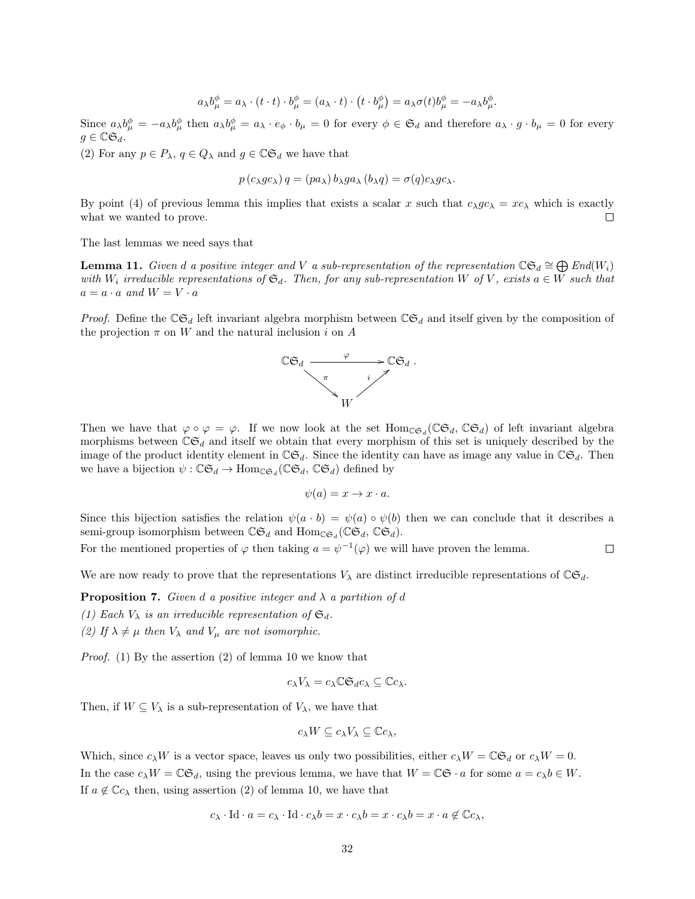$$a_\lambda b_\mu^\phi = a_\lambda \cdot (t \cdot t) \cdot b_\mu^\phi = (a_\lambda \cdot t) \cdot \left(t \cdot b_\mu^\phi\right) = a_\lambda \sigma(t) b_\mu^\phi = -a_\lambda b_\mu^\phi.$$

Since $a_\lambda b_\mu^\phi = -a_\lambda b_\mu^\phi$ then $a_\lambda b_\mu^\phi = a_\lambda \cdot e_\phi \cdot b_\mu = 0$ for every $\phi \in \mathfrak{S}_d$ and therefore $a_\lambda \cdot g \cdot b_\mu = 0$ for every $g \in \mathbb{C}\mathfrak{S}_d$.

(2) For any $p \in P_\lambda$, $q \in Q_\lambda$ and $g \in \mathbb{C}\mathfrak{S}_d$ we have that

$$p\,(c_\lambda g c_\lambda)\,q = (p a_\lambda)\, b_\lambda g a_\lambda\, (b_\lambda q) = \sigma(q) c_\lambda g c_\lambda.$$

By point (4) of previous lemma this implies that exists a scalar $x$ such that $c_\lambda g c_\lambda = x c_\lambda$ which is exactly what we wanted to prove. $\square$

The last lemmas we need says that

**Lemma 11.** *Given $d$ a positive integer and $V$ a sub-representation of the representation $\mathbb{C}\mathfrak{S}_d \cong \bigoplus End(W_i)$ with $W_i$ irreducible representations of $\mathfrak{S}_d$. Then, for any sub-representation $W$ of $V$, exists $a \in W$ such that $a = a \cdot a$ and $W = V \cdot a$*

*Proof.* Define the $\mathbb{C}\mathfrak{S}_d$ left invariant algebra morphism between $\mathbb{C}\mathfrak{S}_d$ and itself given by the composition of the projection $\pi$ on $W$ and the natural inclusion $i$ on $A$

$$\begin{array}{ccc} \mathbb{C}\mathfrak{S}_d & \xrightarrow{\ \varphi\ } & \mathbb{C}\mathfrak{S}_d\ . \\ & \searrow^{\pi} \quad {}^{i}\nearrow & \\ & W & \end{array}$$

Then we have that $\varphi \circ \varphi = \varphi$. If we now look at the set $\mathrm{Hom}_{\mathbb{C}\mathfrak{S}_d}(\mathbb{C}\mathfrak{S}_d, \mathbb{C}\mathfrak{S}_d)$ of left invariant algebra morphisms between $\mathbb{C}\mathfrak{S}_d$ and itself we obtain that every morphism of this set is uniquely described by the image of the product identity element in $\mathbb{C}\mathfrak{S}_d$. Since the identity can have as image any value in $\mathbb{C}\mathfrak{S}_d$. Then we have a bijection $\psi : \mathbb{C}\mathfrak{S}_d \to \mathrm{Hom}_{\mathbb{C}\mathfrak{S}_d}(\mathbb{C}\mathfrak{S}_d, \mathbb{C}\mathfrak{S}_d)$ defined by

$$\psi(a) = x \to x \cdot a.$$

Since this bijection satisfies the relation $\psi(a \cdot b) = \psi(a) \circ \psi(b)$ then we can conclude that it describes a semi-group isomorphism between $\mathbb{C}\mathfrak{S}_d$ and $\mathrm{Hom}_{\mathbb{C}\mathfrak{S}_d}(\mathbb{C}\mathfrak{S}_d, \mathbb{C}\mathfrak{S}_d)$.

For the mentioned properties of $\varphi$ then taking $a = \psi^{-1}(\varphi)$ we will have proven the lemma. $\square$

We are now ready to prove that the representations $V_\lambda$ are distinct irreducible representations of $\mathbb{C}\mathfrak{S}_d$.

**Proposition 7.** *Given $d$ a positive integer and $\lambda$ a partition of $d$*

*(1) Each $V_\lambda$ is an irreducible representation of $\mathfrak{S}_d$.*

*(2) If $\lambda \neq \mu$ then $V_\lambda$ and $V_\mu$ are not isomorphic.*

*Proof.* (1) By the assertion (2) of lemma 10 we know that

$$c_\lambda V_\lambda = c_\lambda \mathbb{C}\mathfrak{S}_d c_\lambda \subseteq \mathbb{C}c_\lambda.$$

Then, if $W \subseteq V_\lambda$ is a sub-representation of $V_\lambda$, we have that

$$c_\lambda W \subseteq c_\lambda V_\lambda \subseteq \mathbb{C}c_\lambda,$$

Which, since $c_\lambda W$ is a vector space, leaves us only two possibilities, either $c_\lambda W = \mathbb{C}\mathfrak{S}_d$ or $c_\lambda W = 0$.

In the case $c_\lambda W = \mathbb{C}\mathfrak{S}_d$, using the previous lemma, we have that $W = \mathbb{C}\mathfrak{S} \cdot a$ for some $a = c_\lambda b \in W$.

If $a \notin \mathbb{C}c_\lambda$ then, using assertion (2) of lemma 10, we have that

$$c_\lambda \cdot \mathrm{Id} \cdot a = c_\lambda \cdot \mathrm{Id} \cdot c_\lambda b = x \cdot c_\lambda b = x \cdot c_\lambda b = x \cdot a \notin \mathbb{C}c_\lambda,$$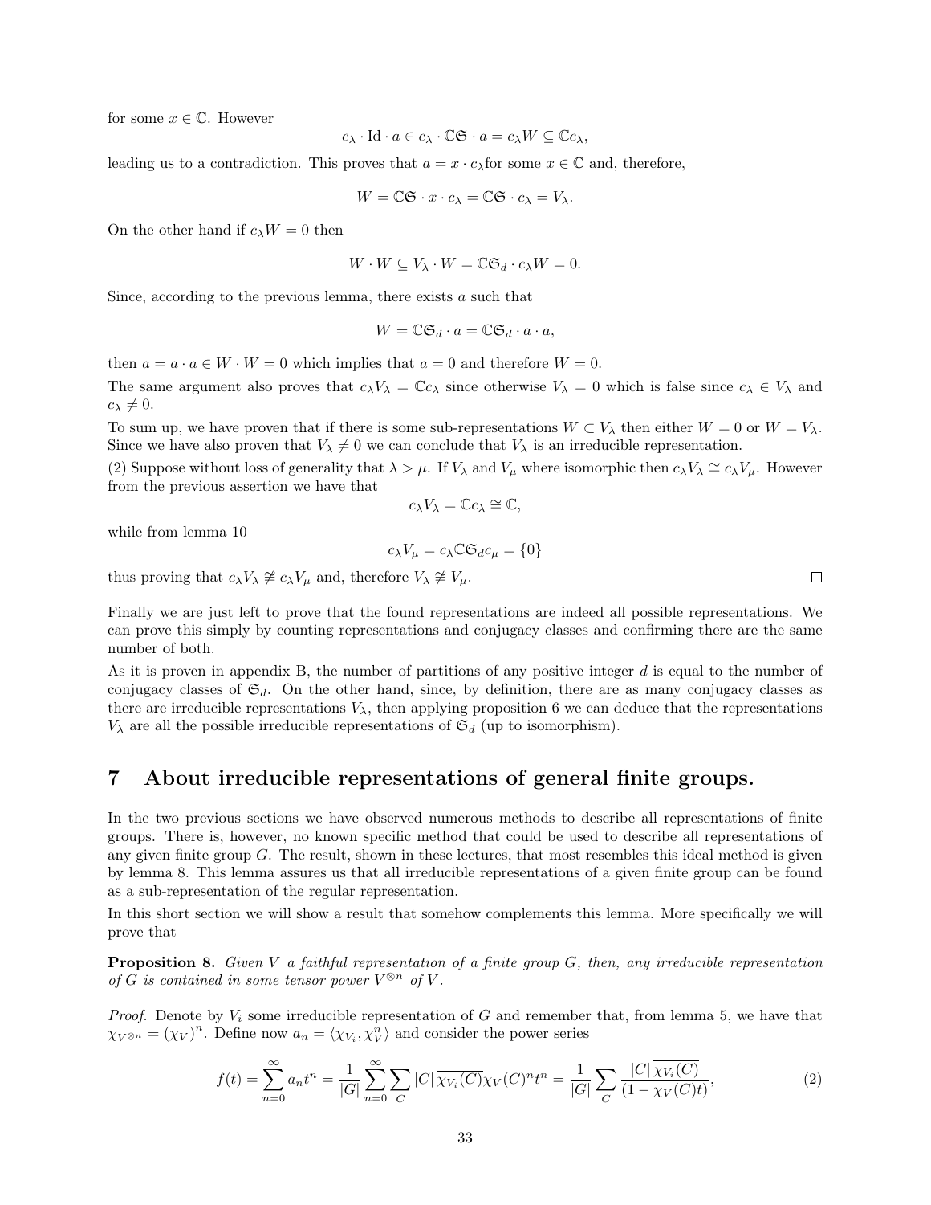for some $x \in \mathbb{C}$. However

$$c_\lambda \cdot \mathrm{Id} \cdot a \in c_\lambda \cdot \mathbb{C}\mathfrak{S} \cdot a = c_\lambda W \subseteq \mathbb{C}c_\lambda,$$

leading us to a contradiction. This proves that $a = x \cdot c_\lambda$for some $x \in \mathbb{C}$ and, therefore,

$$W = \mathbb{C}\mathfrak{S} \cdot x \cdot c_\lambda = \mathbb{C}\mathfrak{S} \cdot c_\lambda = V_\lambda.$$

On the other hand if $c_\lambda W = 0$ then

$$W \cdot W \subseteq V_\lambda \cdot W = \mathbb{C}\mathfrak{S}_d \cdot c_\lambda W = 0.$$

Since, according to the previous lemma, there exists $a$ such that

$$W = \mathbb{C}\mathfrak{S}_d \cdot a = \mathbb{C}\mathfrak{S}_d \cdot a \cdot a,$$

then $a = a \cdot a \in W \cdot W = 0$ which implies that $a = 0$ and therefore $W = 0$.

The same argument also proves that $c_\lambda V_\lambda = \mathbb{C}c_\lambda$ since otherwise $V_\lambda = 0$ which is false since $c_\lambda \in V_\lambda$ and $c_\lambda \neq 0$.

To sum up, we have proven that if there is some sub-representations $W \subset V_\lambda$ then either $W = 0$ or $W = V_\lambda$. Since we have also proven that $V_\lambda \neq 0$ we can conclude that $V_\lambda$ is an irreducible representation.

(2) Suppose without loss of generality that $\lambda > \mu$. If $V_\lambda$ and $V_\mu$ where isomorphic then $c_\lambda V_\lambda \cong c_\lambda V_\mu$. However from the previous assertion we have that

$$c_\lambda V_\lambda = \mathbb{C}c_\lambda \cong \mathbb{C},$$

while from lemma 10

$$c_\lambda V_\mu = c_\lambda \mathbb{C}\mathfrak{S}_d c_\mu = \{0\}$$

thus proving that $c_\lambda V_\lambda \ncong c_\lambda V_\mu$ and, therefore $V_\lambda \ncong V_\mu$. $\square$

Finally we are just left to prove that the found representations are indeed all possible representations. We can prove this simply by counting representations and conjugacy classes and confirming there are the same number of both.

As it is proven in appendix B, the number of partitions of any positive integer $d$ is equal to the number of conjugacy classes of $\mathfrak{S}_d$. On the other hand, since, by definition, there are as many conjugacy classes as there are irreducible representations $V_\lambda$, then applying proposition 6 we can deduce that the representations $V_\lambda$ are all the possible irreducible representations of $\mathfrak{S}_d$ (up to isomorphism).

# 7 About irreducible representations of general finite groups.

In the two previous sections we have observed numerous methods to describe all representations of finite groups. There is, however, no known specific method that could be used to describe all representations of any given finite group $G$. The result, shown in these lectures, that most resembles this ideal method is given by lemma 8. This lemma assures us that all irreducible representations of a given finite group can be found as a sub-representation of the regular representation.

In this short section we will show a result that somehow complements this lemma. More specifically we will prove that

**Proposition 8.** *Given $V$ a faithful representation of a finite group $G$, then, any irreducible representation of $G$ is contained in some tensor power $V^{\otimes n}$ of $V$.*

*Proof.* Denote by $V_i$ some irreducible representation of $G$ and remember that, from lemma 5, we have that $\chi_{V^{\otimes n}} = (\chi_V)^n$. Define now $a_n = \langle \chi_{V_i}, \chi_V^n \rangle$ and consider the power series

$$f(t) = \sum_{n=0}^{\infty} a_n t^n = \frac{1}{|G|} \sum_{n=0}^{\infty} \sum_{C} |C| \, \overline{\chi_{V_i}(C)} \chi_V(C)^n t^n = \frac{1}{|G|} \sum_{C} \frac{|C| \, \overline{\chi_{V_i}(C)}}{(1 - \chi_V(C)t)}, \tag{2}$$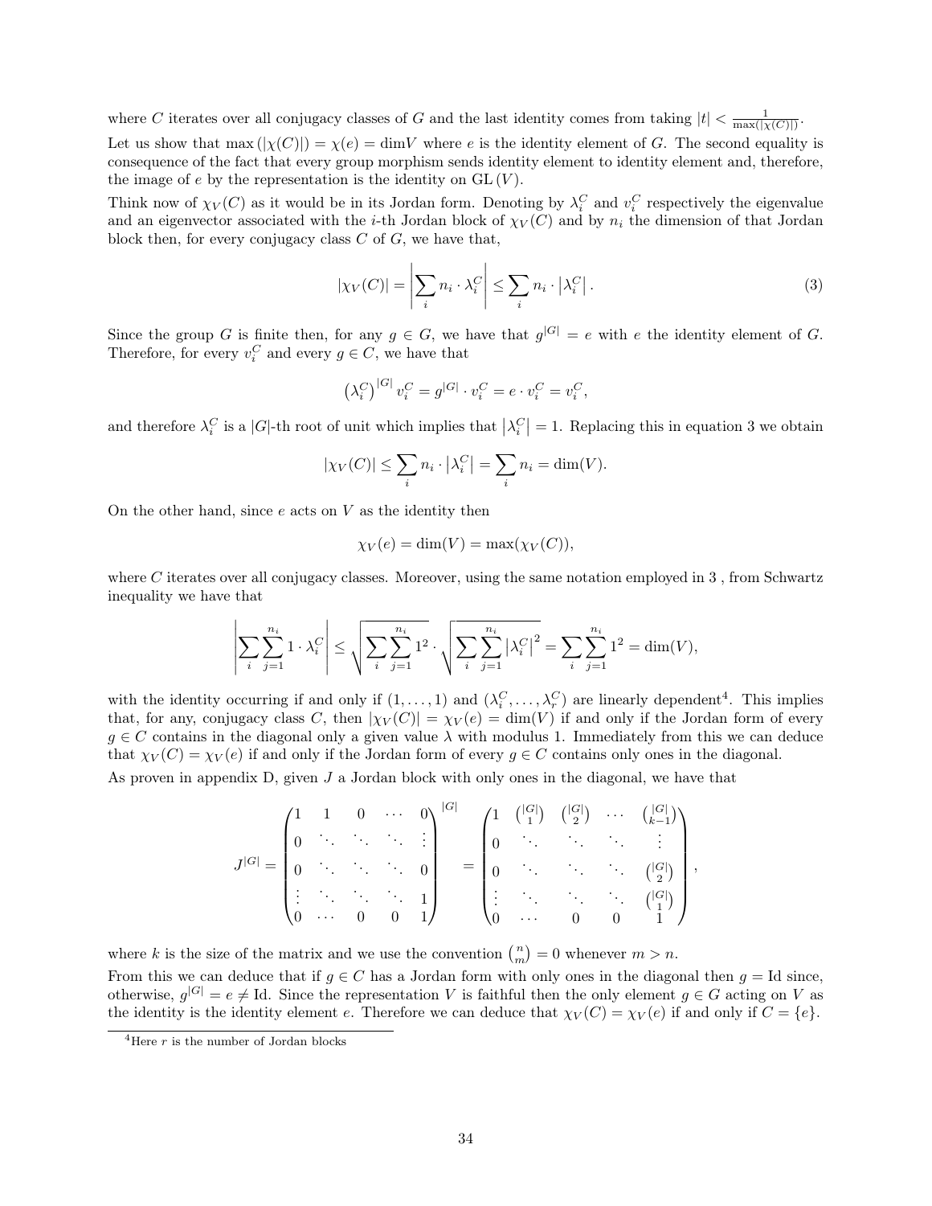where $C$ iterates over all conjugacy classes of $G$ and the last identity comes from taking $|t| < \frac{1}{\max(|\chi(C)|)}$.

Let us show that $\max(|\chi(C)|) = \chi(e) = \dim V$ where $e$ is the identity element of $G$. The second equality is consequence of the fact that every group morphism sends identity element to identity element and, therefore, the image of $e$ by the representation is the identity on $\mathrm{GL}(V)$.

Think now of $\chi_V(C)$ as it would be in its Jordan form. Denoting by $\lambda_i^C$ and $v_i^C$ respectively the eigenvalue and an eigenvector associated with the $i$-th Jordan block of $\chi_V(C)$ and by $n_i$ the dimension of that Jordan block then, for every conjugacy class $C$ of $G$, we have that,

$$|\chi_V(C)| = \left|\sum_i n_i \cdot \lambda_i^C\right| \leq \sum_i n_i \cdot \left|\lambda_i^C\right|. \tag{3}$$

Since the group $G$ is finite then, for any $g \in G$, we have that $g^{|G|} = e$ with $e$ the identity element of $G$. Therefore, for every $v_i^C$ and every $g \in C$, we have that

$$\left(\lambda_i^C\right)^{|G|} v_i^C = g^{|G|} \cdot v_i^C = e \cdot v_i^C = v_i^C,$$

and therefore $\lambda_i^C$ is a $|G|$-th root of unit which implies that $\left|\lambda_i^C\right| = 1$. Replacing this in equation 3 we obtain

$$|\chi_V(C)| \leq \sum_i n_i \cdot \left|\lambda_i^C\right| = \sum_i n_i = \dim(V).$$

On the other hand, since $e$ acts on $V$ as the identity then

$$\chi_V(e) = \dim(V) = \max(\chi_V(C)),$$

where $C$ iterates over all conjugacy classes. Moreover, using the same notation employed in 3 , from Schwartz inequality we have that

$$\left|\sum_i \sum_{j=1}^{n_i} 1 \cdot \lambda_i^C\right| \leq \sqrt{\sum_i \sum_{j=1}^{n_i} 1^2} \cdot \sqrt{\sum_i \sum_{j=1}^{n_i} \left|\lambda_i^C\right|^2} = \sum_i \sum_{j=1}^{n_i} 1^2 = \dim(V),$$

with the identity occurring if and only if $(1, \ldots, 1)$ and $(\lambda_i^C, \ldots, \lambda_r^C)$ are linearly dependent[4]. This implies that, for any, conjugacy class $C$, then $|\chi_V(C)| = \chi_V(e) = \dim(V)$ if and only if the Jordan form of every $g \in C$ contains in the diagonal only a given value $\lambda$ with modulus 1. Immediately from this we can deduce that $\chi_V(C) = \chi_V(e)$ if and only if the Jordan form of every $g \in C$ contains only ones in the diagonal.

As proven in appendix D, given $J$ a Jordan block with only ones in the diagonal, we have that

$$J^{|G|} = \begin{pmatrix} 1 & 1 & 0 & \cdots & 0 \\ 0 & \ddots & \ddots & \ddots & \vdots \\ 0 & \ddots & \ddots & \ddots & 0 \\ \vdots & \ddots & \ddots & \ddots & 1 \\ 0 & \cdots & 0 & 0 & 1 \end{pmatrix}^{|G|} = \begin{pmatrix} 1 & \binom{|G|}{1} & \binom{|G|}{2} & \cdots & \binom{|G|}{k-1} \\ 0 & \ddots & \ddots & \ddots & \vdots \\ 0 & \ddots & \ddots & \ddots & \binom{|G|}{2} \\ \vdots & \ddots & \ddots & \ddots & \binom{|G|}{1} \\ 0 & \cdots & 0 & 0 & 1 \end{pmatrix},$$

where $k$ is the size of the matrix and we use the convention $\binom{n}{m} = 0$ whenever $m > n$.

From this we can deduce that if $g \in C$ has a Jordan form with only ones in the diagonal then $g = \mathrm{Id}$ since, otherwise, $g^{|G|} = e \neq \mathrm{Id}$. Since the representation $V$ is faithful then the only element $g \in G$ acting on $V$ as the identity is the identity element $e$. Therefore we can deduce that $\chi_V(C) = \chi_V(e)$ if and only if $C = \{e\}$.

[4] Here $r$ is the number of Jordan blocks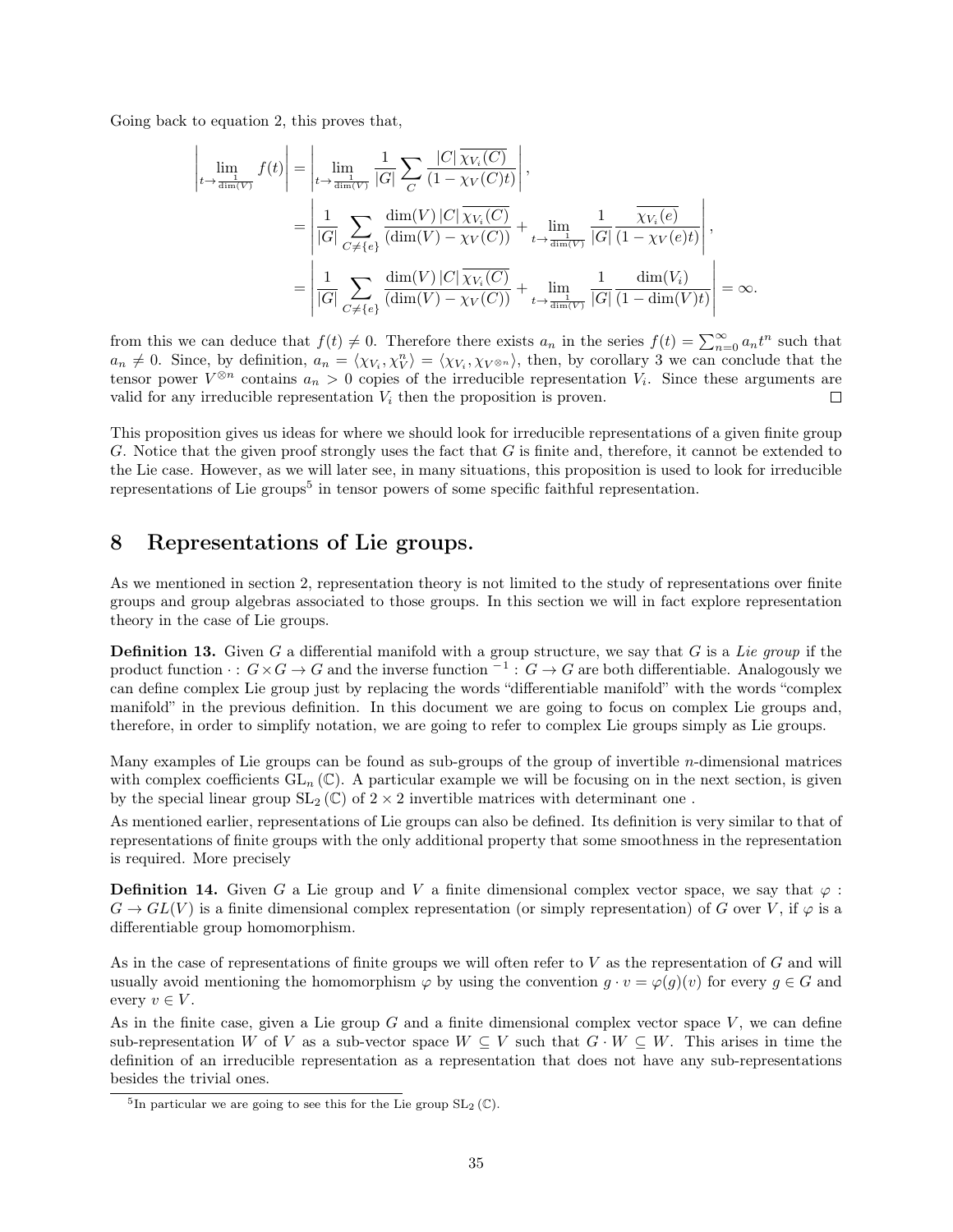Going back to equation 2, this proves that,

$$
\begin{aligned}
\left|\lim_{t\to\frac{1}{\dim(V)}} f(t)\right| &= \left|\lim_{t\to\frac{1}{\dim(V)}} \frac{1}{|G|}\sum_{C} \frac{|C|\,\overline{\chi_{V_i}(C)}}{(1-\chi_V(C)t)}\right|,\\
&= \left|\frac{1}{|G|}\sum_{C\neq\{e\}} \frac{\dim(V)\,|C|\,\overline{\chi_{V_i}(C)}}{(\dim(V)-\chi_V(C))} + \lim_{t\to\frac{1}{\dim(V)}} \frac{1}{|G|}\frac{\overline{\chi_{V_i}(e)}}{(1-\chi_V(e)t)}\right|,\\
&= \left|\frac{1}{|G|}\sum_{C\neq\{e\}} \frac{\dim(V)\,|C|\,\overline{\chi_{V_i}(C)}}{(\dim(V)-\chi_V(C))} + \lim_{t\to\frac{1}{\dim(V)}} \frac{1}{|G|}\frac{\dim(V_i)}{(1-\dim(V)t)}\right| = \infty.
\end{aligned}
$$

from this we can deduce that $f(t)\neq 0$. Therefore there exists $a_n$ in the series $f(t)=\sum_{n=0}^{\infty} a_n t^n$ such that $a_n \neq 0$. Since, by definition, $a_n = \langle \chi_{V_i}, \chi_V^n\rangle = \langle \chi_{V_i}, \chi_{V^{\otimes n}}\rangle$, then, by corollary 3 we can conclude that the tensor power $V^{\otimes n}$ contains $a_n > 0$ copies of the irreducible representation $V_i$. Since these arguments are valid for any irreducible representation $V_i$ then the proposition is proven. $\square$

This proposition gives us ideas for where we should look for irreducible representations of a given finite group $G$. Notice that the given proof strongly uses the fact that $G$ is finite and, therefore, it cannot be extended to the Lie case. However, as we will later see, in many situations, this proposition is used to look for irreducible representations of Lie groups[5] in tensor powers of some specific faithful representation.

## 8 Representations of Lie groups.

As we mentioned in section 2, representation theory is not limited to the study of representations over finite groups and group algebras associated to those groups. In this section we will in fact explore representation theory in the case of Lie groups.

**Definition 13.** Given $G$ a differential manifold with a group structure, we say that $G$ is a *Lie group* if the product function $\cdot : G\times G \to G$ and the inverse function $^{-1} : G \to G$ are both differentiable. Analogously we can define complex Lie group just by replacing the words "differentiable manifold" with the words "complex manifold" in the previous definition. In this document we are going to focus on complex Lie groups and, therefore, in order to simplify notation, we are going to refer to complex Lie groups simply as Lie groups.

Many examples of Lie groups can be found as sub-groups of the group of invertible $n$-dimensional matrices with complex coefficients $\mathrm{GL}_n(\mathbb{C})$. A particular example we will be focusing on in the next section, is given by the special linear group $\mathrm{SL}_2(\mathbb{C})$ of $2\times 2$ invertible matrices with determinant one .

As mentioned earlier, representations of Lie groups can also be defined. Its definition is very similar to that of representations of finite groups with the only additional property that some smoothness in the representation is required. More precisely

**Definition 14.** Given $G$ a Lie group and $V$ a finite dimensional complex vector space, we say that $\varphi : G \to GL(V)$ is a finite dimensional complex representation (or simply representation) of $G$ over $V$, if $\varphi$ is a differentiable group homomorphism.

As in the case of representations of finite groups we will often refer to $V$ as the representation of $G$ and will usually avoid mentioning the homomorphism $\varphi$ by using the convention $g\cdot v = \varphi(g)(v)$ for every $g \in G$ and every $v \in V$.

As in the finite case, given a Lie group $G$ and a finite dimensional complex vector space $V$, we can define sub-representation $W$ of $V$ as a sub-vector space $W \subseteq V$ such that $G \cdot W \subseteq W$. This arises in time the definition of an irreducible representation as a representation that does not have any sub-representations besides the trivial ones.

[5] In particular we are going to see this for the Lie group $\mathrm{SL}_2(\mathbb{C})$.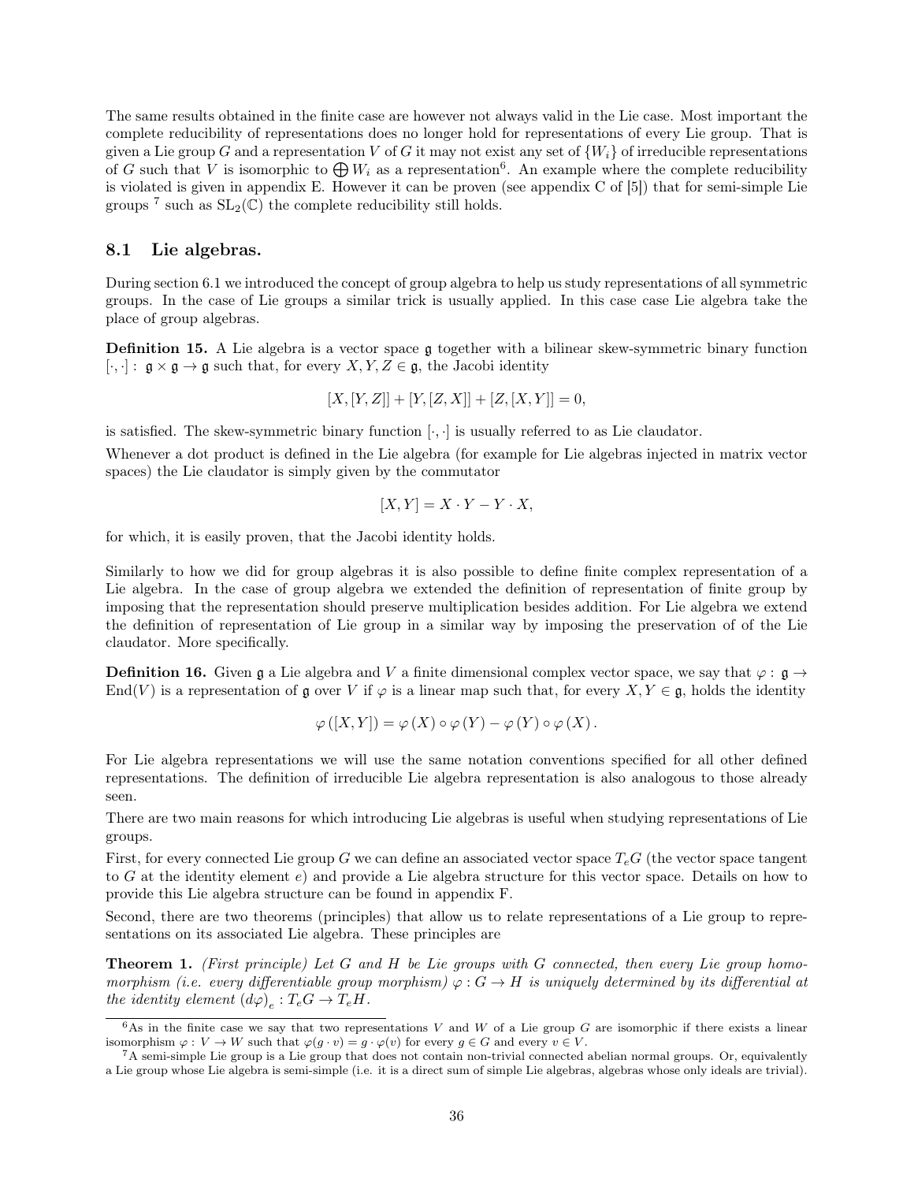The same results obtained in the finite case are however not always valid in the Lie case. Most important the complete reducibility of representations does no longer hold for representations of every Lie group. That is given a Lie group $G$ and a representation $V$ of $G$ it may not exist any set of $\{W_i\}$ of irreducible representations of $G$ such that $V$ is isomorphic to $\bigoplus W_i$ as a representation[6]. An example where the complete reducibility is violated is given in appendix E. However it can be proven (see appendix C of [5]) that for semi-simple Lie groups [7] such as $\mathrm{SL}_2(\mathbb{C})$ the complete reducibility still holds.

## 8.1 Lie algebras.

During section 6.1 we introduced the concept of group algebra to help us study representations of all symmetric groups. In the case of Lie groups a similar trick is usually applied. In this case case Lie algebra take the place of group algebras.

**Definition 15.** A Lie algebra is a vector space $\mathfrak{g}$ together with a bilinear skew-symmetric binary function $[\cdot,\cdot]: \mathfrak{g} \times \mathfrak{g} \to \mathfrak{g}$ such that, for every $X, Y, Z \in \mathfrak{g}$, the Jacobi identity

$$[X,[Y,Z]] + [Y,[Z,X]] + [Z,[X,Y]] = 0,$$

is satisfied. The skew-symmetric binary function $[\cdot,\cdot]$ is usually referred to as Lie claudator.

Whenever a dot product is defined in the Lie algebra (for example for Lie algebras injected in matrix vector spaces) the Lie claudator is simply given by the commutator

$$[X,Y] = X \cdot Y - Y \cdot X,$$

for which, it is easily proven, that the Jacobi identity holds.

Similarly to how we did for group algebras it is also possible to define finite complex representation of a Lie algebra. In the case of group algebra we extended the definition of representation of finite group by imposing that the representation should preserve multiplication besides addition. For Lie algebra we extend the definition of representation of Lie group in a similar way by imposing the preservation of of the Lie claudator. More specifically.

**Definition 16.** Given $\mathfrak{g}$ a Lie algebra and $V$ a finite dimensional complex vector space, we say that $\varphi: \mathfrak{g} \to \mathrm{End}(V)$ is a representation of $\mathfrak{g}$ over $V$ if $\varphi$ is a linear map such that, for every $X, Y \in \mathfrak{g}$, holds the identity

$$\varphi([X,Y]) = \varphi(X) \circ \varphi(Y) - \varphi(Y) \circ \varphi(X).$$

For Lie algebra representations we will use the same notation conventions specified for all other defined representations. The definition of irreducible Lie algebra representation is also analogous to those already seen.

There are two main reasons for which introducing Lie algebras is useful when studying representations of Lie groups.

First, for every connected Lie group $G$ we can define an associated vector space $T_eG$ (the vector space tangent to $G$ at the identity element $e$) and provide a Lie algebra structure for this vector space. Details on how to provide this Lie algebra structure can be found in appendix F.

Second, there are two theorems (principles) that allow us to relate representations of a Lie group to representations on its associated Lie algebra. These principles are

**Theorem 1.** *(First principle) Let $G$ and $H$ be Lie groups with $G$ connected, then every Lie group homomorphism (i.e. every differentiable group morphism) $\varphi: G \to H$ is uniquely determined by its differential at the identity element $(d\varphi)_e : T_eG \to T_eH$.*

---

[6] As in the finite case we say that two representations $V$ and $W$ of a Lie group $G$ are isomorphic if there exists a linear isomorphism $\varphi: V \to W$ such that $\varphi(g \cdot v) = g \cdot \varphi(v)$ for every $g \in G$ and every $v \in V$.

[7] A semi-simple Lie group is a Lie group that does not contain non-trivial connected abelian normal groups. Or, equivalently a Lie group whose Lie algebra is semi-simple (i.e. it is a direct sum of simple Lie algebras, algebras whose only ideals are trivial).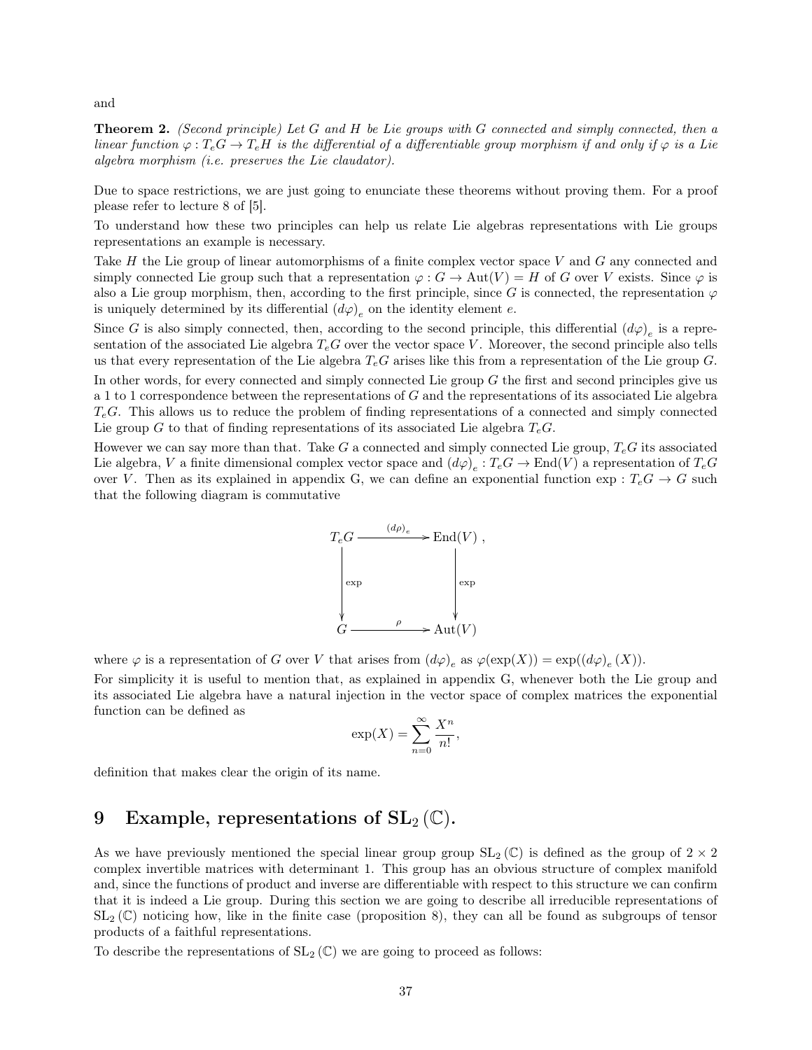and

**Theorem 2.** *(Second principle) Let $G$ and $H$ be Lie groups with $G$ connected and simply connected, then a linear function $\varphi : T_eG \to T_eH$ is the differential of a differentiable group morphism if and only if $\varphi$ is a Lie algebra morphism (i.e. preserves the Lie claudator).*

Due to space restrictions, we are just going to enunciate these theorems without proving them. For a proof please refer to lecture 8 of [5].

To understand how these two principles can help us relate Lie algebras representations with Lie groups representations an example is necessary.

Take $H$ the Lie group of linear automorphisms of a finite complex vector space $V$ and $G$ any connected and simply connected Lie group such that a representation $\varphi : G \to \mathrm{Aut}(V) = H$ of $G$ over $V$ exists. Since $\varphi$ is also a Lie group morphism, then, according to the first principle, since $G$ is connected, the representation $\varphi$ is uniquely determined by its differential $(d\varphi)_e$ on the identity element $e$.

Since $G$ is also simply connected, then, according to the second principle, this differential $(d\varphi)_e$ is a representation of the associated Lie algebra $T_eG$ over the vector space $V$. Moreover, the second principle also tells us that every representation of the Lie algebra $T_eG$ arises like this from a representation of the Lie group $G$.

In other words, for every connected and simply connected Lie group $G$ the first and second principles give us a 1 to 1 correspondence between the representations of $G$ and the representations of its associated Lie algebra $T_eG$. This allows us to reduce the problem of finding representations of a connected and simply connected Lie group $G$ to that of finding representations of its associated Lie algebra $T_eG$.

However we can say more than that. Take $G$ a connected and simply connected Lie group, $T_eG$ its associated Lie algebra, $V$ a finite dimensional complex vector space and $(d\varphi)_e : T_eG \to \mathrm{End}(V)$ a representation of $T_eG$ over $V$. Then as its explained in appendix G, we can define an exponential function $\exp : T_eG \to G$ such that the following diagram is commutative

$$
\begin{array}{ccc}
T_eG & \xrightarrow{(d\rho)_e} & \mathrm{End}(V)\ , \\
\Big\downarrow{\scriptstyle \exp} & & \Big\downarrow{\scriptstyle \exp} \\
G & \xrightarrow{\ \rho\ } & \mathrm{Aut}(V)
\end{array}
$$

where $\varphi$ is a representation of $G$ over $V$ that arises from $(d\varphi)_e$ as $\varphi(\exp(X)) = \exp((d\varphi)_e(X))$.

For simplicity it is useful to mention that, as explained in appendix G, whenever both the Lie group and its associated Lie algebra have a natural injection in the vector space of complex matrices the exponential function can be defined as

$$
\exp(X) = \sum_{n=0}^{\infty} \frac{X^n}{n!},
$$

definition that makes clear the origin of its name.

# 9 Example, representations of $\mathbf{SL}_2(\mathbb{C})$.

As we have previously mentioned the special linear group group $\mathrm{SL}_2(\mathbb{C})$ is defined as the group of $2 \times 2$ complex invertible matrices with determinant 1. This group has an obvious structure of complex manifold and, since the functions of product and inverse are differentiable with respect to this structure we can confirm that it is indeed a Lie group. During this section we are going to describe all irreducible representations of $\mathrm{SL}_2(\mathbb{C})$ noticing how, like in the finite case (proposition 8), they can all be found as subgroups of tensor products of a faithful representations.

To describe the representations of $\mathrm{SL}_2(\mathbb{C})$ we are going to proceed as follows: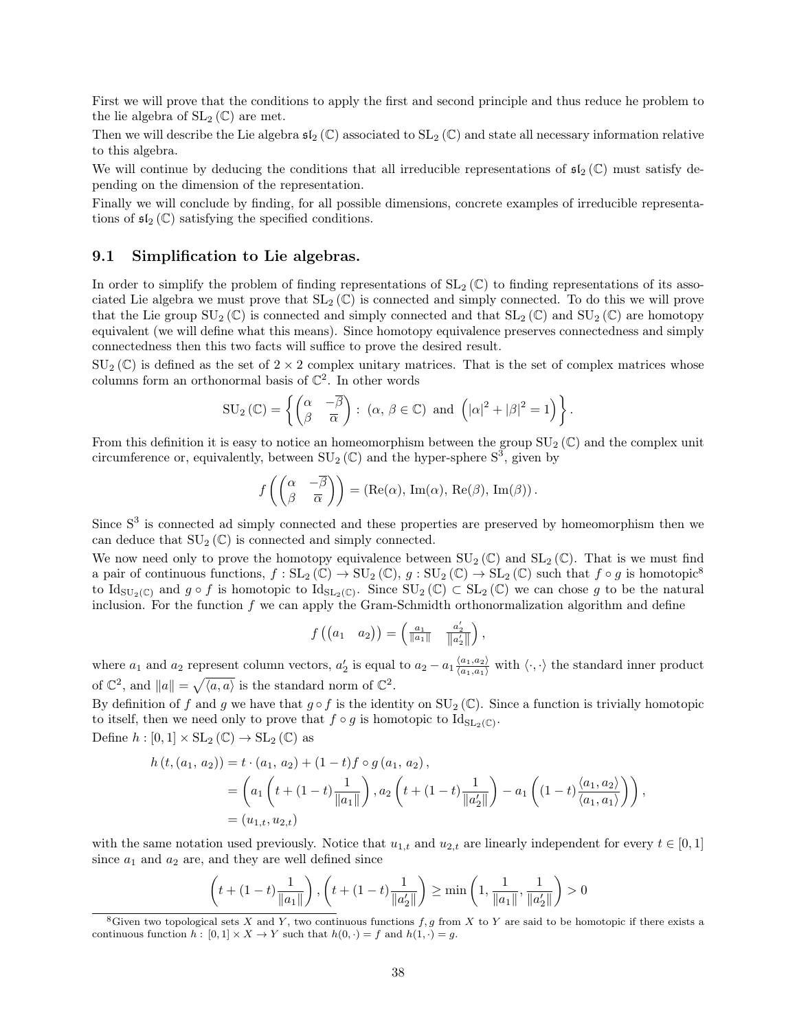First we will prove that the conditions to apply the first and second principle and thus reduce he problem to the lie algebra of $\mathrm{SL}_2(\mathbb{C})$ are met.

Then we will describe the Lie algebra $\mathfrak{sl}_2(\mathbb{C})$ associated to $\mathrm{SL}_2(\mathbb{C})$ and state all necessary information relative to this algebra.

We will continue by deducing the conditions that all irreducible representations of $\mathfrak{sl}_2(\mathbb{C})$ must satisfy depending on the dimension of the representation.

Finally we will conclude by finding, for all possible dimensions, concrete examples of irreducible representations of $\mathfrak{sl}_2(\mathbb{C})$ satisfying the specified conditions.

## 9.1 Simplification to Lie algebras.

In order to simplify the problem of finding representations of $\mathrm{SL}_2(\mathbb{C})$ to finding representations of its associated Lie algebra we must prove that $\mathrm{SL}_2(\mathbb{C})$ is connected and simply connected. To do this we will prove that the Lie group $\mathrm{SU}_2(\mathbb{C})$ is connected and simply connected and that $\mathrm{SL}_2(\mathbb{C})$ and $\mathrm{SU}_2(\mathbb{C})$ are homotopy equivalent (we will define what this means). Since homotopy equivalence preserves connectedness and simply connectedness then this two facts will suffice to prove the desired result.

$\mathrm{SU}_2(\mathbb{C})$ is defined as the set of $2\times 2$ complex unitary matrices. That is the set of complex matrices whose columns form an orthonormal basis of $\mathbb{C}^2$. In other words

$$\mathrm{SU}_2(\mathbb{C}) = \left\{ \begin{pmatrix} \alpha & -\overline{\beta} \\ \beta & \overline{\alpha} \end{pmatrix} : \ (\alpha,\, \beta \in \mathbb{C}) \ \text{and} \ \left( |\alpha|^2 + |\beta|^2 = 1 \right) \right\}.$$

From this definition it is easy to notice an homeomorphism between the group $\mathrm{SU}_2(\mathbb{C})$ and the complex unit circumference or, equivalently, between $\mathrm{SU}_2(\mathbb{C})$ and the hyper-sphere $\mathrm{S}^3$, given by

$$f\left( \begin{pmatrix} \alpha & -\overline{\beta} \\ \beta & \overline{\alpha} \end{pmatrix} \right) = \left(\mathrm{Re}(\alpha),\, \mathrm{Im}(\alpha),\, \mathrm{Re}(\beta),\, \mathrm{Im}(\beta)\right).$$

Since $\mathrm{S}^3$ is connected ad simply connected and these properties are preserved by homeomorphism then we can deduce that $\mathrm{SU}_2(\mathbb{C})$ is connected and simply connected.

We now need only to prove the homotopy equivalence between $\mathrm{SU}_2(\mathbb{C})$ and $\mathrm{SL}_2(\mathbb{C})$. That is we must find a pair of continuous functions, $f : \mathrm{SL}_2(\mathbb{C}) \to \mathrm{SU}_2(\mathbb{C})$, $g : \mathrm{SU}_2(\mathbb{C}) \to \mathrm{SL}_2(\mathbb{C})$ such that $f \circ g$ is homotopic[8] to $\mathrm{Id}_{\mathrm{SU}_2(\mathbb{C})}$ and $g \circ f$ is homotopic to $\mathrm{Id}_{\mathrm{SL}_2(\mathbb{C})}$. Since $\mathrm{SU}_2(\mathbb{C}) \subset \mathrm{SL}_2(\mathbb{C})$ we can chose $g$ to be the natural inclusion. For the function $f$ we can apply the Gram-Schmidth orthonormalization algorithm and define

$$f\left( \begin{pmatrix} a_1 & a_2 \end{pmatrix} \right) = \begin{pmatrix} \frac{a_1}{\|a_1\|} & \frac{a_2'}{\|a_2'\|} \end{pmatrix},$$

where $a_1$ and $a_2$ represent column vectors, $a_2'$ is equal to $a_2 - a_1 \frac{\langle a_1, a_2 \rangle}{\langle a_1, a_1 \rangle}$ with $\langle \cdot, \cdot \rangle$ the standard inner product of $\mathbb{C}^2$, and $\|a\| = \sqrt{\langle a, a \rangle}$ is the standard norm of $\mathbb{C}^2$.

By definition of $f$ and $g$ we have that $g \circ f$ is the identity on $\mathrm{SU}_2(\mathbb{C})$. Since a function is trivially homotopic to itself, then we need only to prove that $f \circ g$ is homotopic to $\mathrm{Id}_{\mathrm{SL}_2(\mathbb{C})}$.

Define $h : [0,1] \times \mathrm{SL}_2(\mathbb{C}) \to \mathrm{SL}_2(\mathbb{C})$ as

$$\begin{aligned}
h\left(t, (a_1,\, a_2)\right) &= t \cdot (a_1,\, a_2) + (1-t) f \circ g\,(a_1,\, a_2)\,, \\
&= \left( a_1 \left( t + (1-t)\frac{1}{\|a_1\|} \right), a_2 \left( t + (1-t)\frac{1}{\|a_2'\|} \right) - a_1 \left( (1-t)\frac{\langle a_1, a_2 \rangle}{\langle a_1, a_1 \rangle} \right) \right), \\
&= (u_{1,t}, u_{2,t})
\end{aligned}$$

with the same notation used previously. Notice that $u_{1,t}$ and $u_{2,t}$ are linearly independent for every $t \in [0,1]$ since $a_1$ and $a_2$ are, and they are well defined since

$$\left( t + (1-t)\frac{1}{\|a_1\|} \right), \left( t + (1-t)\frac{1}{\|a_2'\|} \right) \geq \min\left( 1, \frac{1}{\|a_1\|}, \frac{1}{\|a_2'\|} \right) > 0$$

[8] Given two topological sets $X$ and $Y$, two continuous functions $f, g$ from $X$ to $Y$ are said to be homotopic if there exists a continuous function $h : [0,1] \times X \to Y$ such that $h(0,\cdot) = f$ and $h(1,\cdot) = g$.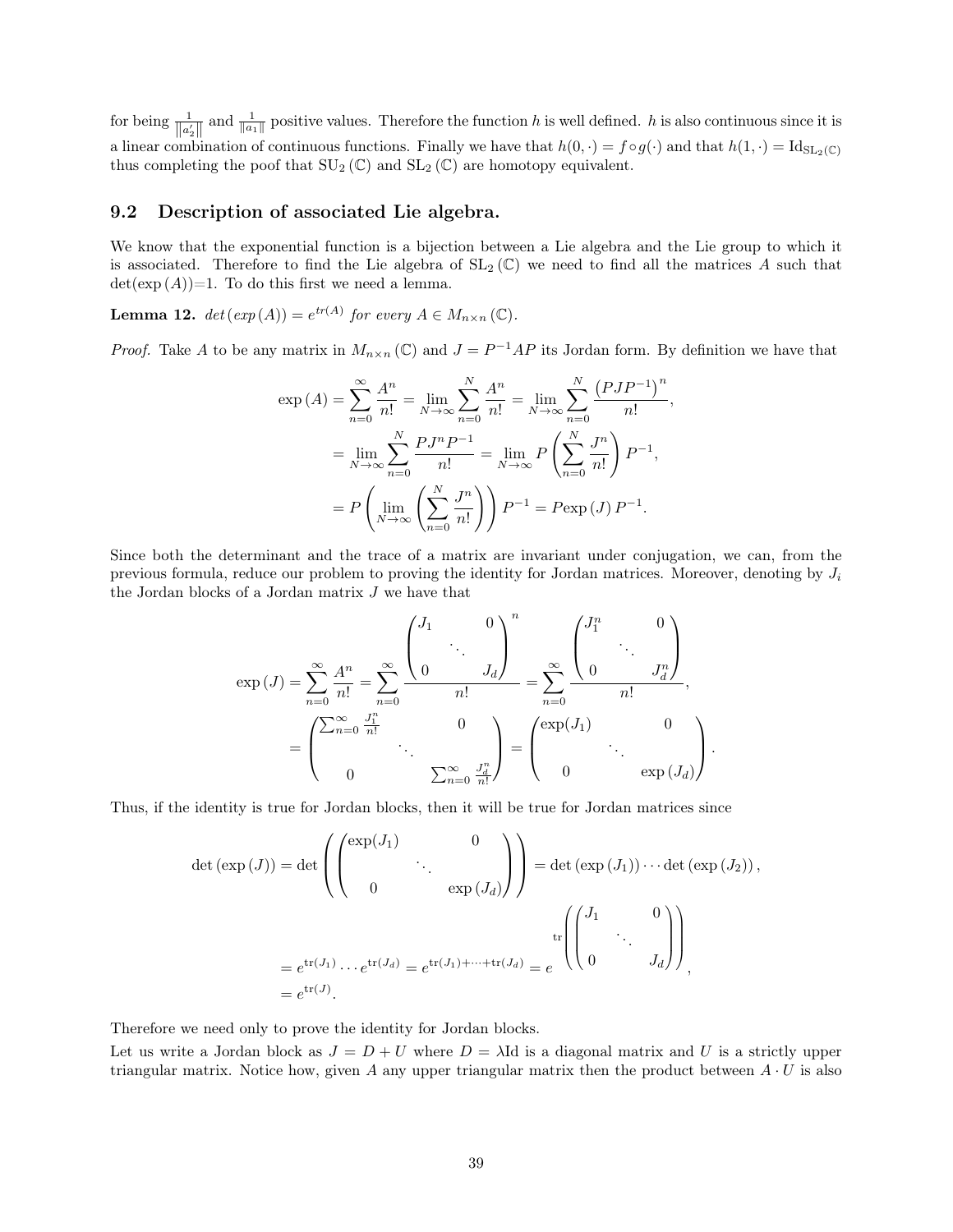for being $\frac{1}{\|a_2'\|}$ and $\frac{1}{\|a_1\|}$ positive values. Therefore the function $h$ is well defined. $h$ is also continuous since it is a linear combination of continuous functions. Finally we have that $h(0, \cdot) = f \circ g(\cdot)$ and that $h(1, \cdot) = \mathrm{Id}_{\mathrm{SL}_2(\mathbb{C})}$ thus completing the poof that $\mathrm{SU}_2(\mathbb{C})$ and $\mathrm{SL}_2(\mathbb{C})$ are homotopy equivalent.

## 9.2 Description of associated Lie algebra.

We know that the exponential function is a bijection between a Lie algebra and the Lie group to which it is associated. Therefore to find the Lie algebra of $\mathrm{SL}_2(\mathbb{C})$ we need to find all the matrices $A$ such that $\det(\exp(A))$=1. To do this first we need a lemma.

**Lemma 12.** *$\det(\exp(A)) = e^{tr(A)}$ for every $A \in M_{n\times n}(\mathbb{C})$.*

*Proof.* Take $A$ to be any matrix in $M_{n\times n}(\mathbb{C})$ and $J = P^{-1}AP$ its Jordan form. By definition we have that

$$\begin{aligned}
\exp(A) &= \sum_{n=0}^{\infty} \frac{A^n}{n!} = \lim_{N\to\infty} \sum_{n=0}^{N} \frac{A^n}{n!} = \lim_{N\to\infty} \sum_{n=0}^{N} \frac{\left(PJP^{-1}\right)^n}{n!}, \\
&= \lim_{N\to\infty} \sum_{n=0}^{N} \frac{PJ^nP^{-1}}{n!} = \lim_{N\to\infty} P\left(\sum_{n=0}^{N} \frac{J^n}{n!}\right)P^{-1}, \\
&= P\left(\lim_{N\to\infty}\left(\sum_{n=0}^{N} \frac{J^n}{n!}\right)\right)P^{-1} = P\exp(J)\,P^{-1}.
\end{aligned}$$

Since both the determinant and the trace of a matrix are invariant under conjugation, we can, from the previous formula, reduce our problem to proving the identity for Jordan matrices. Moreover, denoting by $J_i$ the Jordan blocks of a Jordan matrix $J$ we have that

$$\begin{aligned}
\exp(J) &= \sum_{n=0}^{\infty} \frac{A^n}{n!} = \sum_{n=0}^{\infty} \frac{\begin{pmatrix} J_1 & & 0 \\ & \ddots & \\ 0 & & J_d \end{pmatrix}^n}{n!} = \sum_{n=0}^{\infty} \frac{\begin{pmatrix} J_1^n & & 0 \\ & \ddots & \\ 0 & & J_d^n \end{pmatrix}}{n!}, \\
&= \begin{pmatrix} \sum_{n=0}^{\infty} \frac{J_1^n}{n!} & & 0 \\ & \ddots & \\ 0 & & \sum_{n=0}^{\infty} \frac{J_d^n}{n!} \end{pmatrix} = \begin{pmatrix} \exp(J_1) & & 0 \\ & \ddots & \\ 0 & & \exp(J_d) \end{pmatrix}.
\end{aligned}$$

Thus, if the identity is true for Jordan blocks, then it will be true for Jordan matrices since

$$\begin{aligned}
\det(\exp(J)) &= \det\left(\begin{pmatrix} \exp(J_1) & & 0 \\ & \ddots & \\ 0 & & \exp(J_d) \end{pmatrix}\right) = \det(\exp(J_1)) \cdots \det(\exp(J_2)), \\
&= e^{\mathrm{tr}(J_1)} \cdots e^{\mathrm{tr}(J_d)} = e^{\mathrm{tr}(J_1)+\cdots+\mathrm{tr}(J_d)} = e^{\mathrm{tr}\left(\begin{pmatrix} J_1 & & 0 \\ & \ddots & \\ 0 & & J_d \end{pmatrix}\right)}, \\
&= e^{\mathrm{tr}(J)}.
\end{aligned}$$

Therefore we need only to prove the identity for Jordan blocks.

Let us write a Jordan block as $J = D + U$ where $D = \lambda\mathrm{Id}$ is a diagonal matrix and $U$ is a strictly upper triangular matrix. Notice how, given $A$ any upper triangular matrix then the product between $A \cdot U$ is also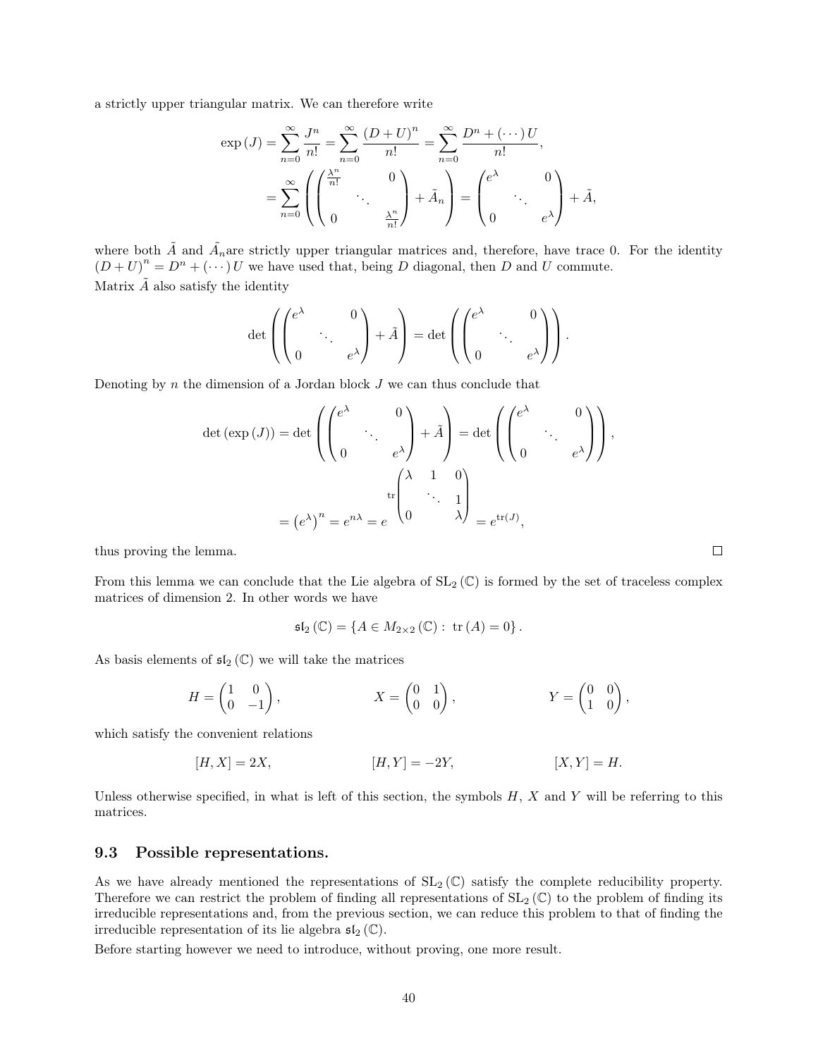a strictly upper triangular matrix. We can therefore write

$$
\begin{aligned}
\exp(J) &= \sum_{n=0}^{\infty} \frac{J^n}{n!} = \sum_{n=0}^{\infty} \frac{(D+U)^n}{n!} = \sum_{n=0}^{\infty} \frac{D^n + (\cdots)U}{n!}, \\
&= \sum_{n=0}^{\infty} \left( \begin{pmatrix} \frac{\lambda^n}{n!} & & 0 \\ & \ddots & \\ 0 & & \frac{\lambda^n}{n!} \end{pmatrix} + \tilde{A}_n \right) = \begin{pmatrix} e^{\lambda} & & 0 \\ & \ddots & \\ 0 & & e^{\lambda} \end{pmatrix} + \tilde{A},
\end{aligned}
$$

where both $\tilde{A}$ and $\tilde{A}_n$are strictly upper triangular matrices and, therefore, have trace 0. For the identity $(D+U)^n = D^n + (\cdots)U$ we have used that, being $D$ diagonal, then $D$ and $U$ commute.
Matrix $\tilde{A}$ also satisfy the identity

$$
\det \left( \begin{pmatrix} e^{\lambda} & & 0 \\ & \ddots & \\ 0 & & e^{\lambda} \end{pmatrix} + \tilde{A} \right) = \det \left( \begin{pmatrix} e^{\lambda} & & 0 \\ & \ddots & \\ 0 & & e^{\lambda} \end{pmatrix} \right).
$$

Denoting by $n$ the dimension of a Jordan block $J$ we can thus conclude that

$$
\begin{aligned}
\det(\exp(J)) &= \det \left( \begin{pmatrix} e^{\lambda} & & 0 \\ & \ddots & \\ 0 & & e^{\lambda} \end{pmatrix} + \tilde{A} \right) = \det \left( \begin{pmatrix} e^{\lambda} & & 0 \\ & \ddots & \\ 0 & & e^{\lambda} \end{pmatrix} \right), \\
&= \left(e^{\lambda}\right)^n = e^{n\lambda} = e^{\operatorname{tr}\begin{pmatrix} \lambda & 1 & 0 \\ & \ddots & 1 \\ 0 & & \lambda \end{pmatrix}} = e^{\operatorname{tr}(J)},
\end{aligned}
$$

thus proving the lemma. □

From this lemma we can conclude that the Lie algebra of $\mathrm{SL}_2(\mathbb{C})$ is formed by the set of traceless complex matrices of dimension 2. In other words we have

$$
\mathfrak{sl}_2(\mathbb{C}) = \{A \in M_{2\times 2}(\mathbb{C}) : \operatorname{tr}(A) = 0\}.
$$

As basis elements of $\mathfrak{sl}_2(\mathbb{C})$ we will take the matrices

$$
H = \begin{pmatrix} 1 & 0 \\ 0 & -1 \end{pmatrix}, \qquad X = \begin{pmatrix} 0 & 1 \\ 0 & 0 \end{pmatrix}, \qquad Y = \begin{pmatrix} 0 & 0 \\ 1 & 0 \end{pmatrix},
$$

which satisfy the convenient relations

$$
[H, X] = 2X, \qquad [H, Y] = -2Y, \qquad [X, Y] = H.
$$

Unless otherwise specified, in what is left of this section, the symbols $H$, $X$ and $Y$ will be referring to this matrices.

## 9.3 Possible representations.

As we have already mentioned the representations of $\mathrm{SL}_2(\mathbb{C})$ satisfy the complete reducibility property. Therefore we can restrict the problem of finding all representations of $\mathrm{SL}_2(\mathbb{C})$ to the problem of finding its irreducible representations and, from the previous section, we can reduce this problem to that of finding the irreducible representation of its lie algebra $\mathfrak{sl}_2(\mathbb{C})$.

Before starting however we need to introduce, without proving, one more result.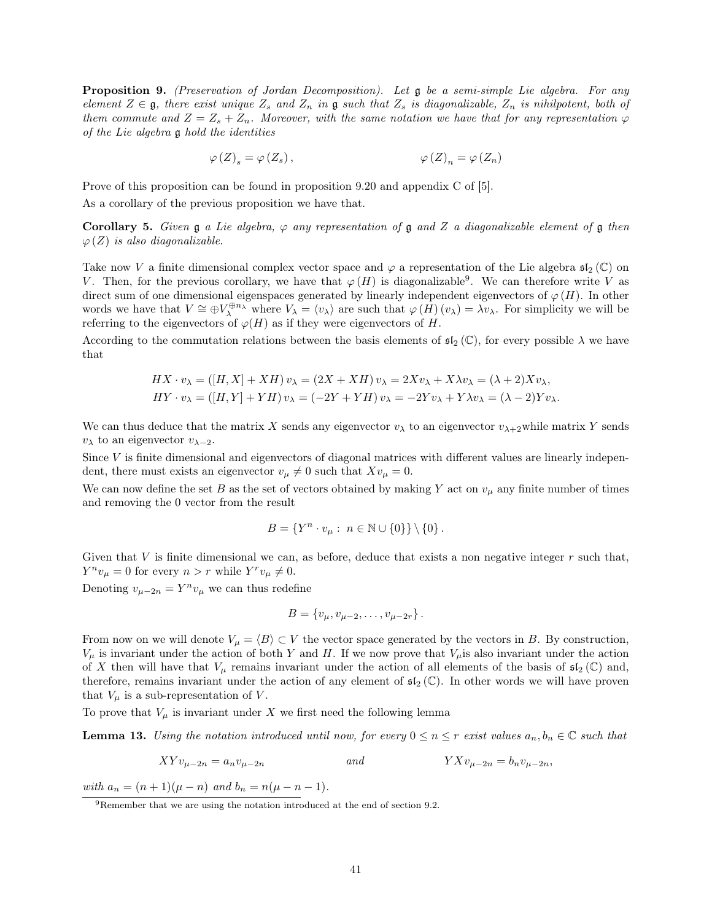**Proposition 9.** *(Preservation of Jordan Decomposition). Let $\mathfrak{g}$ be a semi-simple Lie algebra. For any element $Z \in \mathfrak{g}$, there exist unique $Z_s$ and $Z_n$ in $\mathfrak{g}$ such that $Z_s$ is diagonalizable, $Z_n$ is nihilpotent, both of them commute and $Z = Z_s + Z_n$. Moreover, with the same notation we have that for any representation $\varphi$ of the Lie algebra $\mathfrak{g}$ hold the identities*

$$\varphi(Z)_s = \varphi(Z_s), \qquad \qquad \varphi(Z)_n = \varphi(Z_n)$$

Prove of this proposition can be found in proposition 9.20 and appendix C of [5].

As a corollary of the previous proposition we have that.

**Corollary 5.** *Given $\mathfrak{g}$ a Lie algebra, $\varphi$ any representation of $\mathfrak{g}$ and $Z$ a diagonalizable element of $\mathfrak{g}$ then $\varphi(Z)$ is also diagonalizable.*

Take now $V$ a finite dimensional complex vector space and $\varphi$ a representation of the Lie algebra $\mathfrak{sl}_2(\mathbb{C})$ on $V$. Then, for the previous corollary, we have that $\varphi(H)$ is diagonalizable[9]. We can therefore write $V$ as direct sum of one dimensional eigenspaces generated by linearly independent eigenvectors of $\varphi(H)$. In other words we have that $V \cong \oplus V_\lambda^{\oplus n_\lambda}$ where $V_\lambda = \langle v_\lambda \rangle$ are such that $\varphi(H)(v_\lambda) = \lambda v_\lambda$. For simplicity we will be referring to the eigenvectors of $\varphi(H)$ as if they were eigenvectors of $H$.

According to the commutation relations between the basis elements of $\mathfrak{sl}_2(\mathbb{C})$, for every possible $\lambda$ we have that

$$HX \cdot v_\lambda = ([H,X] + XH)v_\lambda = (2X + XH)v_\lambda = 2Xv_\lambda + X\lambda v_\lambda = (\lambda+2)Xv_\lambda,$$
$$HY \cdot v_\lambda = ([H,Y] + YH)v_\lambda = (-2Y + YH)v_\lambda = -2Yv_\lambda + Y\lambda v_\lambda = (\lambda-2)Yv_\lambda.$$

We can thus deduce that the matrix $X$ sends any eigenvector $v_\lambda$ to an eigenvector $v_{\lambda+2}$while matrix $Y$ sends $v_\lambda$ to an eigenvector $v_{\lambda-2}$.

Since $V$ is finite dimensional and eigenvectors of diagonal matrices with different values are linearly independent, there must exists an eigenvector $v_\mu \neq 0$ such that $Xv_\mu = 0$.

We can now define the set $B$ as the set of vectors obtained by making $Y$ act on $v_\mu$ any finite number of times and removing the 0 vector from the result

$$B = \{Y^n \cdot v_\mu : \ n \in \mathbb{N} \cup \{0\}\} \setminus \{0\}.$$

Given that $V$ is finite dimensional we can, as before, deduce that exists a non negative integer $r$ such that, $Y^n v_\mu = 0$ for every $n > r$ while $Y^r v_\mu \neq 0$.

Denoting $v_{\mu-2n} = Y^n v_\mu$ we can thus redefine

$$B = \{v_\mu, v_{\mu-2}, \ldots, v_{\mu-2r}\}.$$

From now on we will denote $V_\mu = \langle B \rangle \subset V$ the vector space generated by the vectors in $B$. By construction, $V_\mu$ is invariant under the action of both $Y$ and $H$. If we now prove that $V_\mu$is also invariant under the action of $X$ then will have that $V_\mu$ remains invariant under the action of all elements of the basis of $\mathfrak{sl}_2(\mathbb{C})$ and, therefore, remains invariant under the action of any element of $\mathfrak{sl}_2(\mathbb{C})$. In other words we will have proven that $V_\mu$ is a sub-representation of $V$.

To prove that $V_\mu$ is invariant under $X$ we first need the following lemma

**Lemma 13.** *Using the notation introduced until now, for every $0 \leq n \leq r$ exist values $a_n, b_n \in \mathbb{C}$ such that*

$$XYv_{\mu-2n} = a_n v_{\mu-2n} \qquad \text{and} \qquad YXv_{\mu-2n} = b_n v_{\mu-2n},$$

*with $a_n = (n+1)(\mu - n)$ and $b_n = n(\mu - n - 1)$.*

[9] Remember that we are using the notation introduced at the end of section 9.2.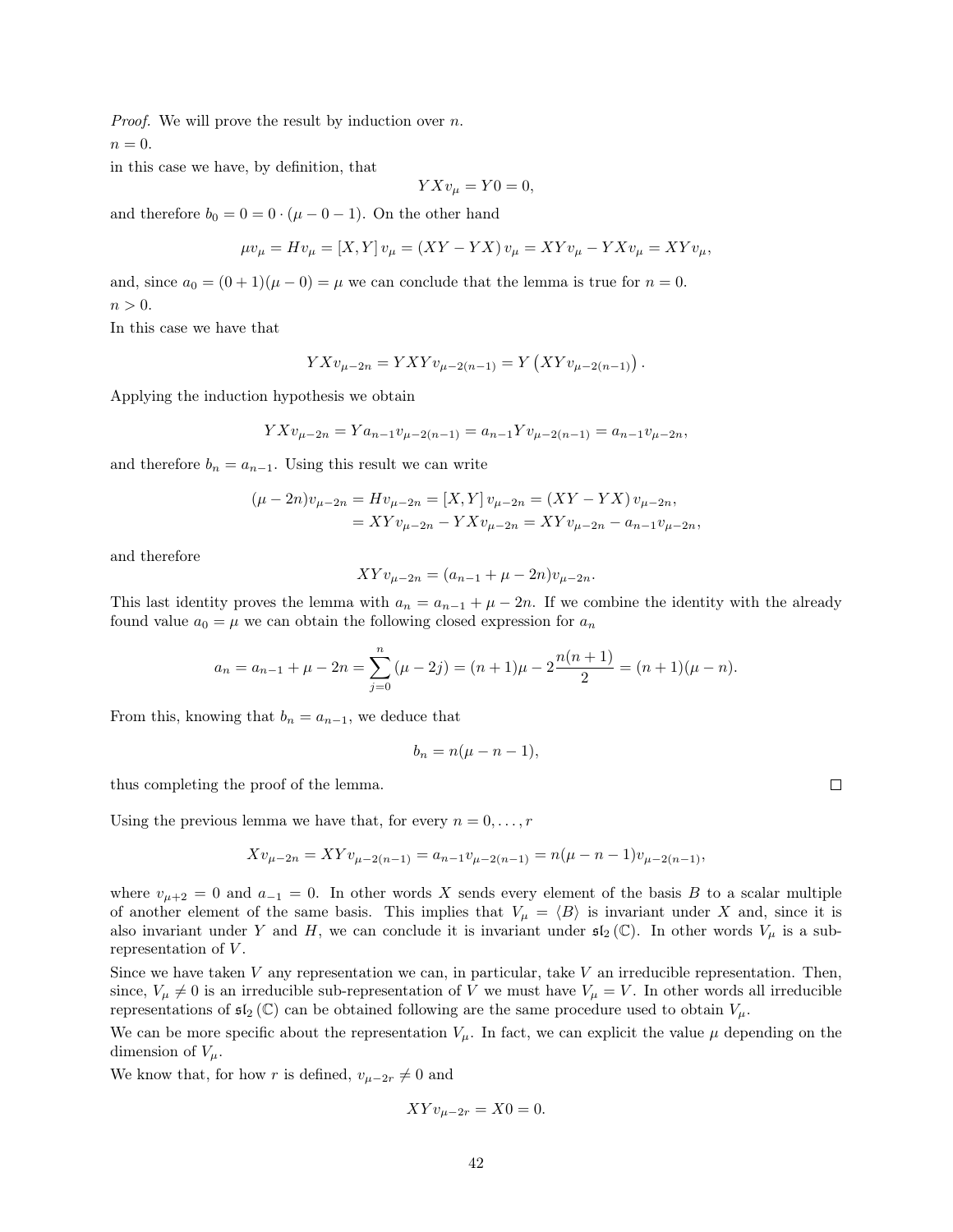*Proof.* We will prove the result by induction over $n$.

$n = 0$.

in this case we have, by definition, that

$$YXv_\mu = Y0 = 0,$$

and therefore $b_0 = 0 = 0 \cdot (\mu - 0 - 1)$. On the other hand

$$\mu v_\mu = Hv_\mu = [X, Y] v_\mu = (XY - YX) v_\mu = XYv_\mu - YXv_\mu = XYv_\mu,$$

and, since $a_0 = (0+1)(\mu - 0) = \mu$ we can conclude that the lemma is true for $n = 0$.

$n > 0$.

In this case we have that

$$YXv_{\mu-2n} = YXYv_{\mu-2(n-1)} = Y\left(XYv_{\mu-2(n-1)}\right).$$

Applying the induction hypothesis we obtain

$$YXv_{\mu-2n} = Ya_{n-1}v_{\mu-2(n-1)} = a_{n-1}Yv_{\mu-2(n-1)} = a_{n-1}v_{\mu-2n},$$

and therefore $b_n = a_{n-1}$. Using this result we can write

$$\begin{aligned}(\mu - 2n)v_{\mu-2n} = Hv_{\mu-2n} &= [X, Y] v_{\mu-2n} = (XY - YX) v_{\mu-2n}, \\ &= XYv_{\mu-2n} - YXv_{\mu-2n} = XYv_{\mu-2n} - a_{n-1}v_{\mu-2n},\end{aligned}$$

and therefore

$$XYv_{\mu-2n} = (a_{n-1} + \mu - 2n)v_{\mu-2n}.$$

This last identity proves the lemma with $a_n = a_{n-1} + \mu - 2n$. If we combine the identity with the already found value $a_0 = \mu$ we can obtain the following closed expression for $a_n$

$$a_n = a_{n-1} + \mu - 2n = \sum_{j=0}^{n} (\mu - 2j) = (n+1)\mu - 2\frac{n(n+1)}{2} = (n+1)(\mu - n).$$

From this, knowing that $b_n = a_{n-1}$, we deduce that

$$b_n = n(\mu - n - 1),$$

thus completing the proof of the lemma. $\square$

Using the previous lemma we have that, for every $n = 0, \dots, r$

$$Xv_{\mu-2n} = XYv_{\mu-2(n-1)} = a_{n-1}v_{\mu-2(n-1)} = n(\mu - n - 1)v_{\mu-2(n-1)},$$

where $v_{\mu+2} = 0$ and $a_{-1} = 0$. In other words $X$ sends every element of the basis $B$ to a scalar multiple of another element of the same basis. This implies that $V_\mu = \langle B \rangle$ is invariant under $X$ and, since it is also invariant under $Y$ and $H$, we can conclude it is invariant under $\mathfrak{sl}_2(\mathbb{C})$. In other words $V_\mu$ is a sub-representation of $V$.

Since we have taken $V$ any representation we can, in particular, take $V$ an irreducible representation. Then, since, $V_\mu \neq 0$ is an irreducible sub-representation of $V$ we must have $V_\mu = V$. In other words all irreducible representations of $\mathfrak{sl}_2(\mathbb{C})$ can be obtained following are the same procedure used to obtain $V_\mu$.

We can be more specific about the representation $V_\mu$. In fact, we can explicit the value $\mu$ depending on the dimension of $V_\mu$.

We know that, for how $r$ is defined, $v_{\mu-2r} \neq 0$ and

$$XYv_{\mu-2r} = X0 = 0.$$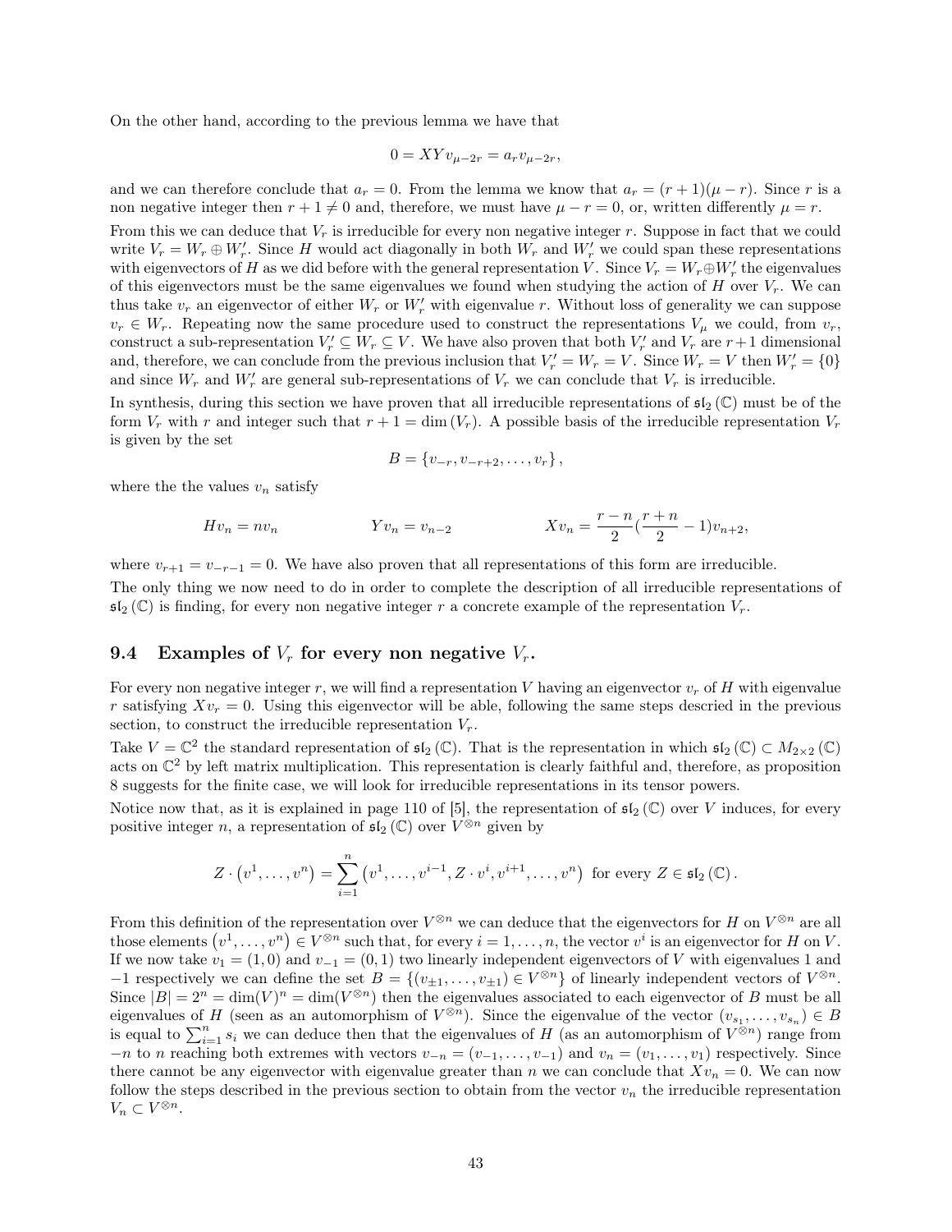On the other hand, according to the previous lemma we have that

$$0 = XYv_{\mu-2r} = a_r v_{\mu-2r},$$

and we can therefore conclude that $a_r = 0$. From the lemma we know that $a_r = (r+1)(\mu - r)$. Since $r$ is a non negative integer then $r + 1 \neq 0$ and, therefore, we must have $\mu - r = 0$, or, written differently $\mu = r$.

From this we can deduce that $V_r$ is irreducible for every non negative integer $r$. Suppose in fact that we could write $V_r = W_r \oplus W_r'$. Since $H$ would act diagonally in both $W_r$ and $W_r'$ we could span these representations with eigenvectors of $H$ as we did before with the general representation $V$. Since $V_r = W_r \oplus W_r'$ the eigenvalues of this eigenvectors must be the same eigenvalues we found when studying the action of $H$ over $V_r$. We can thus take $v_r$ an eigenvector of either $W_r$ or $W_r'$ with eigenvalue $r$. Without loss of generality we can suppose $v_r \in W_r$. Repeating now the same procedure used to construct the representations $V_\mu$ we could, from $v_r$, construct a sub-representation $V_r' \subseteq W_r \subseteq V$. We have also proven that both $V_r'$ and $V_r$ are $r+1$ dimensional and, therefore, we can conclude from the previous inclusion that $V_r' = W_r = V$. Since $W_r = V$ then $W_r' = \{0\}$ and since $W_r$ and $W_r'$ are general sub-representations of $V_r$ we can conclude that $V_r$ is irreducible.

In synthesis, during this section we have proven that all irreducible representations of $\mathfrak{sl}_2(\mathbb{C})$ must be of the form $V_r$ with $r$ and integer such that $r + 1 = \dim(V_r)$. A possible basis of the irreducible representation $V_r$ is given by the set

$$B = \{v_{-r}, v_{-r+2}, \ldots, v_r\},$$

where the the values $v_n$ satisfy

$$Hv_n = nv_n \qquad\qquad Yv_n = v_{n-2} \qquad\qquad Xv_n = \frac{r-n}{2}(\frac{r+n}{2} - 1)v_{n+2},$$

where $v_{r+1} = v_{-r-1} = 0$. We have also proven that all representations of this form are irreducible.

The only thing we now need to do in order to complete the description of all irreducible representations of $\mathfrak{sl}_2(\mathbb{C})$ is finding, for every non negative integer $r$ a concrete example of the representation $V_r$.

### 9.4 Examples of $V_r$ for every non negative $V_r$.

For every non negative integer $r$, we will find a representation $V$ having an eigenvector $v_r$ of $H$ with eigenvalue $r$ satisfying $Xv_r = 0$. Using this eigenvector will be able, following the same steps descried in the previous section, to construct the irreducible representation $V_r$.

Take $V = \mathbb{C}^2$ the standard representation of $\mathfrak{sl}_2(\mathbb{C})$. That is the representation in which $\mathfrak{sl}_2(\mathbb{C}) \subset M_{2\times 2}(\mathbb{C})$ acts on $\mathbb{C}^2$ by left matrix multiplication. This representation is clearly faithful and, therefore, as proposition 8 suggests for the finite case, we will look for irreducible representations in its tensor powers.

Notice now that, as it is explained in page 110 of [5], the representation of $\mathfrak{sl}_2(\mathbb{C})$ over $V$ induces, for every positive integer $n$, a representation of $\mathfrak{sl}_2(\mathbb{C})$ over $V^{\otimes n}$ given by

$$Z \cdot (v^1, \ldots, v^n) = \sum_{i=1}^{n} (v^1, \ldots, v^{i-1}, Z \cdot v^i, v^{i+1}, \ldots, v^n) \text{ for every } Z \in \mathfrak{sl}_2(\mathbb{C}).$$

From this definition of the representation over $V^{\otimes n}$ we can deduce that the eigenvectors for $H$ on $V^{\otimes n}$ are all those elements $(v^1, \ldots, v^n) \in V^{\otimes n}$ such that, for every $i = 1, \ldots, n$, the vector $v^i$ is an eigenvector for $H$ on $V$. If we now take $v_1 = (1, 0)$ and $v_{-1} = (0, 1)$ two linearly independent eigenvectors of $V$ with eigenvalues 1 and $-1$ respectively we can define the set $B = \{(v_{\pm 1}, \ldots, v_{\pm 1}) \in V^{\otimes n}\}$ of linearly independent vectors of $V^{\otimes n}$. Since $|B| = 2^n = \dim(V)^n = \dim(V^{\otimes n})$ then the eigenvalues associated to each eigenvector of $B$ must be all eigenvalues of $H$ (seen as an automorphism of $V^{\otimes n}$). Since the eigenvalue of the vector $(v_{s_1}, \ldots, v_{s_n}) \in B$ is equal to $\sum_{i=1}^{n} s_i$ we can deduce then that the eigenvalues of $H$ (as an automorphism of $V^{\otimes n}$) range from $-n$ to $n$ reaching both extremes with vectors $v_{-n} = (v_{-1}, \ldots, v_{-1})$ and $v_n = (v_1, \ldots, v_1)$ respectively. Since there cannot be any eigenvector with eigenvalue greater than $n$ we can conclude that $Xv_n = 0$. We can now follow the steps described in the previous section to obtain from the vector $v_n$ the irreducible representation $V_n \subset V^{\otimes n}$.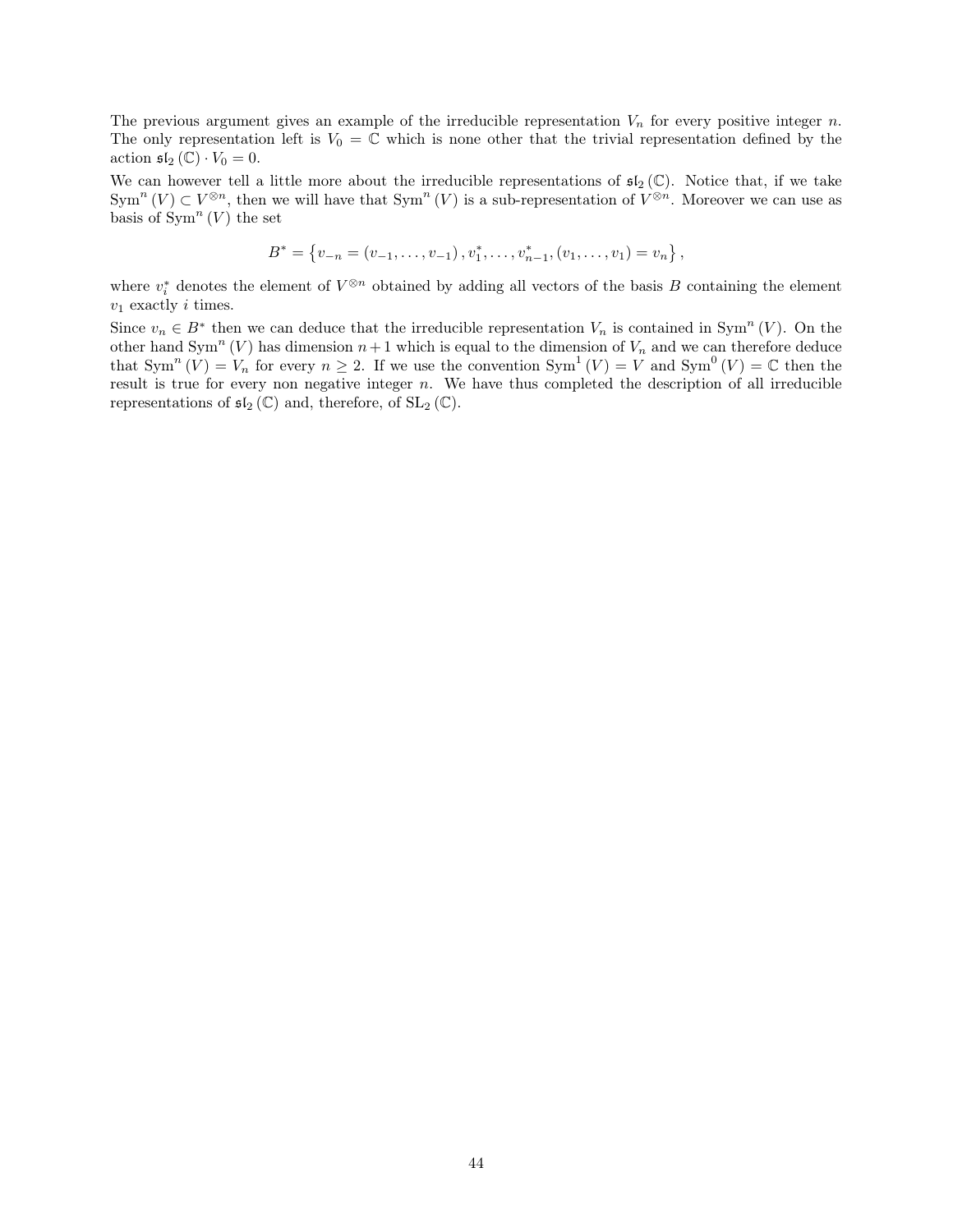The previous argument gives an example of the irreducible representation $V_n$ for every positive integer $n$. The only representation left is $V_0 = \mathbb{C}$ which is none other that the trivial representation defined by the action $\mathfrak{sl}_2(\mathbb{C}) \cdot V_0 = 0$.

We can however tell a little more about the irreducible representations of $\mathfrak{sl}_2(\mathbb{C})$. Notice that, if we take $\mathrm{Sym}^n(V) \subset V^{\otimes n}$, then we will have that $\mathrm{Sym}^n(V)$ is a sub-representation of $V^{\otimes n}$. Moreover we can use as basis of $\mathrm{Sym}^n(V)$ the set

$$B^* = \left\{ v_{-n} = (v_{-1}, \ldots, v_{-1}), v_1^*, \ldots, v_{n-1}^*, (v_1, \ldots, v_1) = v_n \right\},$$

where $v_i^*$ denotes the element of $V^{\otimes n}$ obtained by adding all vectors of the basis $B$ containing the element $v_1$ exactly $i$ times.

Since $v_n \in B^*$ then we can deduce that the irreducible representation $V_n$ is contained in $\mathrm{Sym}^n(V)$. On the other hand $\mathrm{Sym}^n(V)$ has dimension $n+1$ which is equal to the dimension of $V_n$ and we can therefore deduce that $\mathrm{Sym}^n(V) = V_n$ for every $n \geq 2$. If we use the convention $\mathrm{Sym}^1(V) = V$ and $\mathrm{Sym}^0(V) = \mathbb{C}$ then the result is true for every non negative integer $n$. We have thus completed the description of all irreducible representations of $\mathfrak{sl}_2(\mathbb{C})$ and, therefore, of $\mathrm{SL}_2(\mathbb{C})$.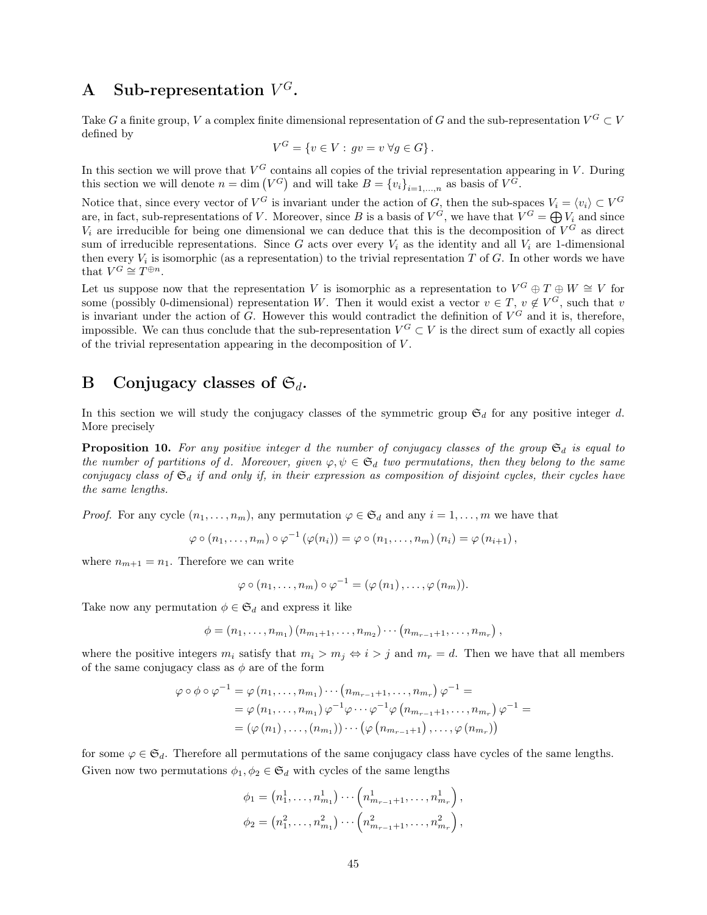# A Sub-representation $V^G$.

Take $G$ a finite group, $V$ a complex finite dimensional representation of $G$ and the sub-representation $V^G \subset V$ defined by

$$V^G = \{v \in V : gv = v \; \forall g \in G\}.$$

In this section we will prove that $V^G$ contains all copies of the trivial representation appearing in $V$. During this section we will denote $n = \dim\left(V^G\right)$ and will take $B = \{v_i\}_{i=1,\ldots,n}$ as basis of $V^G$.

Notice that, since every vector of $V^G$ is invariant under the action of $G$, then the sub-spaces $V_i = \langle v_i \rangle \subset V^G$ are, in fact, sub-representations of $V$. Moreover, since $B$ is a basis of $V^G$, we have that $V^G = \bigoplus V_i$ and since $V_i$ are irreducible for being one dimensional we can deduce that this is the decomposition of $V^G$ as direct sum of irreducible representations. Since $G$ acts over every $V_i$ as the identity and all $V_i$ are 1-dimensional then every $V_i$ is isomorphic (as a representation) to the trivial representation $T$ of $G$. In other words we have that $V^G \cong T^{\oplus n}$.

Let us suppose now that the representation $V$ is isomorphic as a representation to $V^G \oplus T \oplus W \cong V$ for some (possibly 0-dimensional) representation $W$. Then it would exist a vector $v \in T$, $v \notin V^G$, such that $v$ is invariant under the action of $G$. However this would contradict the definition of $V^G$ and it is, therefore, impossible. We can thus conclude that the sub-representation $V^G \subset V$ is the direct sum of exactly all copies of the trivial representation appearing in the decomposition of $V$.

# B Conjugacy classes of $\mathfrak{S}_d$.

In this section we will study the conjugacy classes of the symmetric group $\mathfrak{S}_d$ for any positive integer $d$. More precisely

**Proposition 10.** *For any positive integer $d$ the number of conjugacy classes of the group $\mathfrak{S}_d$ is equal to the number of partitions of $d$. Moreover, given $\varphi, \psi \in \mathfrak{S}_d$ two permutations, then they belong to the same conjugacy class of $\mathfrak{S}_d$ if and only if, in their expression as composition of disjoint cycles, their cycles have the same lengths.*

*Proof.* For any cycle $(n_1, \ldots, n_m)$, any permutation $\varphi \in \mathfrak{S}_d$ and any $i = 1, \ldots, m$ we have that

$$\varphi \circ (n_1, \ldots, n_m) \circ \varphi^{-1}(\varphi(n_i)) = \varphi \circ (n_1, \ldots, n_m)(n_i) = \varphi(n_{i+1}),$$

where $n_{m+1} = n_1$. Therefore we can write

$$\varphi \circ (n_1, \ldots, n_m) \circ \varphi^{-1} = (\varphi(n_1), \ldots, \varphi(n_m)).$$

Take now any permutation $\phi \in \mathfrak{S}_d$ and express it like

$$\phi = (n_1, \ldots, n_{m_1})(n_{m_1+1}, \ldots, n_{m_2}) \cdots (n_{m_{r-1}+1}, \ldots, n_{m_r}),$$

where the positive integers $m_i$ satisfy that $m_i > m_j \Leftrightarrow i > j$ and $m_r = d$. Then we have that all members of the same conjugacy class as $\phi$ are of the form

$$\begin{aligned}
\varphi \circ \phi \circ \varphi^{-1} &= \varphi(n_1, \ldots, n_{m_1}) \cdots (n_{m_{r-1}+1}, \ldots, n_{m_r}) \varphi^{-1} = \\
&= \varphi(n_1, \ldots, n_{m_1}) \varphi^{-1} \varphi \cdots \varphi^{-1} \varphi (n_{m_{r-1}+1}, \ldots, n_{m_r}) \varphi^{-1} = \\
&= (\varphi(n_1), \ldots, (n_{m_1})) \cdots (\varphi(n_{m_{r-1}+1}), \ldots, \varphi(n_{m_r}))
\end{aligned}$$

for some $\varphi \in \mathfrak{S}_d$. Therefore all permutations of the same conjugacy class have cycles of the same lengths.

Given now two permutations $\phi_1, \phi_2 \in \mathfrak{S}_d$ with cycles of the same lengths

$$\phi_1 = \left(n_1^1, \ldots, n_{m_1}^1\right) \cdots \left(n_{m_{r-1}+1}^1, \ldots, n_{m_r}^1\right),$$

$$\phi_2 = \left(n_1^2, \ldots, n_{m_1}^2\right) \cdots \left(n_{m_{r-1}+1}^2, \ldots, n_{m_r}^2\right),$$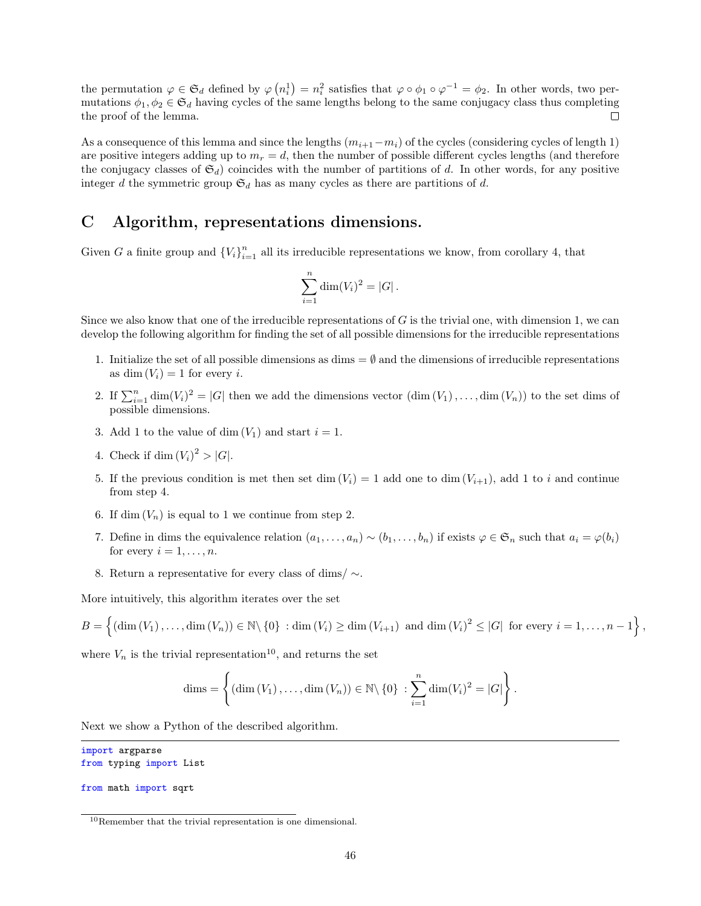the permutation $\varphi \in \mathfrak{S}_d$ defined by $\varphi\left(n_i^1\right) = n_i^2$ satisfies that $\varphi \circ \phi_1 \circ \varphi^{-1} = \phi_2$. In other words, two permutations $\phi_1, \phi_2 \in \mathfrak{S}_d$ having cycles of the same lengths belong to the same conjugacy class thus completing the proof of the lemma. □

As a consequence of this lemma and since the lengths $(m_{i+1} - m_i)$ of the cycles (considering cycles of length 1) are positive integers adding up to $m_r = d$, then the number of possible different cycles lengths (and therefore the conjugacy classes of $\mathfrak{S}_d$) coincides with the number of partitions of $d$. In other words, for any positive integer $d$ the symmetric group $\mathfrak{S}_d$ has as many cycles as there are partitions of $d$.

# C Algorithm, representations dimensions.

Given $G$ a finite group and $\{V_i\}_{i=1}^n$ all its irreducible representations we know, from corollary 4, that

$$\sum_{i=1}^{n} \dim(V_i)^2 = |G|\,.$$

Since we also know that one of the irreducible representations of $G$ is the trivial one, with dimension 1, we can develop the following algorithm for finding the set of all possible dimensions for the irreducible representations

1. Initialize the set of all possible dimensions as dims $= \emptyset$ and the dimensions of irreducible representations as $\dim(V_i) = 1$ for every $i$.
2. If $\sum_{i=1}^n \dim(V_i)^2 = |G|$ then we add the dimensions vector $(\dim(V_1), \ldots, \dim(V_n))$ to the set dims of possible dimensions.
3. Add 1 to the value of $\dim(V_1)$ and start $i = 1$.
4. Check if $\dim(V_i)^2 > |G|$.
5. If the previous condition is met then set $\dim(V_i) = 1$ add one to $\dim(V_{i+1})$, add 1 to $i$ and continue from step 4.
6. If $\dim(V_n)$ is equal to 1 we continue from step 2.
7. Define in dims the equivalence relation $(a_1, \ldots, a_n) \sim (b_1, \ldots, b_n)$ if exists $\varphi \in \mathfrak{S}_n$ such that $a_i = \varphi(b_i)$ for every $i = 1, \ldots, n$.
8. Return a representative for every class of dims$/\sim$.

More intuitively, this algorithm iterates over the set

$$B = \left\{ (\dim(V_1), \ldots, \dim(V_n)) \in \mathbb{N}\setminus\{0\} \ : \dim(V_i) \geq \dim(V_{i+1}) \ \text{and} \ \dim(V_i)^2 \leq |G| \ \text{for every} \ i = 1, \ldots, n-1 \right\},$$

where $V_n$ is the trivial representation[10], and returns the set

$$\text{dims} = \left\{ (\dim(V_1), \ldots, \dim(V_n)) \in \mathbb{N}\setminus\{0\} \ : \sum_{i=1}^{n} \dim(V_i)^2 = |G| \right\}.$$

Next we show a Python of the described algorithm.

```
import argparse
from typing import List

from math import sqrt
```

[10] Remember that the trivial representation is one dimensional.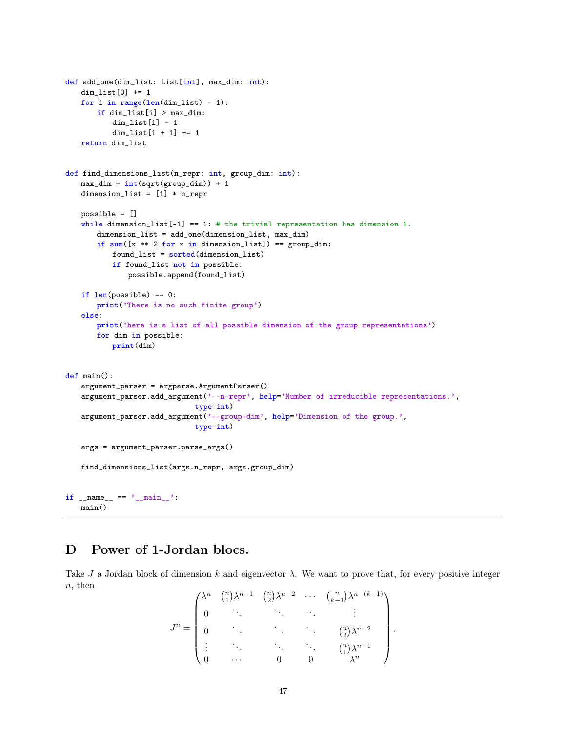```python
def add_one(dim_list: List[int], max_dim: int):
    dim_list[0] += 1
    for i in range(len(dim_list) - 1):
        if dim_list[i] > max_dim:
            dim_list[i] = 1
            dim_list[i + 1] += 1
    return dim_list


def find_dimensions_list(n_repr: int, group_dim: int):
    max_dim = int(sqrt(group_dim)) + 1
    dimension_list = [1] * n_repr

    possible = []
    while dimension_list[-1] == 1: # the trivial representation has dimension 1.
        dimension_list = add_one(dimension_list, max_dim)
        if sum([x ** 2 for x in dimension_list]) == group_dim:
            found_list = sorted(dimension_list)
            if found_list not in possible:
                possible.append(found_list)

    if len(possible) == 0:
        print('There is no such finite group')
    else:
        print('here is a list of all possible dimension of the group representations')
        for dim in possible:
            print(dim)


def main():
    argument_parser = argparse.ArgumentParser()
    argument_parser.add_argument('--n-repr', help='Number of irreducible representations.',
                                 type=int)
    argument_parser.add_argument('--group-dim', help='Dimension of the group.',
                                 type=int)

    args = argument_parser.parse_args()

    find_dimensions_list(args.n_repr, args.group_dim)


if __name__ == '__main__':
    main()
```

# D Power of 1-Jordan blocs.

Take $J$ a Jordan block of dimension $k$ and eigenvector $\lambda$. We want to prove that, for every positive integer $n$, then

$$J^n = \begin{pmatrix} \lambda^n & \binom{n}{1}\lambda^{n-1} & \binom{n}{2}\lambda^{n-2} & \cdots & \binom{n}{k-1}\lambda^{n-(k-1)} \\ 0 & \ddots & \ddots & \ddots & \vdots \\ 0 & \ddots & \ddots & \ddots & \binom{n}{2}\lambda^{n-2} \\ \vdots & \ddots & \ddots & \ddots & \binom{n}{1}\lambda^{n-1} \\ 0 & \cdots & 0 & 0 & \lambda^n \end{pmatrix},$$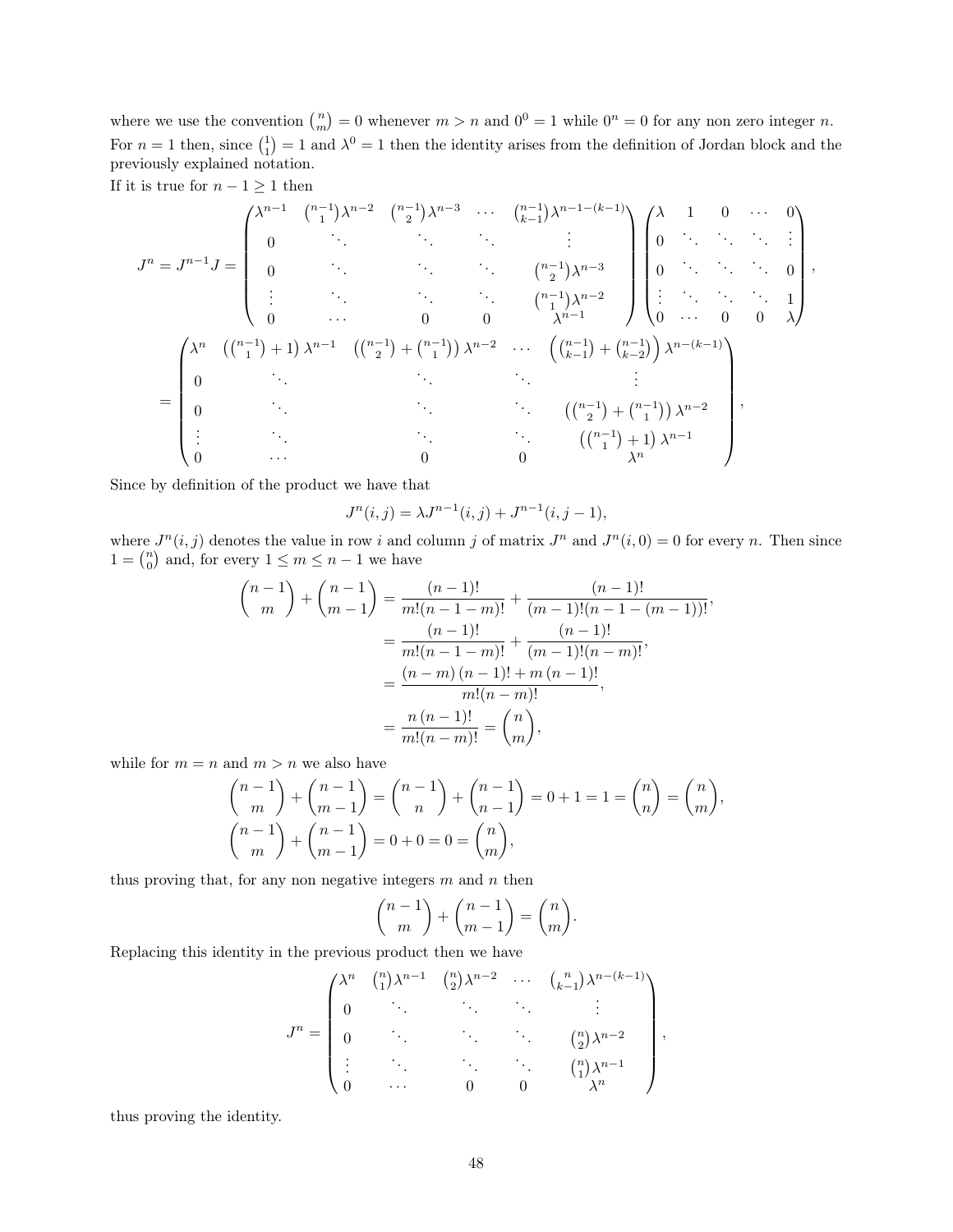where we use the convention $\binom{n}{m} = 0$ whenever $m > n$ and $0^0 = 1$ while $0^n = 0$ for any non zero integer $n$.
For $n = 1$ then, since $\binom{1}{1} = 1$ and $\lambda^0 = 1$ then the identity arises from the definition of Jordan block and the previously explained notation.
If it is true for $n - 1 \geq 1$ then

$$
J^n = J^{n-1}J = \begin{pmatrix} \lambda^{n-1} & \binom{n-1}{1}\lambda^{n-2} & \binom{n-1}{2}\lambda^{n-3} & \cdots & \binom{n-1}{k-1}\lambda^{n-1-(k-1)} \\ 0 & \ddots & \ddots & \ddots & \vdots \\ 0 & \ddots & \ddots & \ddots & \binom{n-1}{2}\lambda^{n-3} \\ \vdots & \ddots & \ddots & \ddots & \binom{n-1}{1}\lambda^{n-2} \\ 0 & \cdots & 0 & 0 & \lambda^{n-1} \end{pmatrix} \begin{pmatrix} \lambda & 1 & 0 & \cdots & 0 \\ 0 & \ddots & \ddots & \ddots & \vdots \\ 0 & \ddots & \ddots & \ddots & 0 \\ \vdots & \ddots & \ddots & \ddots & 1 \\ 0 & \cdots & 0 & 0 & \lambda \end{pmatrix},
$$

$$
= \begin{pmatrix} \lambda^n & \left(\binom{n-1}{1} + 1\right)\lambda^{n-1} & \left(\binom{n-1}{2} + \binom{n-1}{1}\right)\lambda^{n-2} & \cdots & \left(\binom{n-1}{k-1} + \binom{n-1}{k-2}\right)\lambda^{n-(k-1)} \\ 0 & \ddots & \ddots & \ddots & \vdots \\ 0 & \ddots & \ddots & \ddots & \left(\binom{n-1}{2} + \binom{n-1}{1}\right)\lambda^{n-2} \\ \vdots & \ddots & \ddots & \ddots & \left(\binom{n-1}{1} + 1\right)\lambda^{n-1} \\ 0 & \cdots & 0 & 0 & \lambda^n \end{pmatrix},
$$

Since by definition of the product we have that

$$
J^n(i,j) = \lambda J^{n-1}(i,j) + J^{n-1}(i,j-1),
$$

where $J^n(i,j)$ denotes the value in row $i$ and column $j$ of matrix $J^n$ and $J^n(i,0) = 0$ for every $n$. Then since $1 = \binom{n}{0}$ and, for every $1 \leq m \leq n-1$ we have

$$
\begin{aligned}
\binom{n-1}{m} + \binom{n-1}{m-1} &= \frac{(n-1)!}{m!(n-1-m)!} + \frac{(n-1)!}{(m-1)!(n-1-(m-1))!}, \\
&= \frac{(n-1)!}{m!(n-1-m)!} + \frac{(n-1)!}{(m-1)!(n-m)!}, \\
&= \frac{(n-m)\,(n-1)! + m\,(n-1)!}{m!(n-m)!}, \\
&= \frac{n\,(n-1)!}{m!(n-m)!} = \binom{n}{m},
\end{aligned}
$$

while for $m = n$ and $m > n$ we also have

$$
\begin{aligned}
\binom{n-1}{m} + \binom{n-1}{m-1} &= \binom{n-1}{n} + \binom{n-1}{n-1} = 0 + 1 = 1 = \binom{n}{n} = \binom{n}{m}, \\
\binom{n-1}{m} + \binom{n-1}{m-1} &= 0 + 0 = 0 = \binom{n}{m},
\end{aligned}
$$

thus proving that, for any non negative integers $m$ and $n$ then

$$
\binom{n-1}{m} + \binom{n-1}{m-1} = \binom{n}{m}.
$$

Replacing this identity in the previous product then we have

$$
J^n = \begin{pmatrix} \lambda^n & \binom{n}{1}\lambda^{n-1} & \binom{n}{2}\lambda^{n-2} & \cdots & \binom{n}{k-1}\lambda^{n-(k-1)} \\ 0 & \ddots & \ddots & \ddots & \vdots \\ 0 & \ddots & \ddots & \ddots & \binom{n}{2}\lambda^{n-2} \\ \vdots & \ddots & \ddots & \ddots & \binom{n}{1}\lambda^{n-1} \\ 0 & \cdots & 0 & 0 & \lambda^n \end{pmatrix},
$$

thus proving the identity.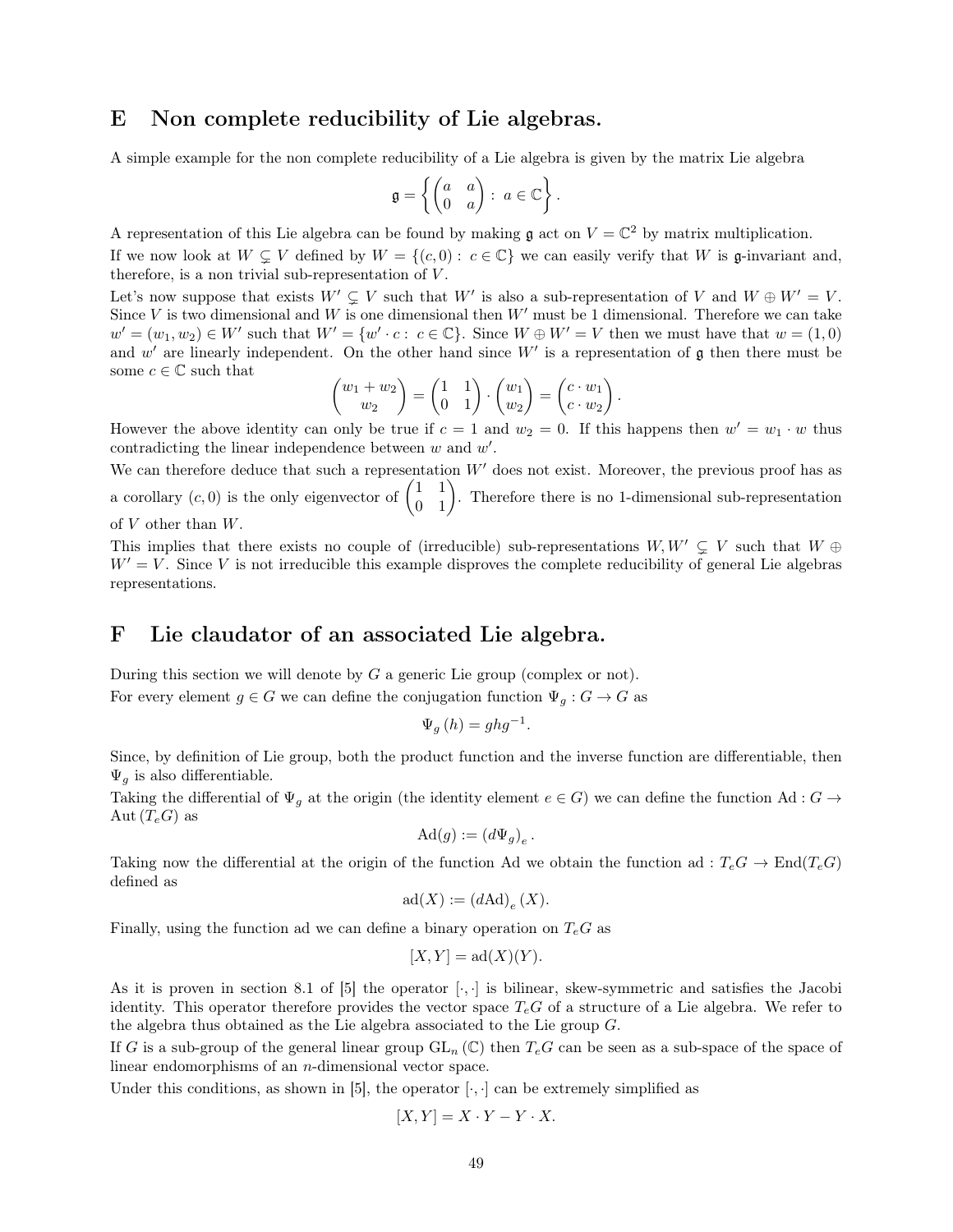## E Non complete reducibility of Lie algebras.

A simple example for the non complete reducibility of a Lie algebra is given by the matrix Lie algebra

$$\mathfrak{g} = \left\{ \begin{pmatrix} a & a \\ 0 & a \end{pmatrix} : \, a \in \mathbb{C} \right\}.$$

A representation of this Lie algebra can be found by making $\mathfrak{g}$ act on $V = \mathbb{C}^2$ by matrix multiplication.

If we now look at $W \subsetneq V$ defined by $W = \{(c, 0) : \, c \in \mathbb{C}\}$ we can easily verify that $W$ is $\mathfrak{g}$-invariant and, therefore, is a non trivial sub-representation of $V$.

Let's now suppose that exists $W' \subsetneq V$ such that $W'$ is also a sub-representation of $V$ and $W \oplus W' = V$. Since $V$ is two dimensional and $W$ is one dimensional then $W'$ must be 1 dimensional. Therefore we can take $w' = (w_1, w_2) \in W'$ such that $W' = \{w' \cdot c : \, c \in \mathbb{C}\}$. Since $W \oplus W' = V$ then we must have that $w = (1, 0)$ and $w'$ are linearly independent. On the other hand since $W'$ is a representation of $\mathfrak{g}$ then there must be some $c \in \mathbb{C}$ such that

$$\begin{pmatrix} w_1 + w_2 \\ w_2 \end{pmatrix} = \begin{pmatrix} 1 & 1 \\ 0 & 1 \end{pmatrix} \cdot \begin{pmatrix} w_1 \\ w_2 \end{pmatrix} = \begin{pmatrix} c \cdot w_1 \\ c \cdot w_2 \end{pmatrix}.$$

However the above identity can only be true if $c = 1$ and $w_2 = 0$. If this happens then $w' = w_1 \cdot w$ thus contradicting the linear independence between $w$ and $w'$.

We can therefore deduce that such a representation $W'$ does not exist. Moreover, the previous proof has as a corollary $(c, 0)$ is the only eigenvector of $\begin{pmatrix} 1 & 1 \\ 0 & 1 \end{pmatrix}$. Therefore there is no 1-dimensional sub-representation of $V$ other than $W$.

This implies that there exists no couple of (irreducible) sub-representations $W, W' \subsetneq V$ such that $W \oplus W' = V$. Since $V$ is not irreducible this example disproves the complete reducibility of general Lie algebras representations.

## F Lie claudator of an associated Lie algebra.

During this section we will denote by $G$ a generic Lie group (complex or not).

For every element $g \in G$ we can define the conjugation function $\Psi_g : G \to G$ as

$$\Psi_g(h) = ghg^{-1}.$$

Since, by definition of Lie group, both the product function and the inverse function are differentiable, then $\Psi_g$ is also differentiable.

Taking the differential of $\Psi_g$ at the origin (the identity element $e \in G$) we can define the function $\mathrm{Ad} : G \to \mathrm{Aut}(T_e G)$ as

$$\mathrm{Ad}(g) := (d\Psi_g)_e.$$

Taking now the differential at the origin of the function Ad we obtain the function $\mathrm{ad} : T_e G \to \mathrm{End}(T_e G)$ defined as

$$\mathrm{ad}(X) := (d\mathrm{Ad})_e(X).$$

Finally, using the function ad we can define a binary operation on $T_e G$ as

$$[X, Y] = \mathrm{ad}(X)(Y).$$

As it is proven in section 8.1 of [5] the operator $[\cdot, \cdot]$ is bilinear, skew-symmetric and satisfies the Jacobi identity. This operator therefore provides the vector space $T_e G$ of a structure of a Lie algebra. We refer to the algebra thus obtained as the Lie algebra associated to the Lie group $G$.

If $G$ is a sub-group of the general linear group $\mathrm{GL}_n(\mathbb{C})$ then $T_e G$ can be seen as a sub-space of the space of linear endomorphisms of an $n$-dimensional vector space.

Under this conditions, as shown in [5], the operator $[\cdot, \cdot]$ can be extremely simplified as

$$[X, Y] = X \cdot Y - Y \cdot X.$$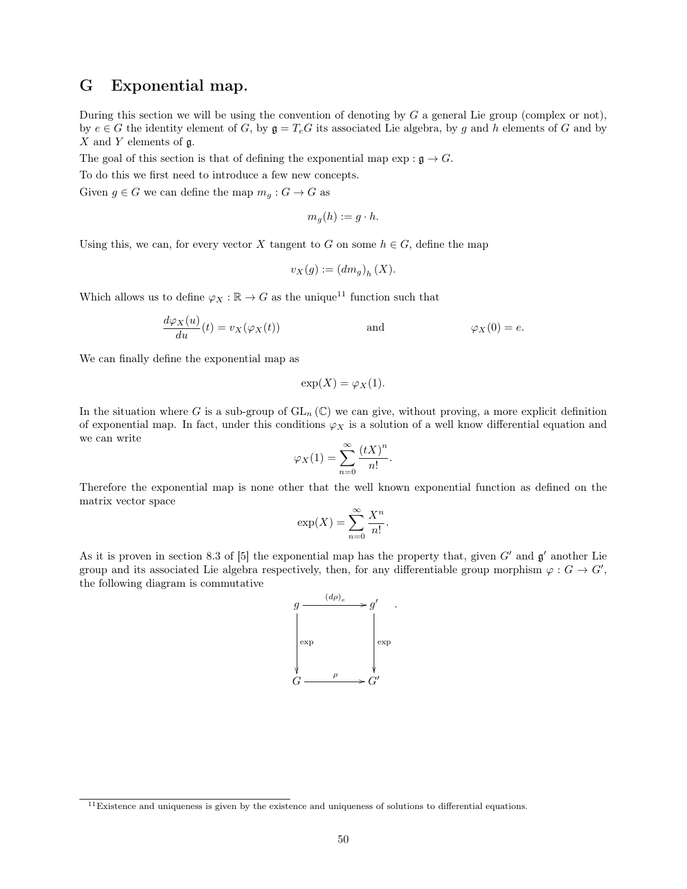# G Exponential map.

During this section we will be using the convention of denoting by $G$ a general Lie group (complex or not), by $e \in G$ the identity element of $G$, by $\mathfrak{g} = T_e G$ its associated Lie algebra, by $g$ and $h$ elements of $G$ and by $X$ and $Y$ elements of $\mathfrak{g}$.

The goal of this section is that of defining the exponential map $\exp : \mathfrak{g} \to G$.

To do this we first need to introduce a few new concepts.

Given $g \in G$ we can define the map $m_g : G \to G$ as

$$m_g(h) := g \cdot h.$$

Using this, we can, for every vector $X$ tangent to $G$ on some $h \in G$, define the map

$$v_X(g) := (dm_g)_h(X).$$

Which allows us to define $\varphi_X : \mathbb{R} \to G$ as the unique[11] function such that

$$\frac{d\varphi_X(u)}{du}(t) = v_X(\varphi_X(t)) \qquad \text{and} \qquad \varphi_X(0) = e.$$

We can finally define the exponential map as

$$\exp(X) = \varphi_X(1).$$

In the situation where $G$ is a sub-group of $\mathrm{GL}_n(\mathbb{C})$ we can give, without proving, a more explicit definition of exponential map. In fact, under this conditions $\varphi_X$ is a solution of a well know differential equation and we can write

$$\varphi_X(1) = \sum_{n=0}^{\infty} \frac{(tX)^n}{n!}.$$

Therefore the exponential map is none other that the well known exponential function as defined on the matrix vector space

$$\exp(X) = \sum_{n=0}^{\infty} \frac{X^n}{n!}.$$

As it is proven in section 8.3 of [5] the exponential map has the property that, given $G'$ and $\mathfrak{g}'$ another Lie group and its associated Lie algebra respectively, then, for any differentiable group morphism $\varphi : G \to G'$, the following diagram is commutative

$$\begin{array}{ccc} g & \xrightarrow{(d\rho)_e} & g' \\ \Big\downarrow{\scriptstyle \exp} & & \Big\downarrow{\scriptstyle \exp} \\ G & \xrightarrow{\rho} & G' \end{array} \quad .$$

[11] Existence and uniqueness is given by the existence and uniqueness of solutions to differential equations.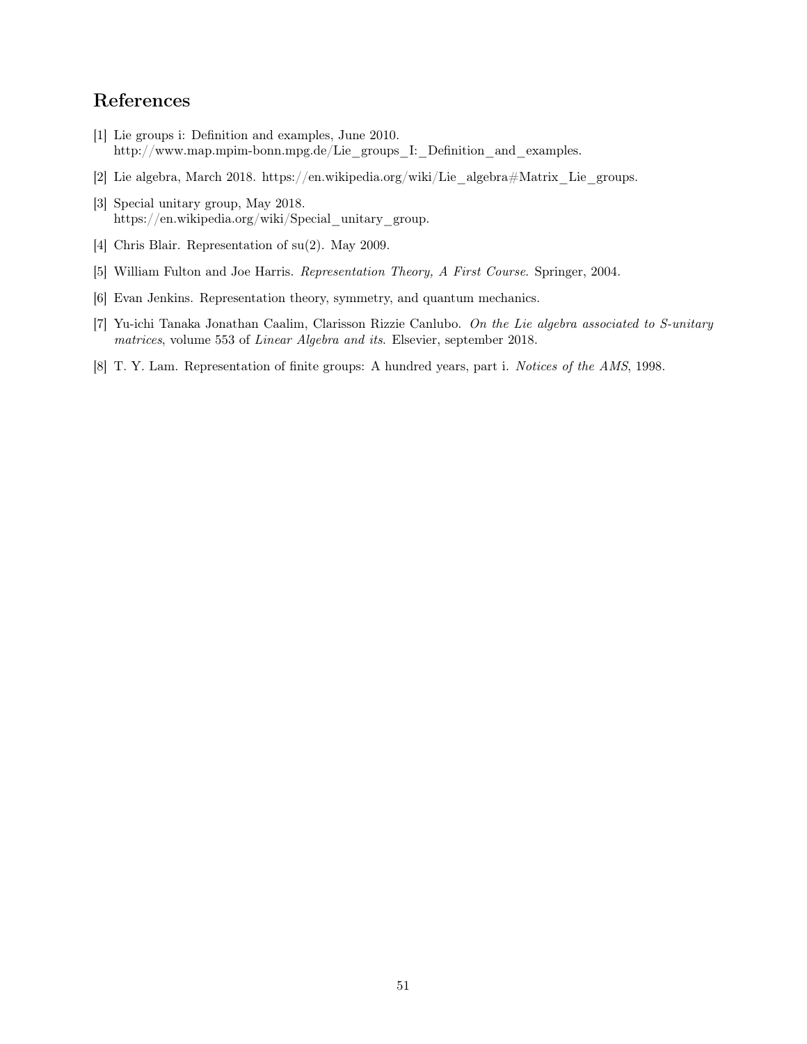# References

[1] Lie groups i: Definition and examples, June 2010. http://www.map.mpim-bonn.mpg.de/Lie_groups_I:_Definition_and_examples.

[2] Lie algebra, March 2018. https://en.wikipedia.org/wiki/Lie_algebra#Matrix_Lie_groups.

[3] Special unitary group, May 2018. https://en.wikipedia.org/wiki/Special_unitary_group.

[4] Chris Blair. Representation of su(2). May 2009.

[5] William Fulton and Joe Harris. *Representation Theory, A First Course*. Springer, 2004.

[6] Evan Jenkins. Representation theory, symmetry, and quantum mechanics.

[7] Yu-ichi Tanaka Jonathan Caalim, Clarisson Rizzie Canlubo. *On the Lie algebra associated to S-unitary matrices*, volume 553 of *Linear Algebra and its*. Elsevier, september 2018.

[8] T. Y. Lam. Representation of finite groups: A hundred years, part i. *Notices of the AMS*, 1998.